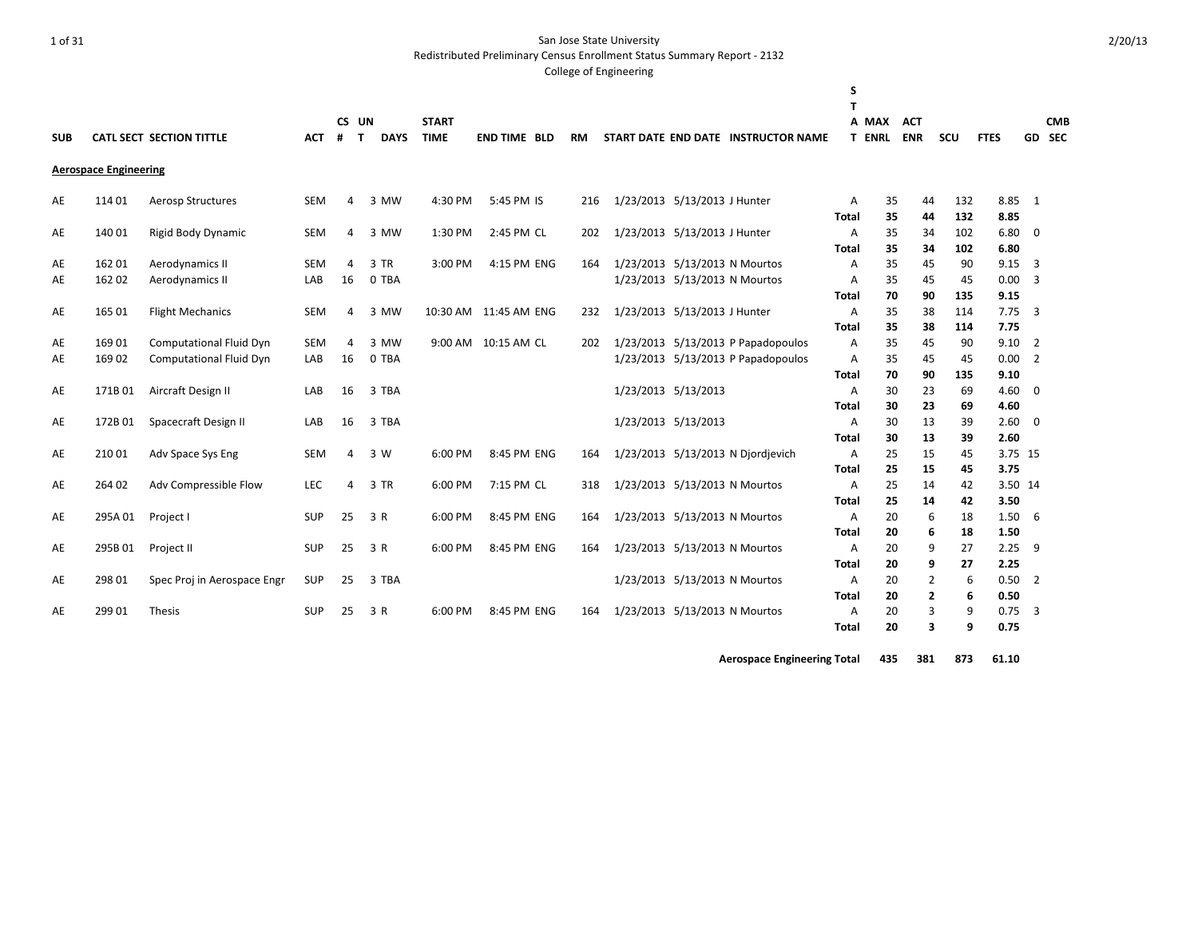San Jose State University

Redistributed Preliminary Census Enrollment Status Summary Report - 2132

College of Engineering

2/20/13

## Aerospace Engineering

| SUB | CATL SECT | SECTION TITTLE | ACT | CS # | UNT | DAYS | START TIME | END TIME | BLD | RM | START DATE | END DATE | INSTRUCTOR NAME | STAT | MAX ENRL | ACT ENR | SCU | FTES | GD | CMB SEC |
|---|---|---|---|---|---|---|---|---|---|---|---|---|---|---|---|---|---|---|---|---|
| AE | 114 01 | Aerosp Structures | SEM | 4 | 3 | MW | 4:30 PM | 5:45 PM | IS | 216 | 1/23/2013 | 5/13/2013 | J Hunter | A | 35 | 44 | 132 | 8.85 | 1 | |
| | | | | | | | | | | | | | | **Total** | **35** | **44** | **132** | **8.85** | | |
| AE | 140 01 | Rigid Body Dynamic | SEM | 4 | 3 | MW | 1:30 PM | 2:45 PM | CL | 202 | 1/23/2013 | 5/13/2013 | J Hunter | A | 35 | 34 | 102 | 6.80 | 0 | |
| | | | | | | | | | | | | | | **Total** | **35** | **34** | **102** | **6.80** | | |
| AE | 162 01 | Aerodynamics II | SEM | 4 | 3 | TR | 3:00 PM | 4:15 PM | ENG | 164 | 1/23/2013 | 5/13/2013 | N Mourtos | A | 35 | 45 | 90 | 9.15 | 3 | |
| AE | 162 02 | Aerodynamics II | LAB | 16 | 0 | TBA | | | | | 1/23/2013 | 5/13/2013 | N Mourtos | A | 35 | 45 | 45 | 0.00 | 3 | |
| | | | | | | | | | | | | | | **Total** | **70** | **90** | **135** | **9.15** | | |
| AE | 165 01 | Flight Mechanics | SEM | 4 | 3 | MW | 10:30 AM | 11:45 AM | ENG | 232 | 1/23/2013 | 5/13/2013 | J Hunter | A | 35 | 38 | 114 | 7.75 | 3 | |
| | | | | | | | | | | | | | | **Total** | **35** | **38** | **114** | **7.75** | | |
| AE | 169 01 | Computational Fluid Dyn | SEM | 4 | 3 | MW | 9:00 AM | 10:15 AM | CL | 202 | 1/23/2013 | 5/13/2013 | P Papadopoulos | A | 35 | 45 | 90 | 9.10 | 2 | |
| AE | 169 02 | Computational Fluid Dyn | LAB | 16 | 0 | TBA | | | | | 1/23/2013 | 5/13/2013 | P Papadopoulos | A | 35 | 45 | 45 | 0.00 | 2 | |
| | | | | | | | | | | | | | | **Total** | **70** | **90** | **135** | **9.10** | | |
| AE | 171B 01 | Aircraft Design II | LAB | 16 | 3 | TBA | | | | | 1/23/2013 | 5/13/2013 | | A | 30 | 23 | 69 | 4.60 | 0 | |
| | | | | | | | | | | | | | | **Total** | **30** | **23** | **69** | **4.60** | | |
| AE | 172B 01 | Spacecraft Design II | LAB | 16 | 3 | TBA | | | | | 1/23/2013 | 5/13/2013 | | A | 30 | 13 | 39 | 2.60 | 0 | |
| | | | | | | | | | | | | | | **Total** | **30** | **13** | **39** | **2.60** | | |
| AE | 210 01 | Adv Space Sys Eng | SEM | 4 | 3 | W | 6:00 PM | 8:45 PM | ENG | 164 | 1/23/2013 | 5/13/2013 | N Djordjevich | A | 25 | 15 | 45 | 3.75 | 15 | |
| | | | | | | | | | | | | | | **Total** | **25** | **15** | **45** | **3.75** | | |
| AE | 264 02 | Adv Compressible Flow | LEC | 4 | 3 | TR | 6:00 PM | 7:15 PM | CL | 318 | 1/23/2013 | 5/13/2013 | N Mourtos | A | 25 | 14 | 42 | 3.50 | 14 | |
| | | | | | | | | | | | | | | **Total** | **25** | **14** | **42** | **3.50** | | |
| AE | 295A 01 | Project I | SUP | 25 | 3 | R | 6:00 PM | 8:45 PM | ENG | 164 | 1/23/2013 | 5/13/2013 | N Mourtos | A | 20 | 6 | 18 | 1.50 | 6 | |
| | | | | | | | | | | | | | | **Total** | **20** | **6** | **18** | **1.50** | | |
| AE | 295B 01 | Project II | SUP | 25 | 3 | R | 6:00 PM | 8:45 PM | ENG | 164 | 1/23/2013 | 5/13/2013 | N Mourtos | A | 20 | 9 | 27 | 2.25 | 9 | |
| | | | | | | | | | | | | | | **Total** | **20** | **9** | **27** | **2.25** | | |
| AE | 298 01 | Spec Proj in Aerospace Engr | SUP | 25 | 3 | TBA | | | | | 1/23/2013 | 5/13/2013 | N Mourtos | A | 20 | 2 | 6 | 0.50 | 2 | |
| | | | | | | | | | | | | | | **Total** | **20** | **2** | **6** | **0.50** | | |
| AE | 299 01 | Thesis | SUP | 25 | 3 | R | 6:00 PM | 8:45 PM | ENG | 164 | 1/23/2013 | 5/13/2013 | N Mourtos | A | 20 | 3 | 9 | 0.75 | 3 | |
| | | | | | | | | | | | | | | **Total** | **20** | **3** | **9** | **0.75** | | |
| | | | | | | | | | | | | | | **Aerospace Engineering Total** | **435** | **381** | **873** | **61.10** | | |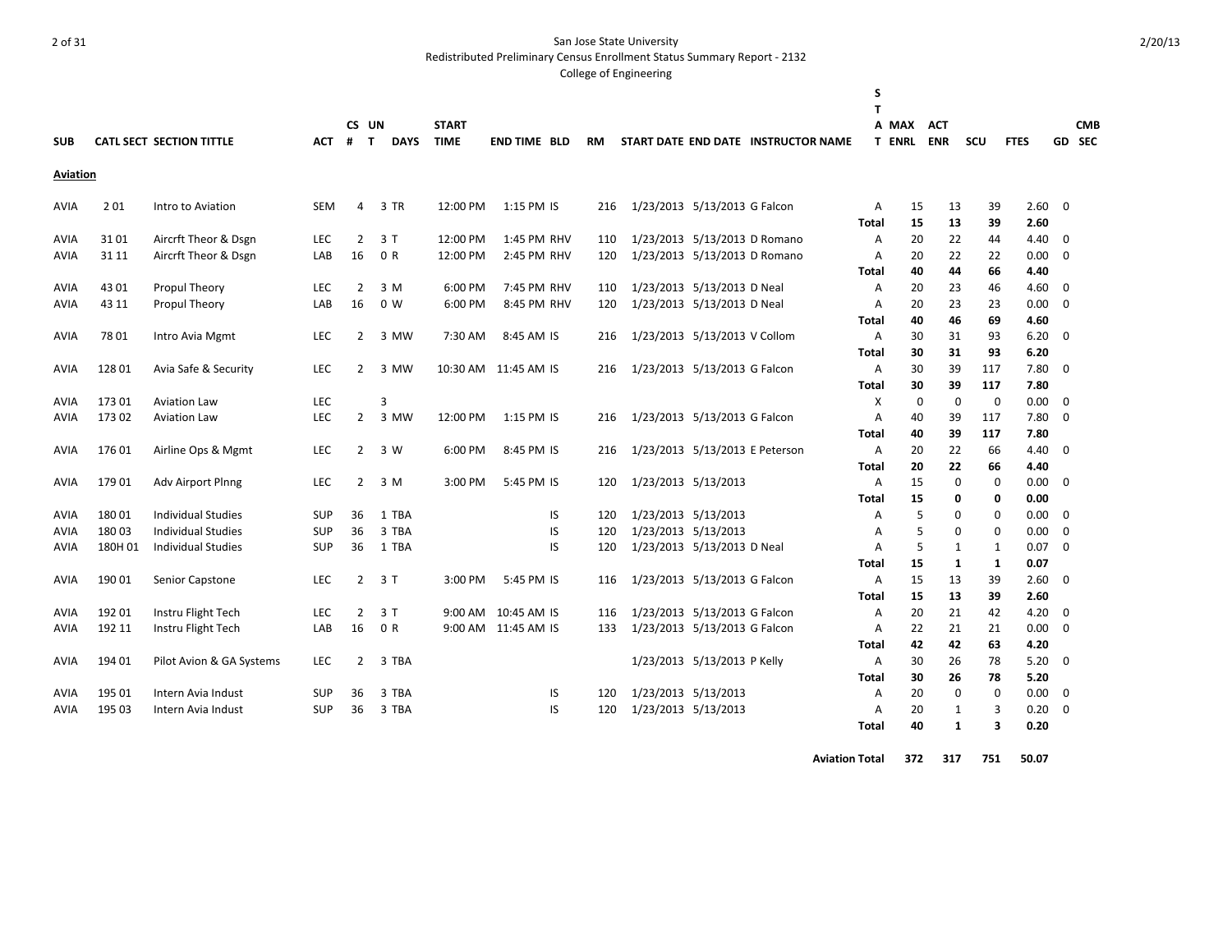San Jose State University

Redistributed Preliminary Census Enrollment Status Summary Report - 2132

College of Engineering

| SUB | CATL | SECT | SECTION TITTLE | ACT | CS # | UN T | DAYS | START TIME | END TIME | BLD | RM | START DATE | END DATE | INSTRUCTOR NAME | STAT | MAX ENRL | ACT ENR | SCU | FTES | GD | CMB SEC |
|---|---|---|---|---|---|---|---|---|---|---|---|---|---|---|---|---|---|---|---|---|---|
| **Aviation** | | | | | | | | | | | | | | | | | | | | | |
| AVIA | 2 | 01 | Intro to Aviation | SEM | 4 | 3 | TR | 12:00 PM | 1:15 PM | IS | 216 | 1/23/2013 | 5/13/2013 | G Falcon | A | 15 | 13 | 39 | 2.60 | 0 | |
| | | | | | | | | | | | | | | | **Total** | **15** | **13** | **39** | **2.60** | | |
| AVIA | 31 | 01 | Aircrft Theor & Dsgn | LEC | 2 | 3 | T | 12:00 PM | 1:45 PM | RHV | 110 | 1/23/2013 | 5/13/2013 | D Romano | A | 20 | 22 | 44 | 4.40 | 0 | |
| AVIA | 31 | 11 | Aircrft Theor & Dsgn | LAB | 16 | 0 | R | 12:00 PM | 2:45 PM | RHV | 120 | 1/23/2013 | 5/13/2013 | D Romano | A | 20 | 22 | 22 | 0.00 | 0 | |
| | | | | | | | | | | | | | | | **Total** | **40** | **44** | **66** | **4.40** | | |
| AVIA | 43 | 01 | Propul Theory | LEC | 2 | 3 | M | 6:00 PM | 7:45 PM | RHV | 110 | 1/23/2013 | 5/13/2013 | D Neal | A | 20 | 23 | 46 | 4.60 | 0 | |
| AVIA | 43 | 11 | Propul Theory | LAB | 16 | 0 | W | 6:00 PM | 8:45 PM | RHV | 120 | 1/23/2013 | 5/13/2013 | D Neal | A | 20 | 23 | 23 | 0.00 | 0 | |
| | | | | | | | | | | | | | | | **Total** | **40** | **46** | **69** | **4.60** | | |
| AVIA | 78 | 01 | Intro Avia Mgmt | LEC | 2 | 3 | MW | 7:30 AM | 8:45 AM | IS | 216 | 1/23/2013 | 5/13/2013 | V Collom | A | 30 | 31 | 93 | 6.20 | 0 | |
| | | | | | | | | | | | | | | | **Total** | **30** | **31** | **93** | **6.20** | | |
| AVIA | 128 | 01 | Avia Safe & Security | LEC | 2 | 3 | MW | 10:30 AM | 11:45 AM | IS | 216 | 1/23/2013 | 5/13/2013 | G Falcon | A | 30 | 39 | 117 | 7.80 | 0 | |
| | | | | | | | | | | | | | | | **Total** | **30** | **39** | **117** | **7.80** | | |
| AVIA | 173 | 01 | Aviation Law | LEC | | 3 | | | | | | | | | X | 0 | 0 | 0 | 0.00 | 0 | |
| AVIA | 173 | 02 | Aviation Law | LEC | 2 | 3 | MW | 12:00 PM | 1:15 PM | IS | 216 | 1/23/2013 | 5/13/2013 | G Falcon | A | 40 | 39 | 117 | 7.80 | 0 | |
| | | | | | | | | | | | | | | | **Total** | **40** | **39** | **117** | **7.80** | | |
| AVIA | 176 | 01 | Airline Ops & Mgmt | LEC | 2 | 3 | W | 6:00 PM | 8:45 PM | IS | 216 | 1/23/2013 | 5/13/2013 | E Peterson | A | 20 | 22 | 66 | 4.40 | 0 | |
| | | | | | | | | | | | | | | | **Total** | **20** | **22** | **66** | **4.40** | | |
| AVIA | 179 | 01 | Adv Airport Plnng | LEC | 2 | 3 | M | 3:00 PM | 5:45 PM | IS | 120 | 1/23/2013 | 5/13/2013 | | A | 15 | 0 | 0 | 0.00 | 0 | |
| | | | | | | | | | | | | | | | **Total** | **15** | **0** | **0** | **0.00** | | |
| AVIA | 180 | 01 | Individual Studies | SUP | 36 | 1 | TBA | | | IS | 120 | 1/23/2013 | 5/13/2013 | | A | 5 | 0 | 0 | 0.00 | 0 | |
| AVIA | 180 | 03 | Individual Studies | SUP | 36 | 3 | TBA | | | IS | 120 | 1/23/2013 | 5/13/2013 | | A | 5 | 0 | 0 | 0.00 | 0 | |
| AVIA | 180H | 01 | Individual Studies | SUP | 36 | 1 | TBA | | | IS | 120 | 1/23/2013 | 5/13/2013 | D Neal | A | 5 | 1 | 1 | 0.07 | 0 | |
| | | | | | | | | | | | | | | | **Total** | **15** | **1** | **1** | **0.07** | | |
| AVIA | 190 | 01 | Senior Capstone | LEC | 2 | 3 | T | 3:00 PM | 5:45 PM | IS | 116 | 1/23/2013 | 5/13/2013 | G Falcon | A | 15 | 13 | 39 | 2.60 | 0 | |
| | | | | | | | | | | | | | | | **Total** | **15** | **13** | **39** | **2.60** | | |
| AVIA | 192 | 01 | Instru Flight Tech | LEC | 2 | 3 | T | 9:00 AM | 10:45 AM | IS | 116 | 1/23/2013 | 5/13/2013 | G Falcon | A | 20 | 21 | 42 | 4.20 | 0 | |
| AVIA | 192 | 11 | Instru Flight Tech | LAB | 16 | 0 | R | 9:00 AM | 11:45 AM | IS | 133 | 1/23/2013 | 5/13/2013 | G Falcon | A | 22 | 21 | 21 | 0.00 | 0 | |
| | | | | | | | | | | | | | | | **Total** | **42** | **42** | **63** | **4.20** | | |
| AVIA | 194 | 01 | Pilot Avion & GA Systems | LEC | 2 | 3 | TBA | | | | | 1/23/2013 | 5/13/2013 | P Kelly | A | 30 | 26 | 78 | 5.20 | 0 | |
| | | | | | | | | | | | | | | | **Total** | **30** | **26** | **78** | **5.20** | | |
| AVIA | 195 | 01 | Intern Avia Indust | SUP | 36 | 3 | TBA | | | IS | 120 | 1/23/2013 | 5/13/2013 | | A | 20 | 0 | 0 | 0.00 | 0 | |
| AVIA | 195 | 03 | Intern Avia Indust | SUP | 36 | 3 | TBA | | | IS | 120 | 1/23/2013 | 5/13/2013 | | A | 20 | 1 | 3 | 0.20 | 0 | |
| | | | | | | | | | | | | | | | **Total** | **40** | **1** | **3** | **0.20** | | |
| | | | | | | | | | | | | | | | **Aviation Total** | **372** | **317** | **751** | **50.07** | | |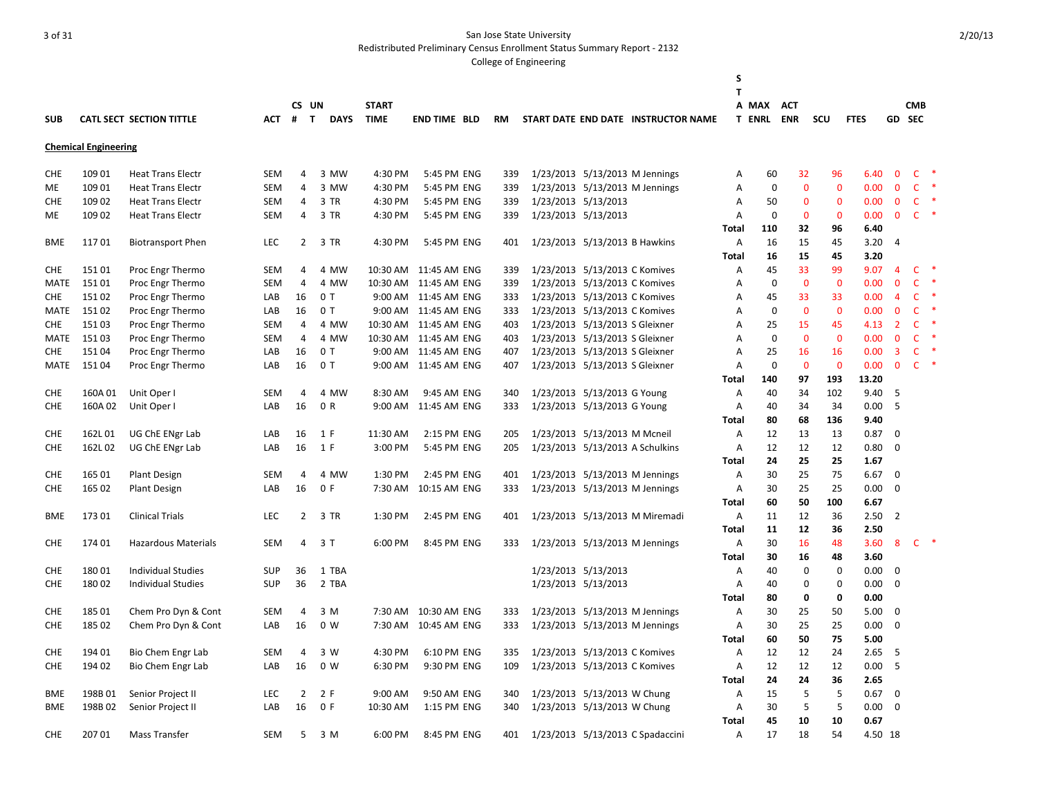San Jose State University

Redistributed Preliminary Census Enrollment Status Summary Report - 2132

College of Engineering

## Chemical Engineering

| SUB | CATL SECT | SECTION TITTLE | ACT | CS # | UN T | DAYS | START TIME | END TIME | BLD | RM | START DATE | END DATE | INSTRUCTOR NAME | STAT | MAX ENRL | ACT ENR | SCU | FTES | GD | CMB SEC | |
|---|---|---|---|---|---|---|---|---|---|---|---|---|---|---|---|---|---|---|---|---|---|
| CHE | 109 01 | Heat Trans Electr | SEM | 4 | 3 | MW | 4:30 PM | 5:45 PM | ENG | 339 | 1/23/2013 | 5/13/2013 | M Jennings | A | 60 | 32 | 96 | 6.40 | 0 | C | * |
| ME | 109 01 | Heat Trans Electr | SEM | 4 | 3 | MW | 4:30 PM | 5:45 PM | ENG | 339 | 1/23/2013 | 5/13/2013 | M Jennings | A | 0 | 0 | 0 | 0.00 | 0 | C | * |
| CHE | 109 02 | Heat Trans Electr | SEM | 4 | 3 | TR | 4:30 PM | 5:45 PM | ENG | 339 | 1/23/2013 | 5/13/2013 | | A | 50 | 0 | 0 | 0.00 | 0 | C | * |
| ME | 109 02 | Heat Trans Electr | SEM | 4 | 3 | TR | 4:30 PM | 5:45 PM | ENG | 339 | 1/23/2013 | 5/13/2013 | | A | 0 | 0 | 0 | 0.00 | 0 | C | * |
| | | | | | | | | | | | | | | **Total** | **110** | **32** | **96** | **6.40** | | | |
| BME | 117 01 | Biotransport Phen | LEC | 2 | 3 | TR | 4:30 PM | 5:45 PM | ENG | 401 | 1/23/2013 | 5/13/2013 | B Hawkins | A | 16 | 15 | 45 | 3.20 | 4 | | |
| | | | | | | | | | | | | | | **Total** | **16** | **15** | **45** | **3.20** | | | |
| CHE | 151 01 | Proc Engr Thermo | SEM | 4 | 4 | MW | 10:30 AM | 11:45 AM | ENG | 339 | 1/23/2013 | 5/13/2013 | C Komives | A | 45 | 33 | 99 | 9.07 | 4 | C | * |
| MATE | 151 01 | Proc Engr Thermo | SEM | 4 | 4 | MW | 10:30 AM | 11:45 AM | ENG | 339 | 1/23/2013 | 5/13/2013 | C Komives | A | 0 | 0 | 0 | 0.00 | 0 | C | * |
| CHE | 151 02 | Proc Engr Thermo | LAB | 16 | 0 | T | 9:00 AM | 11:45 AM | ENG | 333 | 1/23/2013 | 5/13/2013 | C Komives | A | 45 | 33 | 33 | 0.00 | 4 | C | * |
| MATE | 151 02 | Proc Engr Thermo | LAB | 16 | 0 | T | 9:00 AM | 11:45 AM | ENG | 333 | 1/23/2013 | 5/13/2013 | C Komives | A | 0 | 0 | 0 | 0.00 | 0 | C | * |
| CHE | 151 03 | Proc Engr Thermo | SEM | 4 | 4 | MW | 10:30 AM | 11:45 AM | ENG | 403 | 1/23/2013 | 5/13/2013 | S Gleixner | A | 25 | 15 | 45 | 4.13 | 2 | C | * |
| MATE | 151 03 | Proc Engr Thermo | SEM | 4 | 4 | MW | 10:30 AM | 11:45 AM | ENG | 403 | 1/23/2013 | 5/13/2013 | S Gleixner | A | 0 | 0 | 0 | 0.00 | 0 | C | * |
| CHE | 151 04 | Proc Engr Thermo | LAB | 16 | 0 | T | 9:00 AM | 11:45 AM | ENG | 407 | 1/23/2013 | 5/13/2013 | S Gleixner | A | 25 | 16 | 16 | 0.00 | 3 | C | * |
| MATE | 151 04 | Proc Engr Thermo | LAB | 16 | 0 | T | 9:00 AM | 11:45 AM | ENG | 407 | 1/23/2013 | 5/13/2013 | S Gleixner | A | 0 | 0 | 0 | 0.00 | 0 | C | * |
| | | | | | | | | | | | | | | **Total** | **140** | **97** | **193** | **13.20** | | | |
| CHE | 160A 01 | Unit Oper I | SEM | 4 | 4 | MW | 8:30 AM | 9:45 AM | ENG | 340 | 1/23/2013 | 5/13/2013 | G Young | A | 40 | 34 | 102 | 9.40 | 5 | | |
| CHE | 160A 02 | Unit Oper I | LAB | 16 | 0 | R | 9:00 AM | 11:45 AM | ENG | 333 | 1/23/2013 | 5/13/2013 | G Young | A | 40 | 34 | 34 | 0.00 | 5 | | |
| | | | | | | | | | | | | | | **Total** | **80** | **68** | **136** | **9.40** | | | |
| CHE | 162L 01 | UG ChE ENgr Lab | LAB | 16 | 1 | F | 11:30 AM | 2:15 PM | ENG | 205 | 1/23/2013 | 5/13/2013 | M Mcneil | A | 12 | 13 | 13 | 0.87 | 0 | | |
| CHE | 162L 02 | UG ChE ENgr Lab | LAB | 16 | 1 | F | 3:00 PM | 5:45 PM | ENG | 205 | 1/23/2013 | 5/13/2013 | A Schulkins | A | 12 | 12 | 12 | 0.80 | 0 | | |
| | | | | | | | | | | | | | | **Total** | **24** | **25** | **25** | **1.67** | | | |
| CHE | 165 01 | Plant Design | SEM | 4 | 4 | MW | 1:30 PM | 2:45 PM | ENG | 401 | 1/23/2013 | 5/13/2013 | M Jennings | A | 30 | 25 | 75 | 6.67 | 0 | | |
| CHE | 165 02 | Plant Design | LAB | 16 | 0 | F | 7:30 AM | 10:15 AM | ENG | 333 | 1/23/2013 | 5/13/2013 | M Jennings | A | 30 | 25 | 25 | 0.00 | 0 | | |
| | | | | | | | | | | | | | | **Total** | **60** | **50** | **100** | **6.67** | | | |
| BME | 173 01 | Clinical Trials | LEC | 2 | 3 | TR | 1:30 PM | 2:45 PM | ENG | 401 | 1/23/2013 | 5/13/2013 | M Miremadi | A | 11 | 12 | 36 | 2.50 | 2 | | |
| | | | | | | | | | | | | | | **Total** | **11** | **12** | **36** | **2.50** | | | |
| CHE | 174 01 | Hazardous Materials | SEM | 4 | 3 | T | 6:00 PM | 8:45 PM | ENG | 333 | 1/23/2013 | 5/13/2013 | M Jennings | A | 30 | 16 | 48 | 3.60 | 8 | C | * |
| | | | | | | | | | | | | | | **Total** | **30** | **16** | **48** | **3.60** | | | |
| CHE | 180 01 | Individual Studies | SUP | 36 | 1 | TBA | | | | | 1/23/2013 | 5/13/2013 | | A | 40 | 0 | 0 | 0.00 | 0 | | |
| CHE | 180 02 | Individual Studies | SUP | 36 | 2 | TBA | | | | | 1/23/2013 | 5/13/2013 | | A | 40 | 0 | 0 | 0.00 | 0 | | |
| | | | | | | | | | | | | | | **Total** | **80** | **0** | **0** | **0.00** | | | |
| CHE | 185 01 | Chem Pro Dyn & Cont | SEM | 4 | 3 | M | 7:30 AM | 10:30 AM | ENG | 333 | 1/23/2013 | 5/13/2013 | M Jennings | A | 30 | 25 | 50 | 5.00 | 0 | | |
| CHE | 185 02 | Chem Pro Dyn & Cont | LAB | 16 | 0 | W | 7:30 AM | 10:45 AM | ENG | 333 | 1/23/2013 | 5/13/2013 | M Jennings | A | 30 | 25 | 25 | 0.00 | 0 | | |
| | | | | | | | | | | | | | | **Total** | **60** | **50** | **75** | **5.00** | | | |
| CHE | 194 01 | Bio Chem Engr Lab | SEM | 4 | 3 | W | 4:30 PM | 6:10 PM | ENG | 335 | 1/23/2013 | 5/13/2013 | C Komives | A | 12 | 12 | 24 | 2.65 | 5 | | |
| CHE | 194 02 | Bio Chem Engr Lab | LAB | 16 | 0 | W | 6:30 PM | 9:30 PM | ENG | 109 | 1/23/2013 | 5/13/2013 | C Komives | A | 12 | 12 | 12 | 0.00 | 5 | | |
| | | | | | | | | | | | | | | **Total** | **24** | **24** | **36** | **2.65** | | | |
| BME | 198B 01 | Senior Project II | LEC | 2 | 2 | F | 9:00 AM | 9:50 AM | ENG | 340 | 1/23/2013 | 5/13/2013 | W Chung | A | 15 | 5 | 5 | 0.67 | 0 | | |
| BME | 198B 02 | Senior Project II | LAB | 16 | 0 | F | 10:30 AM | 1:15 PM | ENG | 340 | 1/23/2013 | 5/13/2013 | W Chung | A | 30 | 5 | 5 | 0.00 | 0 | | |
| | | | | | | | | | | | | | | **Total** | **45** | **10** | **10** | **0.67** | | | |
| CHE | 207 01 | Mass Transfer | SEM | 5 | 3 | M | 6:00 PM | 8:45 PM | ENG | 401 | 1/23/2013 | 5/13/2013 | C Spadaccini | A | 17 | 18 | 54 | 4.50 | 18 | | |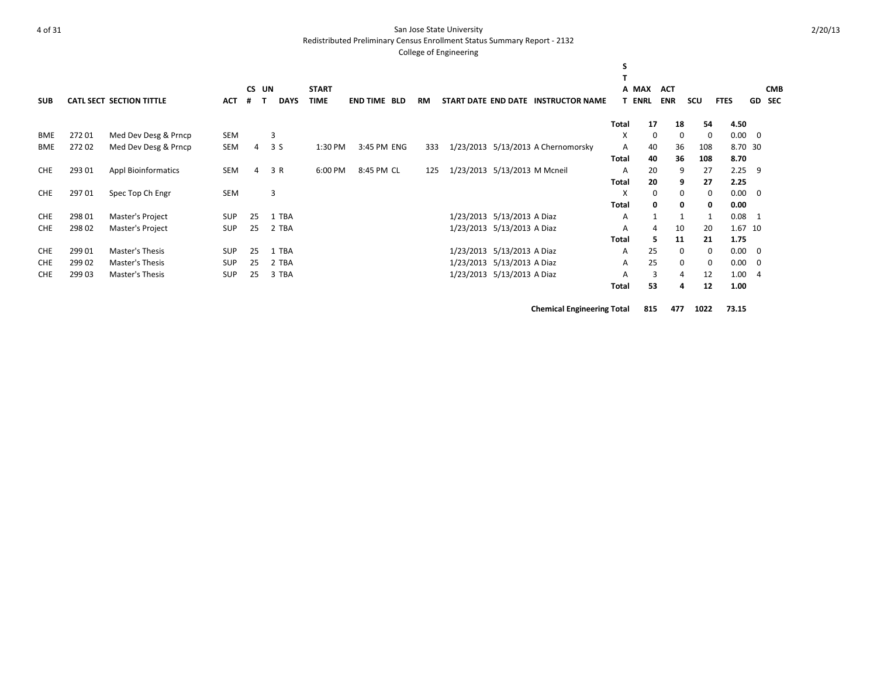San Jose State University
Redistributed Preliminary Census Enrollment Status Summary Report - 2132
College of Engineering

| SUB | CATL SECT | SECTION TITTLE | ACT | CS # | UNT | DAYS | START TIME | END TIME | BLD | RM | START DATE | END DATE | INSTRUCTOR NAME | STAT | MAX ENRL | ACT ENR | SCU | FTES | GD | CMB SEC |
|---|---|---|---|---|---|---|---|---|---|---|---|---|---|---|---|---|---|---|---|---|
| | | | | | | | | | | | | | | Total | 17 | 18 | 54 | 4.50 | | |
| BME | 272 01 | Med Dev Desg & Prncp | SEM | | 3 | | | | | | | | | X | 0 | 0 | 0 | 0.00 | 0 | |
| BME | 272 02 | Med Dev Desg & Prncp | SEM | 4 | 3 | S | 1:30 PM | 3:45 PM | ENG | 333 | 1/23/2013 | 5/13/2013 | A Chernomorsky | A | 40 | 36 | 108 | 8.70 | 30 | |
| | | | | | | | | | | | | | | Total | 40 | 36 | 108 | 8.70 | | |
| CHE | 293 01 | Appl Bioinformatics | SEM | 4 | 3 | R | 6:00 PM | 8:45 PM | CL | 125 | 1/23/2013 | 5/13/2013 | M Mcneil | A | 20 | 9 | 27 | 2.25 | 9 | |
| | | | | | | | | | | | | | | Total | 20 | 9 | 27 | 2.25 | | |
| CHE | 297 01 | Spec Top Ch Engr | SEM | | 3 | | | | | | | | | X | 0 | 0 | 0 | 0.00 | 0 | |
| | | | | | | | | | | | | | | Total | 0 | 0 | 0 | 0.00 | | |
| CHE | 298 01 | Master's Project | SUP | 25 | 1 | TBA | | | | | 1/23/2013 | 5/13/2013 | A Diaz | A | 1 | 1 | 1 | 0.08 | 1 | |
| CHE | 298 02 | Master's Project | SUP | 25 | 2 | TBA | | | | | 1/23/2013 | 5/13/2013 | A Diaz | A | 4 | 10 | 20 | 1.67 | 10 | |
| | | | | | | | | | | | | | | Total | 5 | 11 | 21 | 1.75 | | |
| CHE | 299 01 | Master's Thesis | SUP | 25 | 1 | TBA | | | | | 1/23/2013 | 5/13/2013 | A Diaz | A | 25 | 0 | 0 | 0.00 | 0 | |
| CHE | 299 02 | Master's Thesis | SUP | 25 | 2 | TBA | | | | | 1/23/2013 | 5/13/2013 | A Diaz | A | 25 | 0 | 0 | 0.00 | 0 | |
| CHE | 299 03 | Master's Thesis | SUP | 25 | 3 | TBA | | | | | 1/23/2013 | 5/13/2013 | A Diaz | A | 3 | 4 | 12 | 1.00 | 4 | |
| | | | | | | | | | | | | | | Total | 53 | 4 | 12 | 1.00 | | |
| | | | | | | | | | | | | | Chemical Engineering Total | | 815 | 477 | 1022 | 73.15 | | |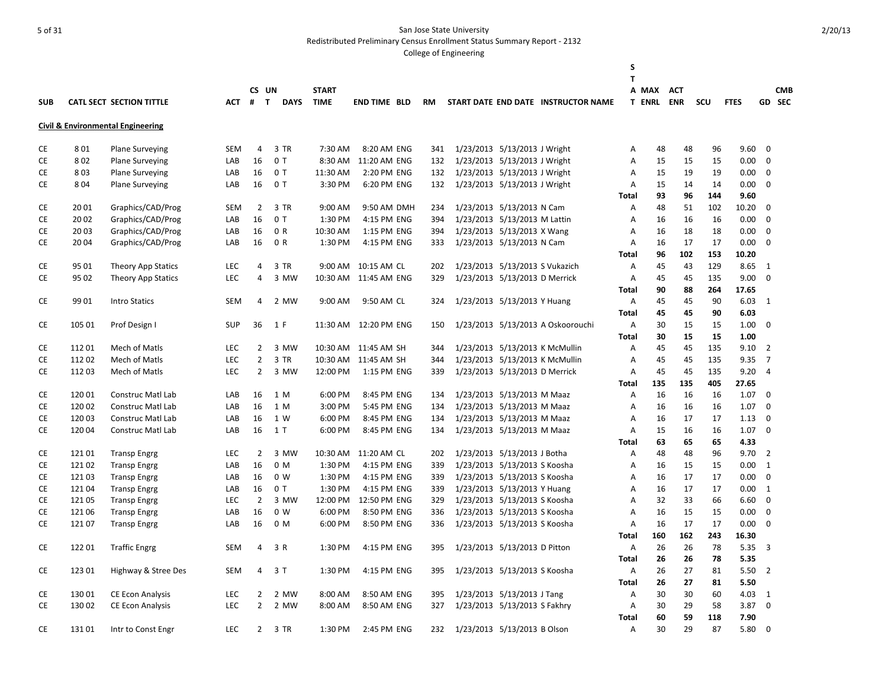San Jose State University

Redistributed Preliminary Census Enrollment Status Summary Report - 2132

College of Engineering

| SUB | CATL | SECT | SECTION TITTLE | ACT | CS # | UN T | DAYS | START TIME | END TIME | BLD | RM | START DATE | END DATE | INSTRUCTOR NAME | STAT | MAX ENRL | ACT ENR | SCU | FTES | GD | CMB SEC |
|---|---|---|---|---|---|---|---|---|---|---|---|---|---|---|---|---|---|---|---|---|---|
| **Civil & Environmental Engineering** | | | | | | | | | | | | | | | | | | | | | |
| CE | 8 | 01 | Plane Surveying | SEM | 4 | 3 | TR | 7:30 AM | 8:20 AM | ENG | 341 | 1/23/2013 | 5/13/2013 | J Wright | A | 48 | 48 | 96 | 9.60 | 0 | |
| CE | 8 | 02 | Plane Surveying | LAB | 16 | 0 | T | 8:30 AM | 11:20 AM | ENG | 132 | 1/23/2013 | 5/13/2013 | J Wright | A | 15 | 15 | 15 | 0.00 | 0 | |
| CE | 8 | 03 | Plane Surveying | LAB | 16 | 0 | T | 11:30 AM | 2:20 PM | ENG | 132 | 1/23/2013 | 5/13/2013 | J Wright | A | 15 | 19 | 19 | 0.00 | 0 | |
| CE | 8 | 04 | Plane Surveying | LAB | 16 | 0 | T | 3:30 PM | 6:20 PM | ENG | 132 | 1/23/2013 | 5/13/2013 | J Wright | A | 15 | 14 | 14 | 0.00 | 0 | |
| | | | | | | | | | | | | | | | **Total** | **93** | **96** | **144** | **9.60** | | |
| CE | 20 | 01 | Graphics/CAD/Prog | SEM | 2 | 3 | TR | 9:00 AM | 9:50 AM | DMH | 234 | 1/23/2013 | 5/13/2013 | N Cam | A | 48 | 51 | 102 | 10.20 | 0 | |
| CE | 20 | 02 | Graphics/CAD/Prog | LAB | 16 | 0 | T | 1:30 PM | 4:15 PM | ENG | 394 | 1/23/2013 | 5/13/2013 | M Lattin | A | 16 | 16 | 16 | 0.00 | 0 | |
| CE | 20 | 03 | Graphics/CAD/Prog | LAB | 16 | 0 | R | 10:30 AM | 1:15 PM | ENG | 394 | 1/23/2013 | 5/13/2013 | X Wang | A | 16 | 18 | 18 | 0.00 | 0 | |
| CE | 20 | 04 | Graphics/CAD/Prog | LAB | 16 | 0 | R | 1:30 PM | 4:15 PM | ENG | 333 | 1/23/2013 | 5/13/2013 | N Cam | A | 16 | 17 | 17 | 0.00 | 0 | |
| | | | | | | | | | | | | | | | **Total** | **96** | **102** | **153** | **10.20** | | |
| CE | 95 | 01 | Theory App Statics | LEC | 4 | 3 | TR | 9:00 AM | 10:15 AM | CL | 202 | 1/23/2013 | 5/13/2013 | S Vukazich | A | 45 | 43 | 129 | 8.65 | 1 | |
| CE | 95 | 02 | Theory App Statics | LEC | 4 | 3 | MW | 10:30 AM | 11:45 AM | ENG | 329 | 1/23/2013 | 5/13/2013 | D Merrick | A | 45 | 45 | 135 | 9.00 | 0 | |
| | | | | | | | | | | | | | | | **Total** | **90** | **88** | **264** | **17.65** | | |
| CE | 99 | 01 | Intro Statics | SEM | 4 | 2 | MW | 9:00 AM | 9:50 AM | CL | 324 | 1/23/2013 | 5/13/2013 | Y Huang | A | 45 | 45 | 90 | 6.03 | 1 | |
| | | | | | | | | | | | | | | | **Total** | **45** | **45** | **90** | **6.03** | | |
| CE | 105 | 01 | Prof Design I | SUP | 36 | 1 | F | 11:30 AM | 12:20 PM | ENG | 150 | 1/23/2013 | 5/13/2013 | A Oskoorouchi | A | 30 | 15 | 15 | 1.00 | 0 | |
| | | | | | | | | | | | | | | | **Total** | **30** | **15** | **15** | **1.00** | | |
| CE | 112 | 01 | Mech of Matls | LEC | 2 | 3 | MW | 10:30 AM | 11:45 AM | SH | 344 | 1/23/2013 | 5/13/2013 | K McMullin | A | 45 | 45 | 135 | 9.10 | 2 | |
| CE | 112 | 02 | Mech of Matls | LEC | 2 | 3 | TR | 10:30 AM | 11:45 AM | SH | 344 | 1/23/2013 | 5/13/2013 | K McMullin | A | 45 | 45 | 135 | 9.35 | 7 | |
| CE | 112 | 03 | Mech of Matls | LEC | 2 | 3 | MW | 12:00 PM | 1:15 PM | ENG | 339 | 1/23/2013 | 5/13/2013 | D Merrick | A | 45 | 45 | 135 | 9.20 | 4 | |
| | | | | | | | | | | | | | | | **Total** | **135** | **135** | **405** | **27.65** | | |
| CE | 120 | 01 | Construc Matl Lab | LAB | 16 | 1 | M | 6:00 PM | 8:45 PM | ENG | 134 | 1/23/2013 | 5/13/2013 | M Maaz | A | 16 | 16 | 16 | 1.07 | 0 | |
| CE | 120 | 02 | Construc Matl Lab | LAB | 16 | 1 | M | 3:00 PM | 5:45 PM | ENG | 134 | 1/23/2013 | 5/13/2013 | M Maaz | A | 16 | 16 | 16 | 1.07 | 0 | |
| CE | 120 | 03 | Construc Matl Lab | LAB | 16 | 1 | W | 6:00 PM | 8:45 PM | ENG | 134 | 1/23/2013 | 5/13/2013 | M Maaz | A | 16 | 17 | 17 | 1.13 | 0 | |
| CE | 120 | 04 | Construc Matl Lab | LAB | 16 | 1 | T | 6:00 PM | 8:45 PM | ENG | 134 | 1/23/2013 | 5/13/2013 | M Maaz | A | 15 | 16 | 16 | 1.07 | 0 | |
| | | | | | | | | | | | | | | | **Total** | **63** | **65** | **65** | **4.33** | | |
| CE | 121 | 01 | Transp Engrg | LEC | 2 | 3 | MW | 10:30 AM | 11:20 AM | CL | 202 | 1/23/2013 | 5/13/2013 | J Botha | A | 48 | 48 | 96 | 9.70 | 2 | |
| CE | 121 | 02 | Transp Engrg | LAB | 16 | 0 | M | 1:30 PM | 4:15 PM | ENG | 339 | 1/23/2013 | 5/13/2013 | S Koosha | A | 16 | 15 | 15 | 0.00 | 1 | |
| CE | 121 | 03 | Transp Engrg | LAB | 16 | 0 | W | 1:30 PM | 4:15 PM | ENG | 339 | 1/23/2013 | 5/13/2013 | S Koosha | A | 16 | 17 | 17 | 0.00 | 0 | |
| CE | 121 | 04 | Transp Engrg | LAB | 16 | 0 | T | 1:30 PM | 4:15 PM | ENG | 339 | 1/23/2013 | 5/13/2013 | Y Huang | A | 16 | 17 | 17 | 0.00 | 1 | |
| CE | 121 | 05 | Transp Engrg | LEC | 2 | 3 | MW | 12:00 PM | 12:50 PM | ENG | 329 | 1/23/2013 | 5/13/2013 | S Koosha | A | 32 | 33 | 66 | 6.60 | 0 | |
| CE | 121 | 06 | Transp Engrg | LAB | 16 | 0 | W | 6:00 PM | 8:50 PM | ENG | 336 | 1/23/2013 | 5/13/2013 | S Koosha | A | 16 | 15 | 15 | 0.00 | 0 | |
| CE | 121 | 07 | Transp Engrg | LAB | 16 | 0 | M | 6:00 PM | 8:50 PM | ENG | 336 | 1/23/2013 | 5/13/2013 | S Koosha | A | 16 | 17 | 17 | 0.00 | 0 | |
| | | | | | | | | | | | | | | | **Total** | **160** | **162** | **243** | **16.30** | | |
| CE | 122 | 01 | Traffic Engrg | SEM | 4 | 3 | R | 1:30 PM | 4:15 PM | ENG | 395 | 1/23/2013 | 5/13/2013 | D Pitton | A | 26 | 26 | 78 | 5.35 | 3 | |
| | | | | | | | | | | | | | | | **Total** | **26** | **26** | **78** | **5.35** | | |
| CE | 123 | 01 | Highway & Stree Des | SEM | 4 | 3 | T | 1:30 PM | 4:15 PM | ENG | 395 | 1/23/2013 | 5/13/2013 | S Koosha | A | 26 | 27 | 81 | 5.50 | 2 | |
| | | | | | | | | | | | | | | | **Total** | **26** | **27** | **81** | **5.50** | | |
| CE | 130 | 01 | CE Econ Analysis | LEC | 2 | 2 | MW | 8:00 AM | 8:50 AM | ENG | 395 | 1/23/2013 | 5/13/2013 | J Tang | A | 30 | 30 | 60 | 4.03 | 1 | |
| CE | 130 | 02 | CE Econ Analysis | LEC | 2 | 2 | MW | 8:00 AM | 8:50 AM | ENG | 327 | 1/23/2013 | 5/13/2013 | S Fakhry | A | 30 | 29 | 58 | 3.87 | 0 | |
| | | | | | | | | | | | | | | | **Total** | **60** | **59** | **118** | **7.90** | | |
| CE | 131 | 01 | Intr to Const Engr | LEC | 2 | 3 | TR | 1:30 PM | 2:45 PM | ENG | 232 | 1/23/2013 | 5/13/2013 | B Olson | A | 30 | 29 | 87 | 5.80 | 0 | |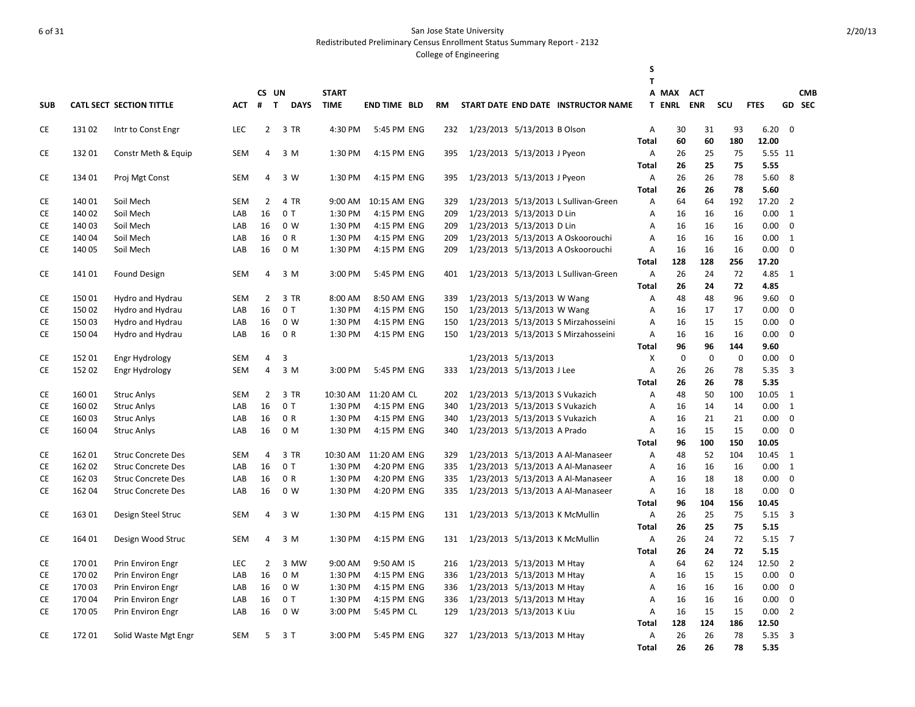San Jose State University
Redistributed Preliminary Census Enrollment Status Summary Report - 2132
College of Engineering

| SUB | CATL | SECT | SECTION TITTLE | ACT | CS # | UN T | DAYS | START TIME | END TIME | BLD | RM | START DATE | END DATE | INSTRUCTOR NAME | STAT | MAX ENRL | ACT ENR | SCU | FTES | GD | CMB SEC |
|---|---|---|---|---|---|---|---|---|---|---|---|---|---|---|---|---|---|---|---|---|---|
| CE | 131 | 02 | Intr to Const Engr | LEC | 2 | 3 | TR | 4:30 PM | 5:45 PM | ENG | 232 | 1/23/2013 | 5/13/2013 | B Olson | A | 30 | 31 | 93 | 6.20 | 0 | |
| | | | | | | | | | | | | | | | **Total** | **60** | **60** | **180** | **12.00** | | |
| CE | 132 | 01 | Constr Meth & Equip | SEM | 4 | 3 | M | 1:30 PM | 4:15 PM | ENG | 395 | 1/23/2013 | 5/13/2013 | J Pyeon | A | 26 | 25 | 75 | 5.55 | 11 | |
| | | | | | | | | | | | | | | | **Total** | **26** | **25** | **75** | **5.55** | | |
| CE | 134 | 01 | Proj Mgt Const | SEM | 4 | 3 | W | 1:30 PM | 4:15 PM | ENG | 395 | 1/23/2013 | 5/13/2013 | J Pyeon | A | 26 | 26 | 78 | 5.60 | 8 | |
| | | | | | | | | | | | | | | | **Total** | **26** | **26** | **78** | **5.60** | | |
| CE | 140 | 01 | Soil Mech | SEM | 2 | 4 | TR | 9:00 AM | 10:15 AM | ENG | 329 | 1/23/2013 | 5/13/2013 | L Sullivan-Green | A | 64 | 64 | 192 | 17.20 | 2 | |
| CE | 140 | 02 | Soil Mech | LAB | 16 | 0 | T | 1:30 PM | 4:15 PM | ENG | 209 | 1/23/2013 | 5/13/2013 | D Lin | A | 16 | 16 | 16 | 0.00 | 1 | |
| CE | 140 | 03 | Soil Mech | LAB | 16 | 0 | W | 1:30 PM | 4:15 PM | ENG | 209 | 1/23/2013 | 5/13/2013 | D Lin | A | 16 | 16 | 16 | 0.00 | 0 | |
| CE | 140 | 04 | Soil Mech | LAB | 16 | 0 | R | 1:30 PM | 4:15 PM | ENG | 209 | 1/23/2013 | 5/13/2013 | A Oskoorouchi | A | 16 | 16 | 16 | 0.00 | 1 | |
| CE | 140 | 05 | Soil Mech | LAB | 16 | 0 | M | 1:30 PM | 4:15 PM | ENG | 209 | 1/23/2013 | 5/13/2013 | A Oskoorouchi | A | 16 | 16 | 16 | 0.00 | 0 | |
| | | | | | | | | | | | | | | | **Total** | **128** | **128** | **256** | **17.20** | | |
| CE | 141 | 01 | Found Design | SEM | 4 | 3 | M | 3:00 PM | 5:45 PM | ENG | 401 | 1/23/2013 | 5/13/2013 | L Sullivan-Green | A | 26 | 24 | 72 | 4.85 | 1 | |
| | | | | | | | | | | | | | | | **Total** | **26** | **24** | **72** | **4.85** | | |
| CE | 150 | 01 | Hydro and Hydrau | SEM | 2 | 3 | TR | 8:00 AM | 8:50 AM | ENG | 339 | 1/23/2013 | 5/13/2013 | W Wang | A | 48 | 48 | 96 | 9.60 | 0 | |
| CE | 150 | 02 | Hydro and Hydrau | LAB | 16 | 0 | T | 1:30 PM | 4:15 PM | ENG | 150 | 1/23/2013 | 5/13/2013 | W Wang | A | 16 | 17 | 17 | 0.00 | 0 | |
| CE | 150 | 03 | Hydro and Hydrau | LAB | 16 | 0 | W | 1:30 PM | 4:15 PM | ENG | 150 | 1/23/2013 | 5/13/2013 | S Mirzahosseini | A | 16 | 15 | 15 | 0.00 | 0 | |
| CE | 150 | 04 | Hydro and Hydrau | LAB | 16 | 0 | R | 1:30 PM | 4:15 PM | ENG | 150 | 1/23/2013 | 5/13/2013 | S Mirzahosseini | A | 16 | 16 | 16 | 0.00 | 0 | |
| | | | | | | | | | | | | | | | **Total** | **96** | **96** | **144** | **9.60** | | |
| CE | 152 | 01 | Engr Hydrology | SEM | 4 | 3 | | | | | | 1/23/2013 | 5/13/2013 | | X | 0 | 0 | 0 | 0.00 | 0 | |
| CE | 152 | 02 | Engr Hydrology | SEM | 4 | 3 | M | 3:00 PM | 5:45 PM | ENG | 333 | 1/23/2013 | 5/13/2013 | J Lee | A | 26 | 26 | 78 | 5.35 | 3 | |
| | | | | | | | | | | | | | | | **Total** | **26** | **26** | **78** | **5.35** | | |
| CE | 160 | 01 | Struc Anlys | SEM | 2 | 3 | TR | 10:30 AM | 11:20 AM | CL | 202 | 1/23/2013 | 5/13/2013 | S Vukazich | A | 48 | 50 | 100 | 10.05 | 1 | |
| CE | 160 | 02 | Struc Anlys | LAB | 16 | 0 | T | 1:30 PM | 4:15 PM | ENG | 340 | 1/23/2013 | 5/13/2013 | S Vukazich | A | 16 | 14 | 14 | 0.00 | 1 | |
| CE | 160 | 03 | Struc Anlys | LAB | 16 | 0 | R | 1:30 PM | 4:15 PM | ENG | 340 | 1/23/2013 | 5/13/2013 | S Vukazich | A | 16 | 21 | 21 | 0.00 | 0 | |
| CE | 160 | 04 | Struc Anlys | LAB | 16 | 0 | M | 1:30 PM | 4:15 PM | ENG | 340 | 1/23/2013 | 5/13/2013 | A Prado | A | 16 | 15 | 15 | 0.00 | 0 | |
| | | | | | | | | | | | | | | | **Total** | **96** | **100** | **150** | **10.05** | | |
| CE | 162 | 01 | Struc Concrete Des | SEM | 4 | 3 | TR | 10:30 AM | 11:20 AM | ENG | 329 | 1/23/2013 | 5/13/2013 | A Al-Manaseer | A | 48 | 52 | 104 | 10.45 | 1 | |
| CE | 162 | 02 | Struc Concrete Des | LAB | 16 | 0 | T | 1:30 PM | 4:20 PM | ENG | 335 | 1/23/2013 | 5/13/2013 | A Al-Manaseer | A | 16 | 16 | 16 | 0.00 | 1 | |
| CE | 162 | 03 | Struc Concrete Des | LAB | 16 | 0 | R | 1:30 PM | 4:20 PM | ENG | 335 | 1/23/2013 | 5/13/2013 | A Al-Manaseer | A | 16 | 18 | 18 | 0.00 | 0 | |
| CE | 162 | 04 | Struc Concrete Des | LAB | 16 | 0 | W | 1:30 PM | 4:20 PM | ENG | 335 | 1/23/2013 | 5/13/2013 | A Al-Manaseer | A | 16 | 18 | 18 | 0.00 | 0 | |
| | | | | | | | | | | | | | | | **Total** | **96** | **104** | **156** | **10.45** | | |
| CE | 163 | 01 | Design Steel Struc | SEM | 4 | 3 | W | 1:30 PM | 4:15 PM | ENG | 131 | 1/23/2013 | 5/13/2013 | K McMullin | A | 26 | 25 | 75 | 5.15 | 3 | |
| | | | | | | | | | | | | | | | **Total** | **26** | **25** | **75** | **5.15** | | |
| CE | 164 | 01 | Design Wood Struc | SEM | 4 | 3 | M | 1:30 PM | 4:15 PM | ENG | 131 | 1/23/2013 | 5/13/2013 | K McMullin | A | 26 | 24 | 72 | 5.15 | 7 | |
| | | | | | | | | | | | | | | | **Total** | **26** | **24** | **72** | **5.15** | | |
| CE | 170 | 01 | Prin Environ Engr | LEC | 2 | 3 | MW | 9:00 AM | 9:50 AM | IS | 216 | 1/23/2013 | 5/13/2013 | M Htay | A | 64 | 62 | 124 | 12.50 | 2 | |
| CE | 170 | 02 | Prin Environ Engr | LAB | 16 | 0 | M | 1:30 PM | 4:15 PM | ENG | 336 | 1/23/2013 | 5/13/2013 | M Htay | A | 16 | 15 | 15 | 0.00 | 0 | |
| CE | 170 | 03 | Prin Environ Engr | LAB | 16 | 0 | W | 1:30 PM | 4:15 PM | ENG | 336 | 1/23/2013 | 5/13/2013 | M Htay | A | 16 | 16 | 16 | 0.00 | 0 | |
| CE | 170 | 04 | Prin Environ Engr | LAB | 16 | 0 | T | 1:30 PM | 4:15 PM | ENG | 336 | 1/23/2013 | 5/13/2013 | M Htay | A | 16 | 16 | 16 | 0.00 | 0 | |
| CE | 170 | 05 | Prin Environ Engr | LAB | 16 | 0 | W | 3:00 PM | 5:45 PM | CL | 129 | 1/23/2013 | 5/13/2013 | K Liu | A | 16 | 15 | 15 | 0.00 | 2 | |
| | | | | | | | | | | | | | | | **Total** | **128** | **124** | **186** | **12.50** | | |
| CE | 172 | 01 | Solid Waste Mgt Engr | SEM | 5 | 3 | T | 3:00 PM | 5:45 PM | ENG | 327 | 1/23/2013 | 5/13/2013 | M Htay | A | 26 | 26 | 78 | 5.35 | 3 | |
| | | | | | | | | | | | | | | | **Total** | **26** | **26** | **78** | **5.35** | | |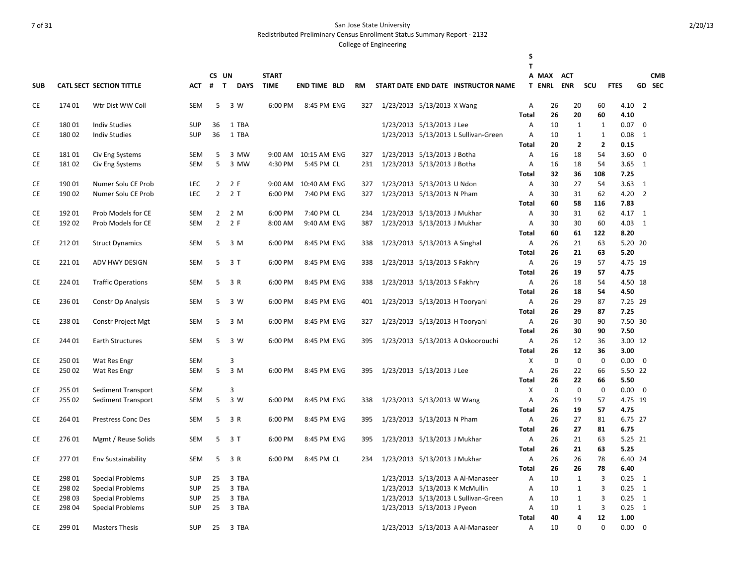San Jose State University
Redistributed Preliminary Census Enrollment Status Summary Report - 2132
College of Engineering

| SUB | CATL SECT | SECTION TITTLE | ACT | CS # | UN T | DAYS | START TIME | END TIME | BLD | RM | START DATE | END DATE | INSTRUCTOR NAME | STAT | MAX ENRL | ACT ENR | SCU | FTES | GD | CMB SEC |
|---|---|---|---|---|---|---|---|---|---|---|---|---|---|---|---|---|---|---|---|---|
| CE | 174 01 | Wtr Dist WW Coll | SEM | 5 | 3 | W | 6:00 PM | 8:45 PM | ENG | 327 | 1/23/2013 | 5/13/2013 | X Wang | A | 26 | 20 | 60 | 4.10 | 2 | |
| | | | | | | | | | | | | | | **Total** | **26** | **20** | **60** | **4.10** | | |
| CE | 180 01 | Indiv Studies | SUP | 36 | 1 | TBA | | | | | 1/23/2013 | 5/13/2013 | J Lee | A | 10 | 1 | 1 | 0.07 | 0 | |
| CE | 180 02 | Indiv Studies | SUP | 36 | 1 | TBA | | | | | 1/23/2013 | 5/13/2013 | L Sullivan-Green | A | 10 | 1 | 1 | 0.08 | 1 | |
| | | | | | | | | | | | | | | **Total** | **20** | **2** | **2** | **0.15** | | |
| CE | 181 01 | Civ Eng Systems | SEM | 5 | 3 | MW | 9:00 AM | 10:15 AM | ENG | 327 | 1/23/2013 | 5/13/2013 | J Botha | A | 16 | 18 | 54 | 3.60 | 0 | |
| CE | 181 02 | Civ Eng Systems | SEM | 5 | 3 | MW | 4:30 PM | 5:45 PM | CL | 231 | 1/23/2013 | 5/13/2013 | J Botha | A | 16 | 18 | 54 | 3.65 | 1 | |
| | | | | | | | | | | | | | | **Total** | **32** | **36** | **108** | **7.25** | | |
| CE | 190 01 | Numer Solu CE Prob | LEC | 2 | 2 | F | 9:00 AM | 10:40 AM | ENG | 327 | 1/23/2013 | 5/13/2013 | U Ndon | A | 30 | 27 | 54 | 3.63 | 1 | |
| CE | 190 02 | Numer Solu CE Prob | LEC | 2 | 2 | T | 6:00 PM | 7:40 PM | ENG | 327 | 1/23/2013 | 5/13/2013 | N Pham | A | 30 | 31 | 62 | 4.20 | 2 | |
| | | | | | | | | | | | | | | **Total** | **60** | **58** | **116** | **7.83** | | |
| CE | 192 01 | Prob Models for CE | SEM | 2 | 2 | M | 6:00 PM | 7:40 PM | CL | 234 | 1/23/2013 | 5/13/2013 | J Mukhar | A | 30 | 31 | 62 | 4.17 | 1 | |
| CE | 192 02 | Prob Models for CE | SEM | 2 | 2 | F | 8:00 AM | 9:40 AM | ENG | 387 | 1/23/2013 | 5/13/2013 | J Mukhar | A | 30 | 30 | 60 | 4.03 | 1 | |
| | | | | | | | | | | | | | | **Total** | **60** | **61** | **122** | **8.20** | | |
| CE | 212 01 | Struct Dynamics | SEM | 5 | 3 | M | 6:00 PM | 8:45 PM | ENG | 338 | 1/23/2013 | 5/13/2013 | A Singhal | A | 26 | 21 | 63 | 5.20 | 20 | |
| | | | | | | | | | | | | | | **Total** | **26** | **21** | **63** | **5.20** | | |
| CE | 221 01 | ADV HWY DESIGN | SEM | 5 | 3 | T | 6:00 PM | 8:45 PM | ENG | 338 | 1/23/2013 | 5/13/2013 | S Fakhry | A | 26 | 19 | 57 | 4.75 | 19 | |
| | | | | | | | | | | | | | | **Total** | **26** | **19** | **57** | **4.75** | | |
| CE | 224 01 | Traffic Operations | SEM | 5 | 3 | R | 6:00 PM | 8:45 PM | ENG | 338 | 1/23/2013 | 5/13/2013 | S Fakhry | A | 26 | 18 | 54 | 4.50 | 18 | |
| | | | | | | | | | | | | | | **Total** | **26** | **18** | **54** | **4.50** | | |
| CE | 236 01 | Constr Op Analysis | SEM | 5 | 3 | W | 6:00 PM | 8:45 PM | ENG | 401 | 1/23/2013 | 5/13/2013 | H Tooryani | A | 26 | 29 | 87 | 7.25 | 29 | |
| | | | | | | | | | | | | | | **Total** | **26** | **29** | **87** | **7.25** | | |
| CE | 238 01 | Constr Project Mgt | SEM | 5 | 3 | M | 6:00 PM | 8:45 PM | ENG | 327 | 1/23/2013 | 5/13/2013 | H Tooryani | A | 26 | 30 | 90 | 7.50 | 30 | |
| | | | | | | | | | | | | | | **Total** | **26** | **30** | **90** | **7.50** | | |
| CE | 244 01 | Earth Structures | SEM | 5 | 3 | W | 6:00 PM | 8:45 PM | ENG | 395 | 1/23/2013 | 5/13/2013 | A Oskoorouchi | A | 26 | 12 | 36 | 3.00 | 12 | |
| | | | | | | | | | | | | | | **Total** | **26** | **12** | **36** | **3.00** | | |
| CE | 250 01 | Wat Res Engr | SEM | | 3 | | | | | | | | | X | 0 | 0 | 0 | 0.00 | 0 | |
| CE | 250 02 | Wat Res Engr | SEM | 5 | 3 | M | 6:00 PM | 8:45 PM | ENG | 395 | 1/23/2013 | 5/13/2013 | J Lee | A | 26 | 22 | 66 | 5.50 | 22 | |
| | | | | | | | | | | | | | | **Total** | **26** | **22** | **66** | **5.50** | | |
| CE | 255 01 | Sediment Transport | SEM | | 3 | | | | | | | | | X | 0 | 0 | 0 | 0.00 | 0 | |
| CE | 255 02 | Sediment Transport | SEM | 5 | 3 | W | 6:00 PM | 8:45 PM | ENG | 338 | 1/23/2013 | 5/13/2013 | W Wang | A | 26 | 19 | 57 | 4.75 | 19 | |
| | | | | | | | | | | | | | | **Total** | **26** | **19** | **57** | **4.75** | | |
| CE | 264 01 | Prestress Conc Des | SEM | 5 | 3 | R | 6:00 PM | 8:45 PM | ENG | 395 | 1/23/2013 | 5/13/2013 | N Pham | A | 26 | 27 | 81 | 6.75 | 27 | |
| | | | | | | | | | | | | | | **Total** | **26** | **27** | **81** | **6.75** | | |
| CE | 276 01 | Mgmt / Reuse Solids | SEM | 5 | 3 | T | 6:00 PM | 8:45 PM | ENG | 395 | 1/23/2013 | 5/13/2013 | J Mukhar | A | 26 | 21 | 63 | 5.25 | 21 | |
| | | | | | | | | | | | | | | **Total** | **26** | **21** | **63** | **5.25** | | |
| CE | 277 01 | Env Sustainability | SEM | 5 | 3 | R | 6:00 PM | 8:45 PM | CL | 234 | 1/23/2013 | 5/13/2013 | J Mukhar | A | 26 | 26 | 78 | 6.40 | 24 | |
| | | | | | | | | | | | | | | **Total** | **26** | **26** | **78** | **6.40** | | |
| CE | 298 01 | Special Problems | SUP | 25 | 3 | TBA | | | | | 1/23/2013 | 5/13/2013 | A Al-Manaseer | A | 10 | 1 | 3 | 0.25 | 1 | |
| CE | 298 02 | Special Problems | SUP | 25 | 3 | TBA | | | | | 1/23/2013 | 5/13/2013 | K McMullin | A | 10 | 1 | 3 | 0.25 | 1 | |
| CE | 298 03 | Special Problems | SUP | 25 | 3 | TBA | | | | | 1/23/2013 | 5/13/2013 | L Sullivan-Green | A | 10 | 1 | 3 | 0.25 | 1 | |
| CE | 298 04 | Special Problems | SUP | 25 | 3 | TBA | | | | | 1/23/2013 | 5/13/2013 | J Pyeon | A | 10 | 1 | 3 | 0.25 | 1 | |
| | | | | | | | | | | | | | | **Total** | **40** | **4** | **12** | **1.00** | | |
| CE | 299 01 | Masters Thesis | SUP | 25 | 3 | TBA | | | | | 1/23/2013 | 5/13/2013 | A Al-Manaseer | A | 10 | 0 | 0 | 0.00 | 0 | |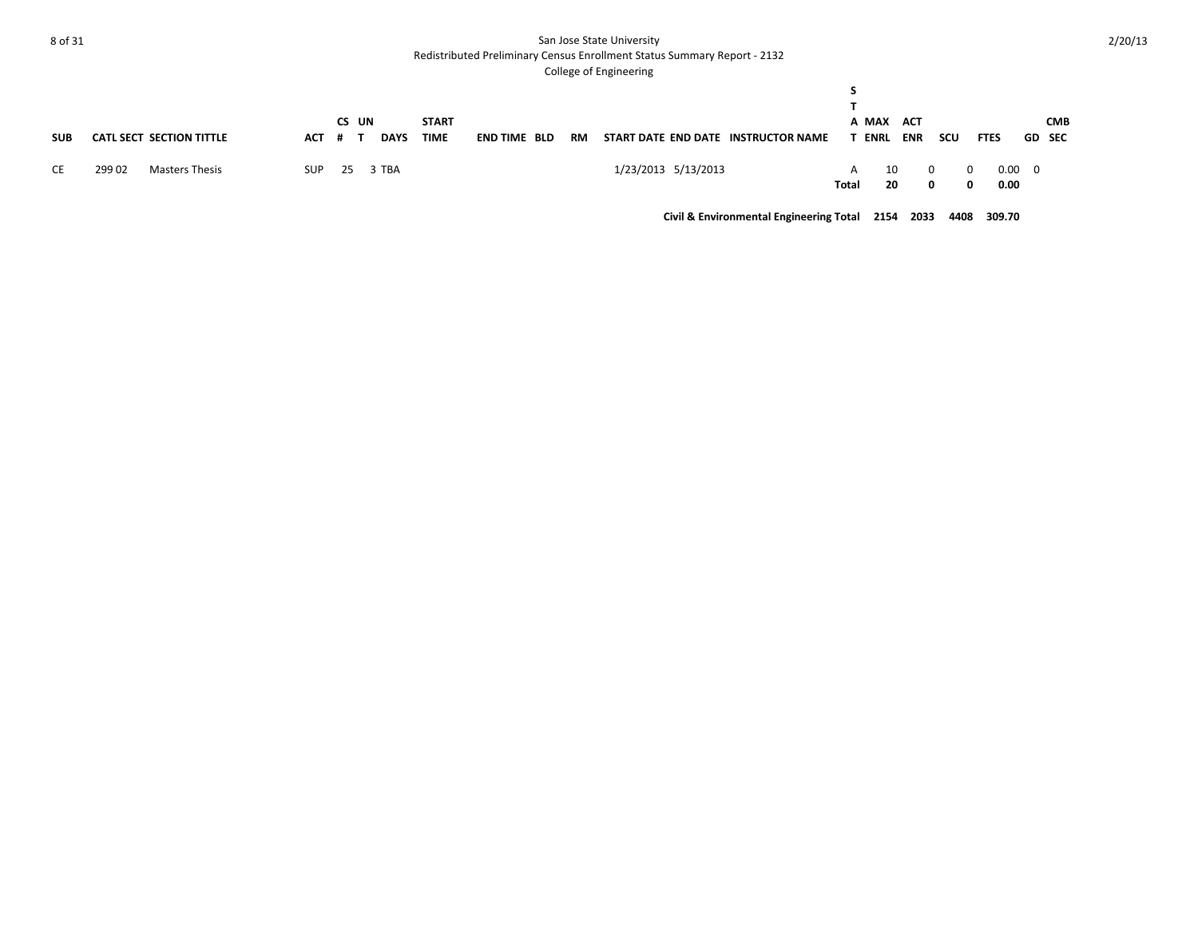San Jose State University

Redistributed Preliminary Census Enrollment Status Summary Report - 2132

College of Engineering

2/20/13

| SUB | CATL | SECT | SECTION TITTLE | ACT | CS # | UNT | DAYS | START TIME | END TIME | BLD | RM | START DATE | END DATE | INSTRUCTOR NAME | STAT | MAX ENRL | ACT ENR | SCU | FTES | GD | CMB SEC |
|---|---|---|---|---|---|---|---|---|---|---|---|---|---|---|---|---|---|---|---|---|---|
| CE | 299 | 02 | Masters Thesis | SUP | 25 | 3 | TBA | | | | | 1/23/2013 | 5/13/2013 | | A | 10 | 0 | 0 | 0.00 | 0 | |
| | | | | | | | | | | | | | | | **Total** | **20** | **0** | **0** | **0.00** | | |
| | | | | | | | | | | | | | | **Civil & Environmental Engineering Total** | | **2154** | **2033** | **4408** | **309.70** | | |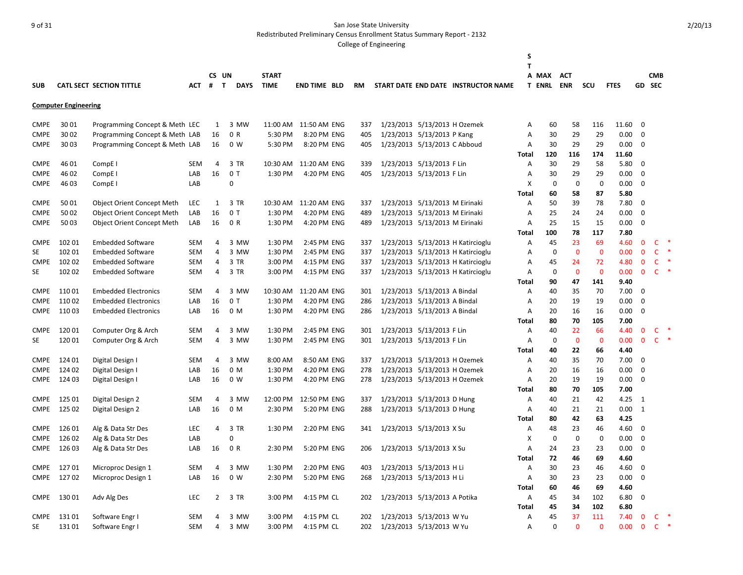San Jose State University
Redistributed Preliminary Census Enrollment Status Summary Report - 2132
College of Engineering

| SUB | CATL SECT | SECTION TITTLE | ACT | CS # | UN T | DAYS | START TIME | END TIME | BLD | RM | START DATE | END DATE | INSTRUCTOR NAME | STAT | MAX ENRL | ACT ENR | SCU | FTES | GD | CMB SEC | |
|---|---|---|---|---|---|---|---|---|---|---|---|---|---|---|---|---|---|---|---|---|---|
| **Computer Engineering** | | | | | | | | | | | | | | | | | | | | | |
| CMPE | 30 01 | Programming Concept & Meth | LEC | 1 | 3 | MW | 11:00 AM | 11:50 AM | ENG | 337 | 1/23/2013 | 5/13/2013 | H Ozemek | A | 60 | 58 | 116 | 11.60 | 0 | | |
| CMPE | 30 02 | Programming Concept & Meth | LAB | 16 | 0 | R | 5:30 PM | 8:20 PM | ENG | 405 | 1/23/2013 | 5/13/2013 | P Kang | A | 30 | 29 | 29 | 0.00 | 0 | | |
| CMPE | 30 03 | Programming Concept & Meth | LAB | 16 | 0 | W | 5:30 PM | 8:20 PM | ENG | 405 | 1/23/2013 | 5/13/2013 | C Abboud | A | 30 | 29 | 29 | 0.00 | 0 | | |
| | | | | | | | | | | | | | | **Total** | **120** | **116** | **174** | **11.60** | | | |
| CMPE | 46 01 | CompE I | SEM | 4 | 3 | TR | 10:30 AM | 11:20 AM | ENG | 339 | 1/23/2013 | 5/13/2013 | F Lin | A | 30 | 29 | 58 | 5.80 | 0 | | |
| CMPE | 46 02 | CompE I | LAB | 16 | 0 | T | 1:30 PM | 4:20 PM | ENG | 405 | 1/23/2013 | 5/13/2013 | F Lin | A | 30 | 29 | 29 | 0.00 | 0 | | |
| CMPE | 46 03 | CompE I | LAB | | 0 | | | | | | | | | X | 0 | 0 | 0 | 0.00 | 0 | | |
| | | | | | | | | | | | | | | **Total** | **60** | **58** | **87** | **5.80** | | | |
| CMPE | 50 01 | Object Orient Concept Meth | LEC | 1 | 3 | TR | 10:30 AM | 11:20 AM | ENG | 337 | 1/23/2013 | 5/13/2013 | M Eirinaki | A | 50 | 39 | 78 | 7.80 | 0 | | |
| CMPE | 50 02 | Object Orient Concept Meth | LAB | 16 | 0 | T | 1:30 PM | 4:20 PM | ENG | 489 | 1/23/2013 | 5/13/2013 | M Eirinaki | A | 25 | 24 | 24 | 0.00 | 0 | | |
| CMPE | 50 03 | Object Orient Concept Meth | LAB | 16 | 0 | R | 1:30 PM | 4:20 PM | ENG | 489 | 1/23/2013 | 5/13/2013 | M Eirinaki | A | 25 | 15 | 15 | 0.00 | 0 | | |
| | | | | | | | | | | | | | | **Total** | **100** | **78** | **117** | **7.80** | | | |
| CMPE | 102 01 | Embedded Software | SEM | 4 | 3 | MW | 1:30 PM | 2:45 PM | ENG | 337 | 1/23/2013 | 5/13/2013 | H Katircioglu | A | 45 | 23 | 69 | 4.60 | 0 | C | * |
| SE | 102 01 | Embedded Software | SEM | 4 | 3 | MW | 1:30 PM | 2:45 PM | ENG | 337 | 1/23/2013 | 5/13/2013 | H Katircioglu | A | 0 | 0 | 0 | 0.00 | 0 | C | * |
| CMPE | 102 02 | Embedded Software | SEM | 4 | 3 | TR | 3:00 PM | 4:15 PM | ENG | 337 | 1/23/2013 | 5/13/2013 | H Katircioglu | A | 45 | 24 | 72 | 4.80 | 0 | C | * |
| SE | 102 02 | Embedded Software | SEM | 4 | 3 | TR | 3:00 PM | 4:15 PM | ENG | 337 | 1/23/2013 | 5/13/2013 | H Katircioglu | A | 0 | 0 | 0 | 0.00 | 0 | C | * |
| | | | | | | | | | | | | | | **Total** | **90** | **47** | **141** | **9.40** | | | |
| CMPE | 110 01 | Embedded Electronics | SEM | 4 | 3 | MW | 10:30 AM | 11:20 AM | ENG | 301 | 1/23/2013 | 5/13/2013 | A Bindal | A | 40 | 35 | 70 | 7.00 | 0 | | |
| CMPE | 110 02 | Embedded Electronics | LAB | 16 | 0 | T | 1:30 PM | 4:20 PM | ENG | 286 | 1/23/2013 | 5/13/2013 | A Bindal | A | 20 | 19 | 19 | 0.00 | 0 | | |
| CMPE | 110 03 | Embedded Electronics | LAB | 16 | 0 | M | 1:30 PM | 4:20 PM | ENG | 286 | 1/23/2013 | 5/13/2013 | A Bindal | A | 20 | 16 | 16 | 0.00 | 0 | | |
| | | | | | | | | | | | | | | **Total** | **80** | **70** | **105** | **7.00** | | | |
| CMPE | 120 01 | Computer Org & Arch | SEM | 4 | 3 | MW | 1:30 PM | 2:45 PM | ENG | 301 | 1/23/2013 | 5/13/2013 | F Lin | A | 40 | 22 | 66 | 4.40 | 0 | C | * |
| SE | 120 01 | Computer Org & Arch | SEM | 4 | 3 | MW | 1:30 PM | 2:45 PM | ENG | 301 | 1/23/2013 | 5/13/2013 | F Lin | A | 0 | 0 | 0 | 0.00 | 0 | C | * |
| | | | | | | | | | | | | | | **Total** | **40** | **22** | **66** | **4.40** | | | |
| CMPE | 124 01 | Digital Design I | SEM | 4 | 3 | MW | 8:00 AM | 8:50 AM | ENG | 337 | 1/23/2013 | 5/13/2013 | H Ozemek | A | 40 | 35 | 70 | 7.00 | 0 | | |
| CMPE | 124 02 | Digital Design I | LAB | 16 | 0 | M | 1:30 PM | 4:20 PM | ENG | 278 | 1/23/2013 | 5/13/2013 | H Ozemek | A | 20 | 16 | 16 | 0.00 | 0 | | |
| CMPE | 124 03 | Digital Design I | LAB | 16 | 0 | W | 1:30 PM | 4:20 PM | ENG | 278 | 1/23/2013 | 5/13/2013 | H Ozemek | A | 20 | 19 | 19 | 0.00 | 0 | | |
| | | | | | | | | | | | | | | **Total** | **80** | **70** | **105** | **7.00** | | | |
| CMPE | 125 01 | Digital Design 2 | SEM | 4 | 3 | MW | 12:00 PM | 12:50 PM | ENG | 337 | 1/23/2013 | 5/13/2013 | D Hung | A | 40 | 21 | 42 | 4.25 | 1 | | |
| CMPE | 125 02 | Digital Design 2 | LAB | 16 | 0 | M | 2:30 PM | 5:20 PM | ENG | 288 | 1/23/2013 | 5/13/2013 | D Hung | A | 40 | 21 | 21 | 0.00 | 1 | | |
| | | | | | | | | | | | | | | **Total** | **80** | **42** | **63** | **4.25** | | | |
| CMPE | 126 01 | Alg & Data Str Des | LEC | 4 | 3 | TR | 1:30 PM | 2:20 PM | ENG | 341 | 1/23/2013 | 5/13/2013 | X Su | A | 48 | 23 | 46 | 4.60 | 0 | | |
| CMPE | 126 02 | Alg & Data Str Des | LAB | | 0 | | | | | | | | | X | 0 | 0 | 0 | 0.00 | 0 | | |
| CMPE | 126 03 | Alg & Data Str Des | LAB | 16 | 0 | R | 2:30 PM | 5:20 PM | ENG | 206 | 1/23/2013 | 5/13/2013 | X Su | A | 24 | 23 | 23 | 0.00 | 0 | | |
| | | | | | | | | | | | | | | **Total** | **72** | **46** | **69** | **4.60** | | | |
| CMPE | 127 01 | Microproc Design 1 | SEM | 4 | 3 | MW | 1:30 PM | 2:20 PM | ENG | 403 | 1/23/2013 | 5/13/2013 | H Li | A | 30 | 23 | 46 | 4.60 | 0 | | |
| CMPE | 127 02 | Microproc Design 1 | LAB | 16 | 0 | W | 2:30 PM | 5:20 PM | ENG | 268 | 1/23/2013 | 5/13/2013 | H Li | A | 30 | 23 | 23 | 0.00 | 0 | | |
| | | | | | | | | | | | | | | **Total** | **60** | **46** | **69** | **4.60** | | | |
| CMPE | 130 01 | Adv Alg Des | LEC | 2 | 3 | TR | 3:00 PM | 4:15 PM | CL | 202 | 1/23/2013 | 5/13/2013 | A Potika | A | 45 | 34 | 102 | 6.80 | 0 | | |
| | | | | | | | | | | | | | | **Total** | **45** | **34** | **102** | **6.80** | | | |
| CMPE | 131 01 | Software Engr I | SEM | 4 | 3 | MW | 3:00 PM | 4:15 PM | CL | 202 | 1/23/2013 | 5/13/2013 | W Yu | A | 45 | 37 | 111 | 7.40 | 0 | C | * |
| SE | 131 01 | Software Engr I | SEM | 4 | 3 | MW | 3:00 PM | 4:15 PM | CL | 202 | 1/23/2013 | 5/13/2013 | W Yu | A | 0 | 0 | 0 | 0.00 | 0 | C | * |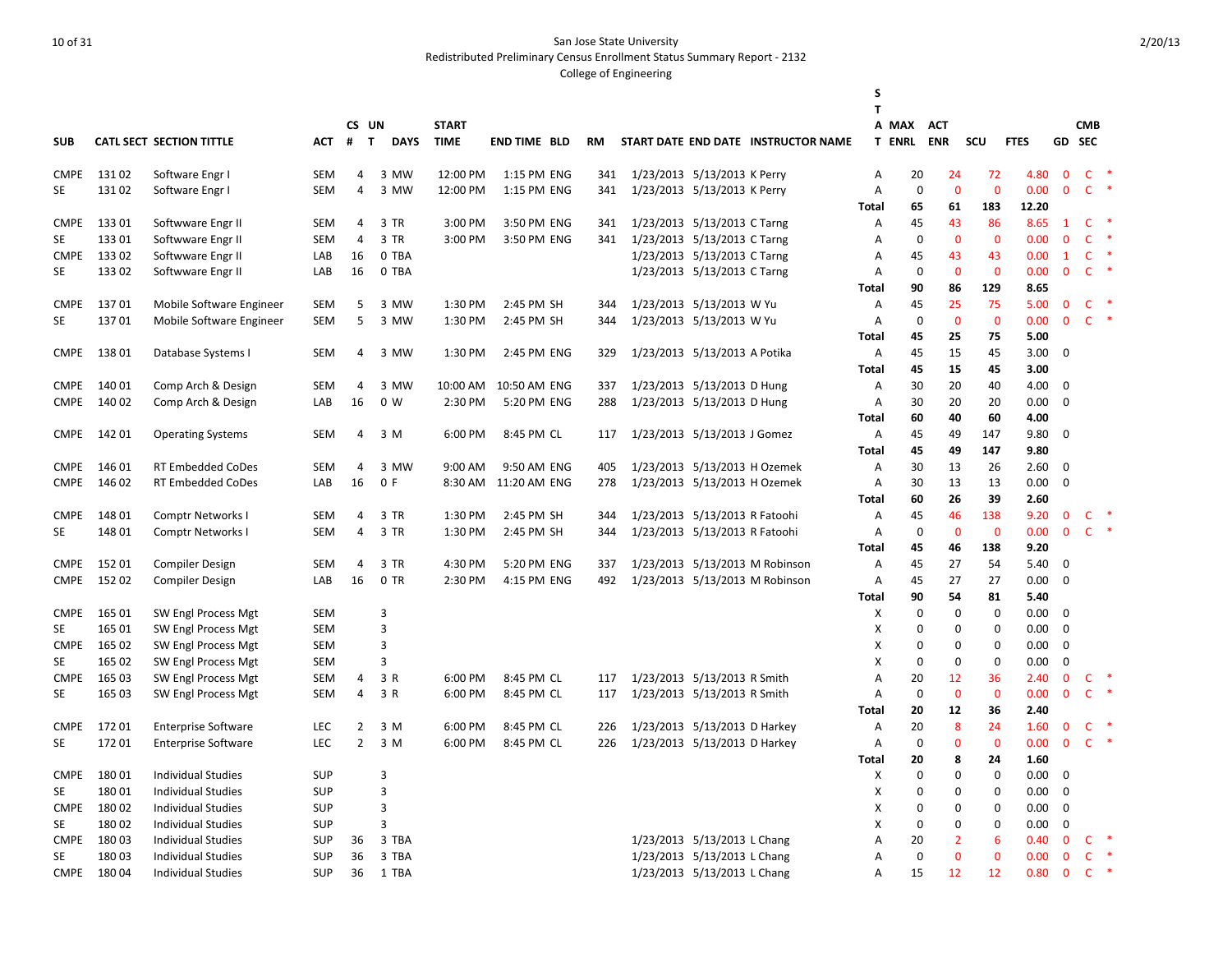San Jose State University
Redistributed Preliminary Census Enrollment Status Summary Report - 2132
College of Engineering

| SUB | CATL | SECT | SECTION TITTLE | ACT | CS # | UN T | DAYS | START TIME | END TIME | BLD | RM | START DATE | END DATE | INSTRUCTOR NAME | STAT | MAX ENRL | ACT ENR | SCU | FTES | GD | CMB SEC | |
|---|---|---|---|---|---|---|---|---|---|---|---|---|---|---|---|---|---|---|---|---|---|---|
| CMPE | 131 | 02 | Software Engr I | SEM | 4 | 3 | MW | 12:00 PM | 1:15 PM | ENG | 341 | 1/23/2013 | 5/13/2013 | K Perry | A | 20 | 24 | 72 | 4.80 | 0 | C | * |
| SE | 131 | 02 | Software Engr I | SEM | 4 | 3 | MW | 12:00 PM | 1:15 PM | ENG | 341 | 1/23/2013 | 5/13/2013 | K Perry | A | 0 | 0 | 0 | 0.00 | 0 | C | * |
| | | | | | | | | | | | | | | | Total | 65 | 61 | 183 | 12.20 | | | |
| CMPE | 133 | 01 | Softwware Engr II | SEM | 4 | 3 | TR | 3:00 PM | 3:50 PM | ENG | 341 | 1/23/2013 | 5/13/2013 | C Tarng | A | 45 | 43 | 86 | 8.65 | 1 | C | * |
| SE | 133 | 01 | Softwware Engr II | SEM | 4 | 3 | TR | 3:00 PM | 3:50 PM | ENG | 341 | 1/23/2013 | 5/13/2013 | C Tarng | A | 0 | 0 | 0 | 0.00 | 0 | C | * |
| CMPE | 133 | 02 | Softwware Engr II | LAB | 16 | 0 | TBA | | | | | 1/23/2013 | 5/13/2013 | C Tarng | A | 45 | 43 | 43 | 0.00 | 1 | C | * |
| SE | 133 | 02 | Softwware Engr II | LAB | 16 | 0 | TBA | | | | | 1/23/2013 | 5/13/2013 | C Tarng | A | 0 | 0 | 0 | 0.00 | 0 | C | * |
| | | | | | | | | | | | | | | | Total | 90 | 86 | 129 | 8.65 | | | |
| CMPE | 137 | 01 | Mobile Software Engineer | SEM | 5 | 3 | MW | 1:30 PM | 2:45 PM | SH | 344 | 1/23/2013 | 5/13/2013 | W Yu | A | 45 | 25 | 75 | 5.00 | 0 | C | * |
| SE | 137 | 01 | Mobile Software Engineer | SEM | 5 | 3 | MW | 1:30 PM | 2:45 PM | SH | 344 | 1/23/2013 | 5/13/2013 | W Yu | A | 0 | 0 | 0 | 0.00 | 0 | C | * |
| | | | | | | | | | | | | | | | Total | 45 | 25 | 75 | 5.00 | | | |
| CMPE | 138 | 01 | Database Systems I | SEM | 4 | 3 | MW | 1:30 PM | 2:45 PM | ENG | 329 | 1/23/2013 | 5/13/2013 | A Potika | A | 45 | 15 | 45 | 3.00 | 0 | | |
| | | | | | | | | | | | | | | | Total | 45 | 15 | 45 | 3.00 | | | |
| CMPE | 140 | 01 | Comp Arch & Design | SEM | 4 | 3 | MW | 10:00 AM | 10:50 AM | ENG | 337 | 1/23/2013 | 5/13/2013 | D Hung | A | 30 | 20 | 40 | 4.00 | 0 | | |
| CMPE | 140 | 02 | Comp Arch & Design | LAB | 16 | 0 | W | 2:30 PM | 5:20 PM | ENG | 288 | 1/23/2013 | 5/13/2013 | D Hung | A | 30 | 20 | 20 | 0.00 | 0 | | |
| | | | | | | | | | | | | | | | Total | 60 | 40 | 60 | 4.00 | | | |
| CMPE | 142 | 01 | Operating Systems | SEM | 4 | 3 | M | 6:00 PM | 8:45 PM | CL | 117 | 1/23/2013 | 5/13/2013 | J Gomez | A | 45 | 49 | 147 | 9.80 | 0 | | |
| | | | | | | | | | | | | | | | Total | 45 | 49 | 147 | 9.80 | | | |
| CMPE | 146 | 01 | RT Embedded CoDes | SEM | 4 | 3 | MW | 9:00 AM | 9:50 AM | ENG | 405 | 1/23/2013 | 5/13/2013 | H Ozemek | A | 30 | 13 | 26 | 2.60 | 0 | | |
| CMPE | 146 | 02 | RT Embedded CoDes | LAB | 16 | 0 | F | 8:30 AM | 11:20 AM | ENG | 278 | 1/23/2013 | 5/13/2013 | H Ozemek | A | 30 | 13 | 13 | 0.00 | 0 | | |
| | | | | | | | | | | | | | | | Total | 60 | 26 | 39 | 2.60 | | | |
| CMPE | 148 | 01 | Comptr Networks I | SEM | 4 | 3 | TR | 1:30 PM | 2:45 PM | SH | 344 | 1/23/2013 | 5/13/2013 | R Fatoohi | A | 45 | 46 | 138 | 9.20 | 0 | C | * |
| SE | 148 | 01 | Comptr Networks I | SEM | 4 | 3 | TR | 1:30 PM | 2:45 PM | SH | 344 | 1/23/2013 | 5/13/2013 | R Fatoohi | A | 0 | 0 | 0 | 0.00 | 0 | C | * |
| | | | | | | | | | | | | | | | Total | 45 | 46 | 138 | 9.20 | | | |
| CMPE | 152 | 01 | Compiler Design | SEM | 4 | 3 | TR | 4:30 PM | 5:20 PM | ENG | 337 | 1/23/2013 | 5/13/2013 | M Robinson | A | 45 | 27 | 54 | 5.40 | 0 | | |
| CMPE | 152 | 02 | Compiler Design | LAB | 16 | 0 | TR | 2:30 PM | 4:15 PM | ENG | 492 | 1/23/2013 | 5/13/2013 | M Robinson | A | 45 | 27 | 27 | 0.00 | 0 | | |
| | | | | | | | | | | | | | | | Total | 90 | 54 | 81 | 5.40 | | | |
| CMPE | 165 | 01 | SW Engl Process Mgt | SEM | | 3 | | | | | | | | | X | 0 | 0 | 0 | 0.00 | 0 | | |
| SE | 165 | 01 | SW Engl Process Mgt | SEM | | 3 | | | | | | | | | X | 0 | 0 | 0 | 0.00 | 0 | | |
| CMPE | 165 | 02 | SW Engl Process Mgt | SEM | | 3 | | | | | | | | | X | 0 | 0 | 0 | 0.00 | 0 | | |
| SE | 165 | 02 | SW Engl Process Mgt | SEM | | 3 | | | | | | | | | X | 0 | 0 | 0 | 0.00 | 0 | | |
| CMPE | 165 | 03 | SW Engl Process Mgt | SEM | 4 | 3 | R | 6:00 PM | 8:45 PM | CL | 117 | 1/23/2013 | 5/13/2013 | R Smith | A | 20 | 12 | 36 | 2.40 | 0 | C | * |
| SE | 165 | 03 | SW Engl Process Mgt | SEM | 4 | 3 | R | 6:00 PM | 8:45 PM | CL | 117 | 1/23/2013 | 5/13/2013 | R Smith | A | 0 | 0 | 0 | 0.00 | 0 | C | * |
| | | | | | | | | | | | | | | | Total | 20 | 12 | 36 | 2.40 | | | |
| CMPE | 172 | 01 | Enterprise Software | LEC | 2 | 3 | M | 6:00 PM | 8:45 PM | CL | 226 | 1/23/2013 | 5/13/2013 | D Harkey | A | 20 | 8 | 24 | 1.60 | 0 | C | * |
| SE | 172 | 01 | Enterprise Software | LEC | 2 | 3 | M | 6:00 PM | 8:45 PM | CL | 226 | 1/23/2013 | 5/13/2013 | D Harkey | A | 0 | 0 | 0 | 0.00 | 0 | C | * |
| | | | | | | | | | | | | | | | Total | 20 | 8 | 24 | 1.60 | | | |
| CMPE | 180 | 01 | Individual Studies | SUP | | 3 | | | | | | | | | X | 0 | 0 | 0 | 0.00 | 0 | | |
| SE | 180 | 01 | Individual Studies | SUP | | 3 | | | | | | | | | X | 0 | 0 | 0 | 0.00 | 0 | | |
| CMPE | 180 | 02 | Individual Studies | SUP | | 3 | | | | | | | | | X | 0 | 0 | 0 | 0.00 | 0 | | |
| SE | 180 | 02 | Individual Studies | SUP | | 3 | | | | | | | | | X | 0 | 0 | 0 | 0.00 | 0 | | |
| CMPE | 180 | 03 | Individual Studies | SUP | 36 | 3 | TBA | | | | | 1/23/2013 | 5/13/2013 | L Chang | A | 20 | 2 | 6 | 0.40 | 0 | C | * |
| SE | 180 | 03 | Individual Studies | SUP | 36 | 3 | TBA | | | | | 1/23/2013 | 5/13/2013 | L Chang | A | 0 | 0 | 0 | 0.00 | 0 | C | * |
| CMPE | 180 | 04 | Individual Studies | SUP | 36 | 1 | TBA | | | | | 1/23/2013 | 5/13/2013 | L Chang | A | 15 | 12 | 12 | 0.80 | 0 | C | * |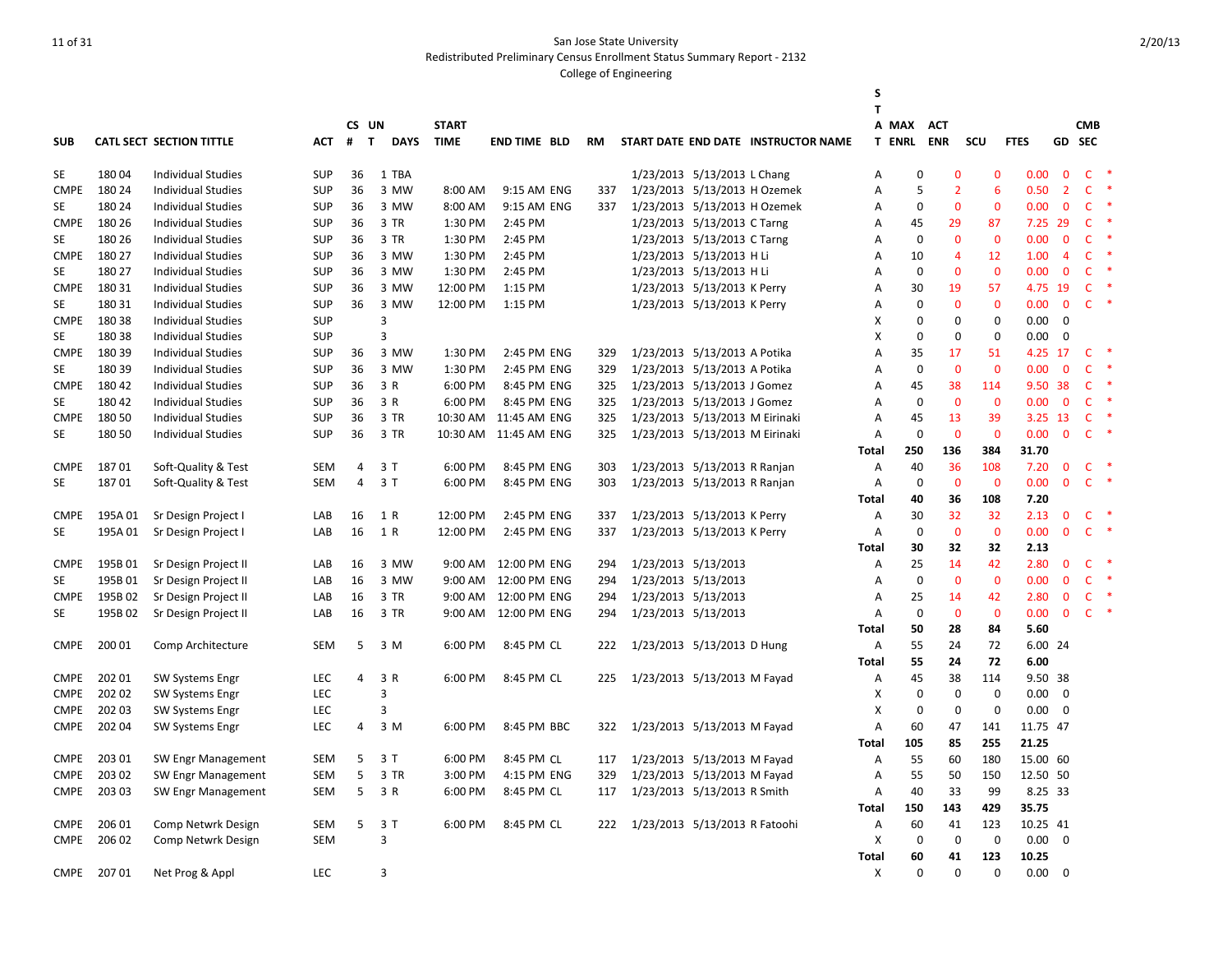San Jose State University
Redistributed Preliminary Census Enrollment Status Summary Report - 2132
College of Engineering

| SUB | CATL SECT | SECTION TITTLE | ACT | CS # | UN T | DAYS | START TIME | END TIME | BLD | RM | START DATE | END DATE | INSTRUCTOR NAME | STAT | MAX ENRL | ACT ENR | SCU | FTES | GD | CMB SEC | |
|---|---|---|---|---|---|---|---|---|---|---|---|---|---|---|---|---|---|---|---|---|---|
| SE | 180 04 | Individual Studies | SUP | 36 | 1 | TBA | | | | | 1/23/2013 | 5/13/2013 | L Chang | A | 0 | 0 | 0 | 0.00 | 0 | C | * |
| CMPE | 180 24 | Individual Studies | SUP | 36 | 3 | MW | 8:00 AM | 9:15 AM | ENG | 337 | 1/23/2013 | 5/13/2013 | H Ozemek | A | 5 | 2 | 6 | 0.50 | 2 | C | * |
| SE | 180 24 | Individual Studies | SUP | 36 | 3 | MW | 8:00 AM | 9:15 AM | ENG | 337 | 1/23/2013 | 5/13/2013 | H Ozemek | A | 0 | 0 | 0 | 0.00 | 0 | C | * |
| CMPE | 180 26 | Individual Studies | SUP | 36 | 3 | TR | 1:30 PM | 2:45 PM | | | 1/23/2013 | 5/13/2013 | C Tarng | A | 45 | 29 | 87 | 7.25 | 29 | C | * |
| SE | 180 26 | Individual Studies | SUP | 36 | 3 | TR | 1:30 PM | 2:45 PM | | | 1/23/2013 | 5/13/2013 | C Tarng | A | 0 | 0 | 0 | 0.00 | 0 | C | * |
| CMPE | 180 27 | Individual Studies | SUP | 36 | 3 | MW | 1:30 PM | 2:45 PM | | | 1/23/2013 | 5/13/2013 | H Li | A | 10 | 4 | 12 | 1.00 | 4 | C | * |
| SE | 180 27 | Individual Studies | SUP | 36 | 3 | MW | 1:30 PM | 2:45 PM | | | 1/23/2013 | 5/13/2013 | H Li | A | 0 | 0 | 0 | 0.00 | 0 | C | * |
| CMPE | 180 31 | Individual Studies | SUP | 36 | 3 | MW | 12:00 PM | 1:15 PM | | | 1/23/2013 | 5/13/2013 | K Perry | A | 30 | 19 | 57 | 4.75 | 19 | C | * |
| SE | 180 31 | Individual Studies | SUP | 36 | 3 | MW | 12:00 PM | 1:15 PM | | | 1/23/2013 | 5/13/2013 | K Perry | A | 0 | 0 | 0 | 0.00 | 0 | C | * |
| CMPE | 180 38 | Individual Studies | SUP | | 3 | | | | | | | | | X | 0 | 0 | 0 | 0.00 | 0 | | |
| SE | 180 38 | Individual Studies | SUP | | 3 | | | | | | | | | X | 0 | 0 | 0 | 0.00 | 0 | | |
| CMPE | 180 39 | Individual Studies | SUP | 36 | 3 | MW | 1:30 PM | 2:45 PM | ENG | 329 | 1/23/2013 | 5/13/2013 | A Potika | A | 35 | 17 | 51 | 4.25 | 17 | C | * |
| SE | 180 39 | Individual Studies | SUP | 36 | 3 | MW | 1:30 PM | 2:45 PM | ENG | 329 | 1/23/2013 | 5/13/2013 | A Potika | A | 0 | 0 | 0 | 0.00 | 0 | C | * |
| CMPE | 180 42 | Individual Studies | SUP | 36 | 3 | R | 6:00 PM | 8:45 PM | ENG | 325 | 1/23/2013 | 5/13/2013 | J Gomez | A | 45 | 38 | 114 | 9.50 | 38 | C | * |
| SE | 180 42 | Individual Studies | SUP | 36 | 3 | R | 6:00 PM | 8:45 PM | ENG | 325 | 1/23/2013 | 5/13/2013 | J Gomez | A | 0 | 0 | 0 | 0.00 | 0 | C | * |
| CMPE | 180 50 | Individual Studies | SUP | 36 | 3 | TR | 10:30 AM | 11:45 AM | ENG | 325 | 1/23/2013 | 5/13/2013 | M Eirinaki | A | 45 | 13 | 39 | 3.25 | 13 | C | * |
| SE | 180 50 | Individual Studies | SUP | 36 | 3 | TR | 10:30 AM | 11:45 AM | ENG | 325 | 1/23/2013 | 5/13/2013 | M Eirinaki | A | 0 | 0 | 0 | 0.00 | 0 | C | * |
| | | | | | | | | | | | | | | **Total** | **250** | **136** | **384** | **31.70** | | | |
| CMPE | 187 01 | Soft-Quality & Test | SEM | 4 | 3 | T | 6:00 PM | 8:45 PM | ENG | 303 | 1/23/2013 | 5/13/2013 | R Ranjan | A | 40 | 36 | 108 | 7.20 | 0 | C | * |
| SE | 187 01 | Soft-Quality & Test | SEM | 4 | 3 | T | 6:00 PM | 8:45 PM | ENG | 303 | 1/23/2013 | 5/13/2013 | R Ranjan | A | 0 | 0 | 0 | 0.00 | 0 | C | * |
| | | | | | | | | | | | | | | **Total** | **40** | **36** | **108** | **7.20** | | | |
| CMPE | 195A 01 | Sr Design Project I | LAB | 16 | 1 | R | 12:00 PM | 2:45 PM | ENG | 337 | 1/23/2013 | 5/13/2013 | K Perry | A | 30 | 32 | 32 | 2.13 | 0 | C | * |
| SE | 195A 01 | Sr Design Project I | LAB | 16 | 1 | R | 12:00 PM | 2:45 PM | ENG | 337 | 1/23/2013 | 5/13/2013 | K Perry | A | 0 | 0 | 0 | 0.00 | 0 | C | * |
| | | | | | | | | | | | | | | **Total** | **30** | **32** | **32** | **2.13** | | | |
| CMPE | 195B 01 | Sr Design Project II | LAB | 16 | 3 | MW | 9:00 AM | 12:00 PM | ENG | 294 | 1/23/2013 | 5/13/2013 | | A | 25 | 14 | 42 | 2.80 | 0 | C | * |
| SE | 195B 01 | Sr Design Project II | LAB | 16 | 3 | MW | 9:00 AM | 12:00 PM | ENG | 294 | 1/23/2013 | 5/13/2013 | | A | 0 | 0 | 0 | 0.00 | 0 | C | * |
| CMPE | 195B 02 | Sr Design Project II | LAB | 16 | 3 | TR | 9:00 AM | 12:00 PM | ENG | 294 | 1/23/2013 | 5/13/2013 | | A | 25 | 14 | 42 | 2.80 | 0 | C | * |
| SE | 195B 02 | Sr Design Project II | LAB | 16 | 3 | TR | 9:00 AM | 12:00 PM | ENG | 294 | 1/23/2013 | 5/13/2013 | | A | 0 | 0 | 0 | 0.00 | 0 | C | * |
| | | | | | | | | | | | | | | **Total** | **50** | **28** | **84** | **5.60** | | | |
| CMPE | 200 01 | Comp Architecture | SEM | 5 | 3 | M | 6:00 PM | 8:45 PM | CL | 222 | 1/23/2013 | 5/13/2013 | D Hung | A | 55 | 24 | 72 | 6.00 | 24 | | |
| | | | | | | | | | | | | | | **Total** | **55** | **24** | **72** | **6.00** | | | |
| CMPE | 202 01 | SW Systems Engr | LEC | 4 | 3 | R | 6:00 PM | 8:45 PM | CL | 225 | 1/23/2013 | 5/13/2013 | M Fayad | A | 45 | 38 | 114 | 9.50 | 38 | | |
| CMPE | 202 02 | SW Systems Engr | LEC | | 3 | | | | | | | | | X | 0 | 0 | 0 | 0.00 | 0 | | |
| CMPE | 202 03 | SW Systems Engr | LEC | | 3 | | | | | | | | | X | 0 | 0 | 0 | 0.00 | 0 | | |
| CMPE | 202 04 | SW Systems Engr | LEC | 4 | 3 | M | 6:00 PM | 8:45 PM | BBC | 322 | 1/23/2013 | 5/13/2013 | M Fayad | A | 60 | 47 | 141 | 11.75 | 47 | | |
| | | | | | | | | | | | | | | **Total** | **105** | **85** | **255** | **21.25** | | | |
| CMPE | 203 01 | SW Engr Management | SEM | 5 | 3 | T | 6:00 PM | 8:45 PM | CL | 117 | 1/23/2013 | 5/13/2013 | M Fayad | A | 55 | 60 | 180 | 15.00 | 60 | | |
| CMPE | 203 02 | SW Engr Management | SEM | 5 | 3 | TR | 3:00 PM | 4:15 PM | ENG | 329 | 1/23/2013 | 5/13/2013 | M Fayad | A | 55 | 50 | 150 | 12.50 | 50 | | |
| CMPE | 203 03 | SW Engr Management | SEM | 5 | 3 | R | 6:00 PM | 8:45 PM | CL | 117 | 1/23/2013 | 5/13/2013 | R Smith | A | 40 | 33 | 99 | 8.25 | 33 | | |
| | | | | | | | | | | | | | | **Total** | **150** | **143** | **429** | **35.75** | | | |
| CMPE | 206 01 | Comp Netwrk Design | SEM | 5 | 3 | T | 6:00 PM | 8:45 PM | CL | 222 | 1/23/2013 | 5/13/2013 | R Fatoohi | A | 60 | 41 | 123 | 10.25 | 41 | | |
| CMPE | 206 02 | Comp Netwrk Design | SEM | | 3 | | | | | | | | | X | 0 | 0 | 0 | 0.00 | 0 | | |
| | | | | | | | | | | | | | | **Total** | **60** | **41** | **123** | **10.25** | | | |
| CMPE | 207 01 | Net Prog & Appl | LEC | | 3 | | | | | | | | | X | 0 | 0 | 0 | 0.00 | 0 | | |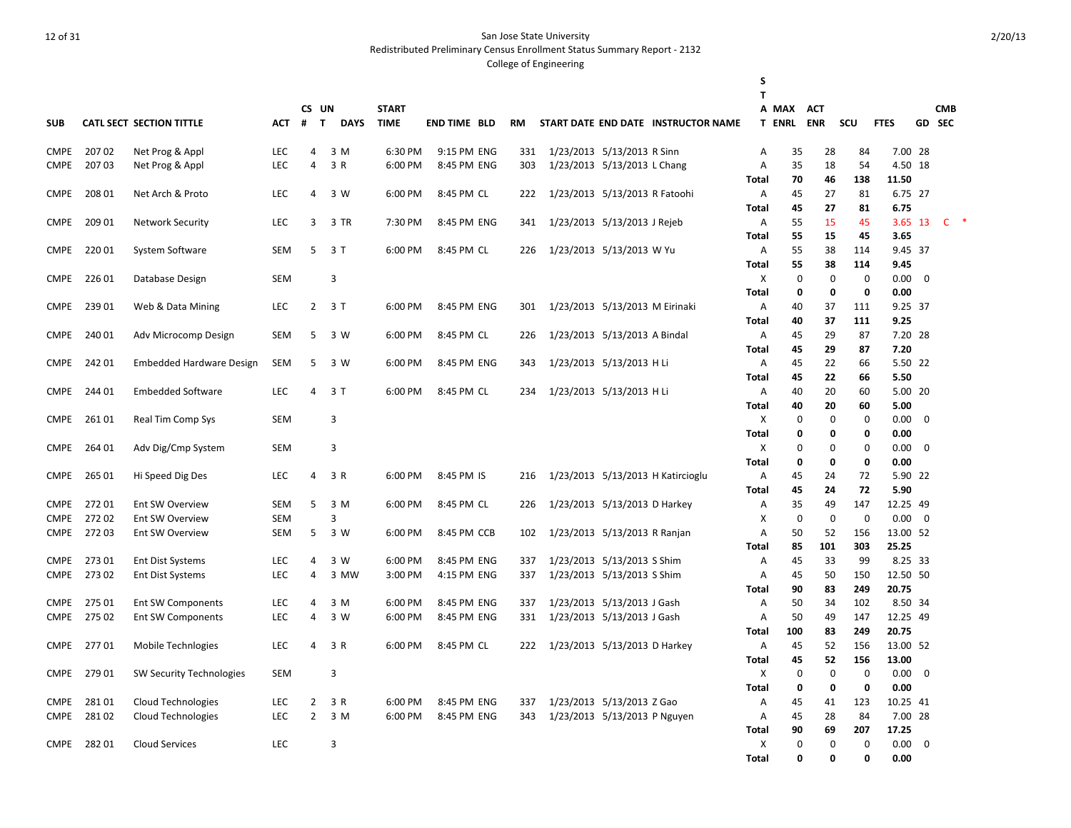San Jose State University
Redistributed Preliminary Census Enrollment Status Summary Report - 2132
College of Engineering

| SUB | CATL SECT | SECTION TITTLE | ACT | CS # | UN T | DAYS | START TIME | END TIME | BLD | RM | START DATE | END DATE | INSTRUCTOR NAME | ST A T | MAX ENRL | ACT ENR | SCU | FTES | GD | CMB SEC |
|---|---|---|---|---|---|---|---|---|---|---|---|---|---|---|---|---|---|---|---|---|
| CMPE | 207 02 | Net Prog & Appl | LEC | 4 | 3 | M | 6:30 PM | 9:15 PM | ENG | 331 | 1/23/2013 | 5/13/2013 | R Sinn | A | 35 | 28 | 84 | 7.00 | 28 | |
| CMPE | 207 03 | Net Prog & Appl | LEC | 4 | 3 | R | 6:00 PM | 8:45 PM | ENG | 303 | 1/23/2013 | 5/13/2013 | L Chang | A | 35 | 18 | 54 | 4.50 | 18 | |
| | | | | | | | | | | | | | | **Total** | **70** | **46** | **138** | **11.50** | | |
| CMPE | 208 01 | Net Arch & Proto | LEC | 4 | 3 | W | 6:00 PM | 8:45 PM | CL | 222 | 1/23/2013 | 5/13/2013 | R Fatoohi | A | 45 | 27 | 81 | 6.75 | 27 | |
| | | | | | | | | | | | | | | **Total** | **45** | **27** | **81** | **6.75** | | |
| CMPE | 209 01 | Network Security | LEC | 3 | 3 | TR | 7:30 PM | 8:45 PM | ENG | 341 | 1/23/2013 | 5/13/2013 | J Rejeb | A | 55 | 15 | 45 | 3.65 | 13 | C * |
| | | | | | | | | | | | | | | **Total** | **55** | **15** | **45** | **3.65** | | |
| CMPE | 220 01 | System Software | SEM | 5 | 3 | T | 6:00 PM | 8:45 PM | CL | 226 | 1/23/2013 | 5/13/2013 | W Yu | A | 55 | 38 | 114 | 9.45 | 37 | |
| | | | | | | | | | | | | | | **Total** | **55** | **38** | **114** | **9.45** | | |
| CMPE | 226 01 | Database Design | SEM | | 3 | | | | | | | | | X | 0 | 0 | 0 | 0.00 | 0 | |
| | | | | | | | | | | | | | | **Total** | **0** | **0** | **0** | **0.00** | | |
| CMPE | 239 01 | Web & Data Mining | LEC | 2 | 3 | T | 6:00 PM | 8:45 PM | ENG | 301 | 1/23/2013 | 5/13/2013 | M Eirinaki | A | 40 | 37 | 111 | 9.25 | 37 | |
| | | | | | | | | | | | | | | **Total** | **40** | **37** | **111** | **9.25** | | |
| CMPE | 240 01 | Adv Microcomp Design | SEM | 5 | 3 | W | 6:00 PM | 8:45 PM | CL | 226 | 1/23/2013 | 5/13/2013 | A Bindal | A | 45 | 29 | 87 | 7.20 | 28 | |
| | | | | | | | | | | | | | | **Total** | **45** | **29** | **87** | **7.20** | | |
| CMPE | 242 01 | Embedded Hardware Design | SEM | 5 | 3 | W | 6:00 PM | 8:45 PM | ENG | 343 | 1/23/2013 | 5/13/2013 | H Li | A | 45 | 22 | 66 | 5.50 | 22 | |
| | | | | | | | | | | | | | | **Total** | **45** | **22** | **66** | **5.50** | | |
| CMPE | 244 01 | Embedded Software | LEC | 4 | 3 | T | 6:00 PM | 8:45 PM | CL | 234 | 1/23/2013 | 5/13/2013 | H Li | A | 40 | 20 | 60 | 5.00 | 20 | |
| | | | | | | | | | | | | | | **Total** | **40** | **20** | **60** | **5.00** | | |
| CMPE | 261 01 | Real Tim Comp Sys | SEM | | 3 | | | | | | | | | X | 0 | 0 | 0 | 0.00 | 0 | |
| | | | | | | | | | | | | | | **Total** | **0** | **0** | **0** | **0.00** | | |
| CMPE | 264 01 | Adv Dig/Cmp System | SEM | | 3 | | | | | | | | | X | 0 | 0 | 0 | 0.00 | 0 | |
| | | | | | | | | | | | | | | **Total** | **0** | **0** | **0** | **0.00** | | |
| CMPE | 265 01 | Hi Speed Dig Des | LEC | 4 | 3 | R | 6:00 PM | 8:45 PM | IS | 216 | 1/23/2013 | 5/13/2013 | H Katircioglu | A | 45 | 24 | 72 | 5.90 | 22 | |
| | | | | | | | | | | | | | | **Total** | **45** | **24** | **72** | **5.90** | | |
| CMPE | 272 01 | Ent SW Overview | SEM | 5 | 3 | M | 6:00 PM | 8:45 PM | CL | 226 | 1/23/2013 | 5/13/2013 | D Harkey | A | 35 | 49 | 147 | 12.25 | 49 | |
| CMPE | 272 02 | Ent SW Overview | SEM | | 3 | | | | | | | | | X | 0 | 0 | 0 | 0.00 | 0 | |
| CMPE | 272 03 | Ent SW Overview | SEM | 5 | 3 | W | 6:00 PM | 8:45 PM | CCB | 102 | 1/23/2013 | 5/13/2013 | R Ranjan | A | 50 | 52 | 156 | 13.00 | 52 | |
| | | | | | | | | | | | | | | **Total** | **85** | **101** | **303** | **25.25** | | |
| CMPE | 273 01 | Ent Dist Systems | LEC | 4 | 3 | W | 6:00 PM | 8:45 PM | ENG | 337 | 1/23/2013 | 5/13/2013 | S Shim | A | 45 | 33 | 99 | 8.25 | 33 | |
| CMPE | 273 02 | Ent Dist Systems | LEC | 4 | 3 | MW | 3:00 PM | 4:15 PM | ENG | 337 | 1/23/2013 | 5/13/2013 | S Shim | A | 45 | 50 | 150 | 12.50 | 50 | |
| | | | | | | | | | | | | | | **Total** | **90** | **83** | **249** | **20.75** | | |
| CMPE | 275 01 | Ent SW Components | LEC | 4 | 3 | M | 6:00 PM | 8:45 PM | ENG | 337 | 1/23/2013 | 5/13/2013 | J Gash | A | 50 | 34 | 102 | 8.50 | 34 | |
| CMPE | 275 02 | Ent SW Components | LEC | 4 | 3 | W | 6:00 PM | 8:45 PM | ENG | 331 | 1/23/2013 | 5/13/2013 | J Gash | A | 50 | 49 | 147 | 12.25 | 49 | |
| | | | | | | | | | | | | | | **Total** | **100** | **83** | **249** | **20.75** | | |
| CMPE | 277 01 | Mobile Technlogies | LEC | 4 | 3 | R | 6:00 PM | 8:45 PM | CL | 222 | 1/23/2013 | 5/13/2013 | D Harkey | A | 45 | 52 | 156 | 13.00 | 52 | |
| | | | | | | | | | | | | | | **Total** | **45** | **52** | **156** | **13.00** | | |
| CMPE | 279 01 | SW Security Technologies | SEM | | 3 | | | | | | | | | X | 0 | 0 | 0 | 0.00 | 0 | |
| | | | | | | | | | | | | | | **Total** | **0** | **0** | **0** | **0.00** | | |
| CMPE | 281 01 | Cloud Technologies | LEC | 2 | 3 | R | 6:00 PM | 8:45 PM | ENG | 337 | 1/23/2013 | 5/13/2013 | Z Gao | A | 45 | 41 | 123 | 10.25 | 41 | |
| CMPE | 281 02 | Cloud Technologies | LEC | 2 | 3 | M | 6:00 PM | 8:45 PM | ENG | 343 | 1/23/2013 | 5/13/2013 | P Nguyen | A | 45 | 28 | 84 | 7.00 | 28 | |
| | | | | | | | | | | | | | | **Total** | **90** | **69** | **207** | **17.25** | | |
| CMPE | 282 01 | Cloud Services | LEC | | 3 | | | | | | | | | X | 0 | 0 | 0 | 0.00 | 0 | |
| | | | | | | | | | | | | | | **Total** | **0** | **0** | **0** | **0.00** | | |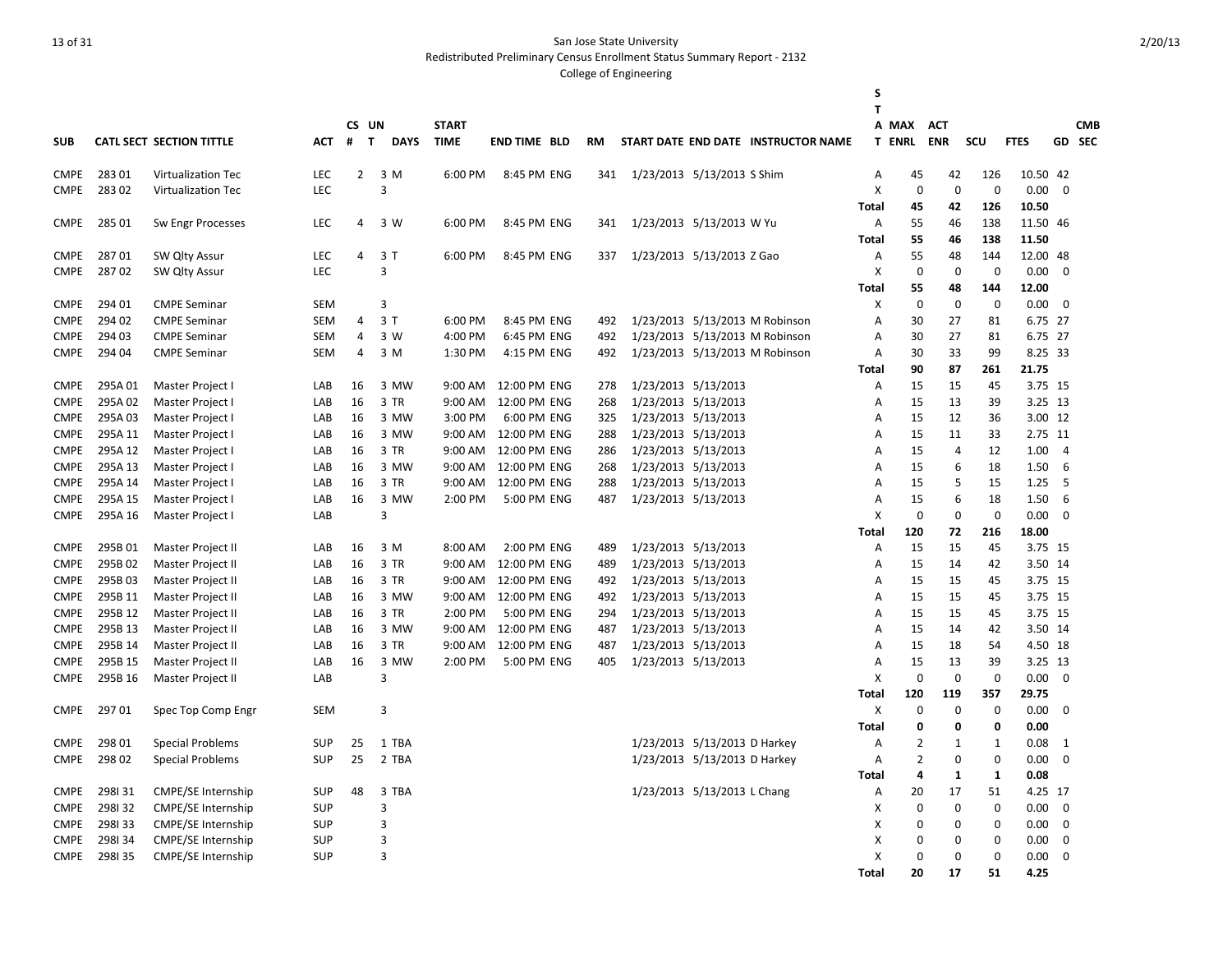San Jose State University
Redistributed Preliminary Census Enrollment Status Summary Report - 2132
College of Engineering

| SUB | CATL | SECT | SECTION TITTLE | ACT | CS # | UN T | DAYS | START TIME | END TIME | BLD | RM | START DATE | END DATE | INSTRUCTOR NAME | STAT | MAX ENRL | ACT ENR | SCU | FTES | GD | CMB SEC |
|---|---|---|---|---|---|---|---|---|---|---|---|---|---|---|---|---|---|---|---|---|---|
| CMPE | 283 | 01 | Virtualization Tec | LEC | 2 | 3 | M | 6:00 PM | 8:45 PM | ENG | 341 | 1/23/2013 | 5/13/2013 | S Shim | A | 45 | 42 | 126 | 10.50 | 42 | |
| CMPE | 283 | 02 | Virtualization Tec | LEC | | 3 | | | | | | | | | X | 0 | 0 | 0 | 0.00 | 0 | |
| | | | | | | | | | | | | | | | Total | 45 | 42 | 126 | 10.50 | | |
| CMPE | 285 | 01 | Sw Engr Processes | LEC | 4 | 3 | W | 6:00 PM | 8:45 PM | ENG | 341 | 1/23/2013 | 5/13/2013 | W Yu | A | 55 | 46 | 138 | 11.50 | 46 | |
| | | | | | | | | | | | | | | | Total | 55 | 46 | 138 | 11.50 | | |
| CMPE | 287 | 01 | SW Qlty Assur | LEC | 4 | 3 | T | 6:00 PM | 8:45 PM | ENG | 337 | 1/23/2013 | 5/13/2013 | Z Gao | A | 55 | 48 | 144 | 12.00 | 48 | |
| CMPE | 287 | 02 | SW Qlty Assur | LEC | | 3 | | | | | | | | | X | 0 | 0 | 0 | 0.00 | 0 | |
| | | | | | | | | | | | | | | | Total | 55 | 48 | 144 | 12.00 | | |
| CMPE | 294 | 01 | CMPE Seminar | SEM | | 3 | | | | | | | | | X | 0 | 0 | 0 | 0.00 | 0 | |
| CMPE | 294 | 02 | CMPE Seminar | SEM | 4 | 3 | T | 6:00 PM | 8:45 PM | ENG | 492 | 1/23/2013 | 5/13/2013 | M Robinson | A | 30 | 27 | 81 | 6.75 | 27 | |
| CMPE | 294 | 03 | CMPE Seminar | SEM | 4 | 3 | W | 4:00 PM | 6:45 PM | ENG | 492 | 1/23/2013 | 5/13/2013 | M Robinson | A | 30 | 27 | 81 | 6.75 | 27 | |
| CMPE | 294 | 04 | CMPE Seminar | SEM | 4 | 3 | M | 1:30 PM | 4:15 PM | ENG | 492 | 1/23/2013 | 5/13/2013 | M Robinson | A | 30 | 33 | 99 | 8.25 | 33 | |
| | | | | | | | | | | | | | | | Total | 90 | 87 | 261 | 21.75 | | |
| CMPE | 295A | 01 | Master Project I | LAB | 16 | 3 | MW | 9:00 AM | 12:00 PM | ENG | 278 | 1/23/2013 | 5/13/2013 | | A | 15 | 15 | 45 | 3.75 | 15 | |
| CMPE | 295A | 02 | Master Project I | LAB | 16 | 3 | TR | 9:00 AM | 12:00 PM | ENG | 268 | 1/23/2013 | 5/13/2013 | | A | 15 | 13 | 39 | 3.25 | 13 | |
| CMPE | 295A | 03 | Master Project I | LAB | 16 | 3 | MW | 3:00 PM | 6:00 PM | ENG | 325 | 1/23/2013 | 5/13/2013 | | A | 15 | 12 | 36 | 3.00 | 12 | |
| CMPE | 295A | 11 | Master Project I | LAB | 16 | 3 | MW | 9:00 AM | 12:00 PM | ENG | 288 | 1/23/2013 | 5/13/2013 | | A | 15 | 11 | 33 | 2.75 | 11 | |
| CMPE | 295A | 12 | Master Project I | LAB | 16 | 3 | TR | 9:00 AM | 12:00 PM | ENG | 286 | 1/23/2013 | 5/13/2013 | | A | 15 | 4 | 12 | 1.00 | 4 | |
| CMPE | 295A | 13 | Master Project I | LAB | 16 | 3 | MW | 9:00 AM | 12:00 PM | ENG | 268 | 1/23/2013 | 5/13/2013 | | A | 15 | 6 | 18 | 1.50 | 6 | |
| CMPE | 295A | 14 | Master Project I | LAB | 16 | 3 | TR | 9:00 AM | 12:00 PM | ENG | 288 | 1/23/2013 | 5/13/2013 | | A | 15 | 5 | 15 | 1.25 | 5 | |
| CMPE | 295A | 15 | Master Project I | LAB | 16 | 3 | MW | 2:00 PM | 5:00 PM | ENG | 487 | 1/23/2013 | 5/13/2013 | | A | 15 | 6 | 18 | 1.50 | 6 | |
| CMPE | 295A | 16 | Master Project I | LAB | | 3 | | | | | | | | | X | 0 | 0 | 0 | 0.00 | 0 | |
| | | | | | | | | | | | | | | | Total | 120 | 72 | 216 | 18.00 | | |
| CMPE | 295B | 01 | Master Project II | LAB | 16 | 3 | M | 8:00 AM | 2:00 PM | ENG | 489 | 1/23/2013 | 5/13/2013 | | A | 15 | 15 | 45 | 3.75 | 15 | |
| CMPE | 295B | 02 | Master Project II | LAB | 16 | 3 | TR | 9:00 AM | 12:00 PM | ENG | 489 | 1/23/2013 | 5/13/2013 | | A | 15 | 14 | 42 | 3.50 | 14 | |
| CMPE | 295B | 03 | Master Project II | LAB | 16 | 3 | TR | 9:00 AM | 12:00 PM | ENG | 492 | 1/23/2013 | 5/13/2013 | | A | 15 | 15 | 45 | 3.75 | 15 | |
| CMPE | 295B | 11 | Master Project II | LAB | 16 | 3 | MW | 9:00 AM | 12:00 PM | ENG | 492 | 1/23/2013 | 5/13/2013 | | A | 15 | 15 | 45 | 3.75 | 15 | |
| CMPE | 295B | 12 | Master Project II | LAB | 16 | 3 | TR | 2:00 PM | 5:00 PM | ENG | 294 | 1/23/2013 | 5/13/2013 | | A | 15 | 15 | 45 | 3.75 | 15 | |
| CMPE | 295B | 13 | Master Project II | LAB | 16 | 3 | MW | 9:00 AM | 12:00 PM | ENG | 487 | 1/23/2013 | 5/13/2013 | | A | 15 | 14 | 42 | 3.50 | 14 | |
| CMPE | 295B | 14 | Master Project II | LAB | 16 | 3 | TR | 9:00 AM | 12:00 PM | ENG | 487 | 1/23/2013 | 5/13/2013 | | A | 15 | 18 | 54 | 4.50 | 18 | |
| CMPE | 295B | 15 | Master Project II | LAB | 16 | 3 | MW | 2:00 PM | 5:00 PM | ENG | 405 | 1/23/2013 | 5/13/2013 | | A | 15 | 13 | 39 | 3.25 | 13 | |
| CMPE | 295B | 16 | Master Project II | LAB | | 3 | | | | | | | | | X | 0 | 0 | 0 | 0.00 | 0 | |
| | | | | | | | | | | | | | | | Total | 120 | 119 | 357 | 29.75 | | |
| CMPE | 297 | 01 | Spec Top Comp Engr | SEM | | 3 | | | | | | | | | X | 0 | 0 | 0 | 0.00 | 0 | |
| | | | | | | | | | | | | | | | Total | 0 | 0 | 0 | 0.00 | | |
| CMPE | 298 | 01 | Special Problems | SUP | 25 | 1 | TBA | | | | | 1/23/2013 | 5/13/2013 | D Harkey | A | 2 | 1 | 1 | 0.08 | 1 | |
| CMPE | 298 | 02 | Special Problems | SUP | 25 | 2 | TBA | | | | | 1/23/2013 | 5/13/2013 | D Harkey | A | 2 | 0 | 0 | 0.00 | 0 | |
| | | | | | | | | | | | | | | | Total | 4 | 1 | 1 | 0.08 | | |
| CMPE | 298I | 31 | CMPE/SE Internship | SUP | 48 | 3 | TBA | | | | | 1/23/2013 | 5/13/2013 | L Chang | A | 20 | 17 | 51 | 4.25 | 17 | |
| CMPE | 298I | 32 | CMPE/SE Internship | SUP | | 3 | | | | | | | | | X | 0 | 0 | 0 | 0.00 | 0 | |
| CMPE | 298I | 33 | CMPE/SE Internship | SUP | | 3 | | | | | | | | | X | 0 | 0 | 0 | 0.00 | 0 | |
| CMPE | 298I | 34 | CMPE/SE Internship | SUP | | 3 | | | | | | | | | X | 0 | 0 | 0 | 0.00 | 0 | |
| CMPE | 298I | 35 | CMPE/SE Internship | SUP | | 3 | | | | | | | | | X | 0 | 0 | 0 | 0.00 | 0 | |
| | | | | | | | | | | | | | | | Total | 20 | 17 | 51 | 4.25 | | |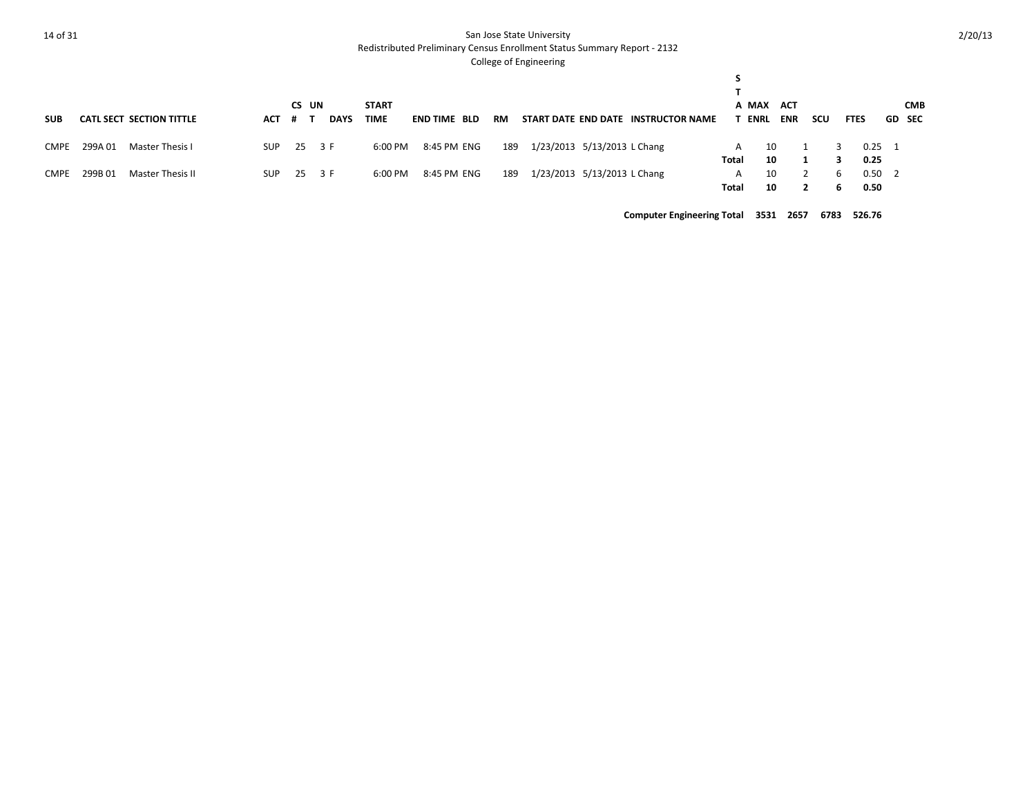San Jose State University

Redistributed Preliminary Census Enrollment Status Summary Report - 2132

College of Engineering

2/20/13

| SUB | CATL | SECT | SECTION TITTLE | ACT | CS # | UNT | DAYS | START TIME | END TIME | BLD | RM | START DATE | END DATE | INSTRUCTOR NAME | STAT | MAX ENRL | ACT ENR | SCU | FTES | GD | CMB SEC |
|---|---|---|---|---|---|---|---|---|---|---|---|---|---|---|---|---|---|---|---|---|---|
| CMPE | 299A | 01 | Master Thesis I | SUP | 25 | 3 | F | 6:00 PM | 8:45 PM | ENG | 189 | 1/23/2013 | 5/13/2013 | L Chang | A | 10 | 1 | 3 | 0.25 | 1 | |
| | | | | | | | | | | | | | | | **Total** | **10** | **1** | **3** | **0.25** | | |
| CMPE | 299B | 01 | Master Thesis II | SUP | 25 | 3 | F | 6:00 PM | 8:45 PM | ENG | 189 | 1/23/2013 | 5/13/2013 | L Chang | A | 10 | 2 | 6 | 0.50 | 2 | |
| | | | | | | | | | | | | | | | **Total** | **10** | **2** | **6** | **0.50** | | |
| | | | | | | | | | | | | | | **Computer Engineering Total** | | **3531** | **2657** | **6783** | **526.76** | | |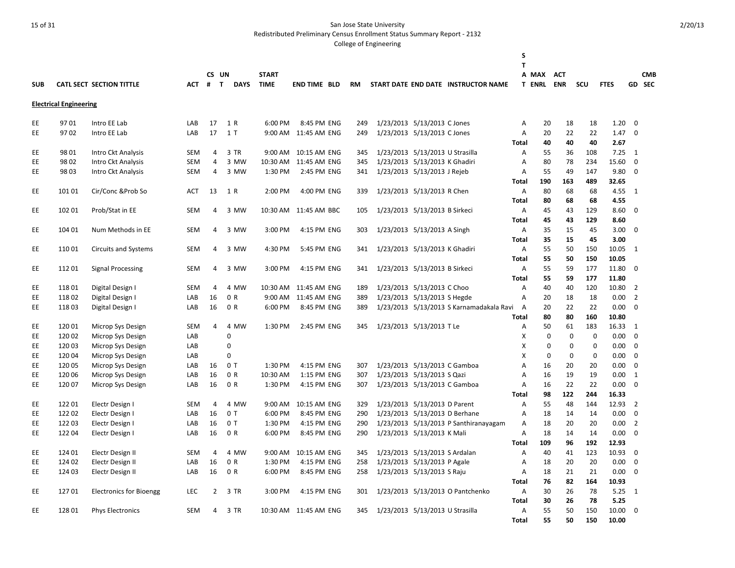San Jose State University

Redistributed Preliminary Census Enrollment Status Summary Report - 2132

College of Engineering

| SUB | CATL | SECT | SECTION TITTLE | ACT | CS # | UN T | DAYS | START TIME | END TIME | BLD | RM | START DATE | END DATE | INSTRUCTOR NAME | STAT | MAX ENRL | ACT ENR | SCU | FTES | GD | CMB SEC |
|---|---|---|---|---|---|---|---|---|---|---|---|---|---|---|---|---|---|---|---|---|---|
| **Electrical Engineering** | | | | | | | | | | | | | | | | | | | | | |
| EE | 97 | 01 | Intro EE Lab | LAB | 17 | 1 | R | 6:00 PM | 8:45 PM | ENG | 249 | 1/23/2013 | 5/13/2013 | C Jones | A | 20 | 18 | 18 | 1.20 | 0 | |
| EE | 97 | 02 | Intro EE Lab | LAB | 17 | 1 | T | 9:00 AM | 11:45 AM | ENG | 249 | 1/23/2013 | 5/13/2013 | C Jones | A | 20 | 22 | 22 | 1.47 | 0 | |
| | | | | | | | | | | | | | | | **Total** | **40** | **40** | **40** | **2.67** | | |
| EE | 98 | 01 | Intro Ckt Analysis | SEM | 4 | 3 | TR | 9:00 AM | 10:15 AM | ENG | 345 | 1/23/2013 | 5/13/2013 | U Strasilla | A | 55 | 36 | 108 | 7.25 | 1 | |
| EE | 98 | 02 | Intro Ckt Analysis | SEM | 4 | 3 | MW | 10:30 AM | 11:45 AM | ENG | 345 | 1/23/2013 | 5/13/2013 | K Ghadiri | A | 80 | 78 | 234 | 15.60 | 0 | |
| EE | 98 | 03 | Intro Ckt Analysis | SEM | 4 | 3 | MW | 1:30 PM | 2:45 PM | ENG | 341 | 1/23/2013 | 5/13/2013 | J Rejeb | A | 55 | 49 | 147 | 9.80 | 0 | |
| | | | | | | | | | | | | | | | **Total** | **190** | **163** | **489** | **32.65** | | |
| EE | 101 | 01 | Cir/Conc &Prob So | ACT | 13 | 1 | R | 2:00 PM | 4:00 PM | ENG | 339 | 1/23/2013 | 5/13/2013 | R Chen | A | 80 | 68 | 68 | 4.55 | 1 | |
| | | | | | | | | | | | | | | | **Total** | **80** | **68** | **68** | **4.55** | | |
| EE | 102 | 01 | Prob/Stat in EE | SEM | 4 | 3 | MW | 10:30 AM | 11:45 AM | BBC | 105 | 1/23/2013 | 5/13/2013 | B Sirkeci | A | 45 | 43 | 129 | 8.60 | 0 | |
| | | | | | | | | | | | | | | | **Total** | **45** | **43** | **129** | **8.60** | | |
| EE | 104 | 01 | Num Methods in EE | SEM | 4 | 3 | MW | 3:00 PM | 4:15 PM | ENG | 303 | 1/23/2013 | 5/13/2013 | A Singh | A | 35 | 15 | 45 | 3.00 | 0 | |
| | | | | | | | | | | | | | | | **Total** | **35** | **15** | **45** | **3.00** | | |
| EE | 110 | 01 | Circuits and Systems | SEM | 4 | 3 | MW | 4:30 PM | 5:45 PM | ENG | 341 | 1/23/2013 | 5/13/2013 | K Ghadiri | A | 55 | 50 | 150 | 10.05 | 1 | |
| | | | | | | | | | | | | | | | **Total** | **55** | **50** | **150** | **10.05** | | |
| EE | 112 | 01 | Signal Processing | SEM | 4 | 3 | MW | 3:00 PM | 4:15 PM | ENG | 341 | 1/23/2013 | 5/13/2013 | B Sirkeci | A | 55 | 59 | 177 | 11.80 | 0 | |
| | | | | | | | | | | | | | | | **Total** | **55** | **59** | **177** | **11.80** | | |
| EE | 118 | 01 | Digital Design I | SEM | 4 | 4 | MW | 10:30 AM | 11:45 AM | ENG | 189 | 1/23/2013 | 5/13/2013 | C Choo | A | 40 | 40 | 120 | 10.80 | 2 | |
| EE | 118 | 02 | Digital Design I | LAB | 16 | 0 | R | 9:00 AM | 11:45 AM | ENG | 389 | 1/23/2013 | 5/13/2013 | S Hegde | A | 20 | 18 | 18 | 0.00 | 2 | |
| EE | 118 | 03 | Digital Design I | LAB | 16 | 0 | R | 6:00 PM | 8:45 PM | ENG | 389 | 1/23/2013 | 5/13/2013 | S Karnamadakala Ravi | A | 20 | 22 | 22 | 0.00 | 0 | |
| | | | | | | | | | | | | | | | **Total** | **80** | **80** | **160** | **10.80** | | |
| EE | 120 | 01 | Microp Sys Design | SEM | 4 | 4 | MW | 1:30 PM | 2:45 PM | ENG | 345 | 1/23/2013 | 5/13/2013 | T Le | A | 50 | 61 | 183 | 16.33 | 1 | |
| EE | 120 | 02 | Microp Sys Design | LAB | | 0 | | | | | | | | | X | 0 | 0 | 0 | 0.00 | 0 | |
| EE | 120 | 03 | Microp Sys Design | LAB | | 0 | | | | | | | | | X | 0 | 0 | 0 | 0.00 | 0 | |
| EE | 120 | 04 | Microp Sys Design | LAB | | 0 | | | | | | | | | X | 0 | 0 | 0 | 0.00 | 0 | |
| EE | 120 | 05 | Microp Sys Design | LAB | 16 | 0 | T | 1:30 PM | 4:15 PM | ENG | 307 | 1/23/2013 | 5/13/2013 | C Gamboa | A | 16 | 20 | 20 | 0.00 | 0 | |
| EE | 120 | 06 | Microp Sys Design | LAB | 16 | 0 | R | 10:30 AM | 1:15 PM | ENG | 307 | 1/23/2013 | 5/13/2013 | S Qazi | A | 16 | 19 | 19 | 0.00 | 1 | |
| EE | 120 | 07 | Microp Sys Design | LAB | 16 | 0 | R | 1:30 PM | 4:15 PM | ENG | 307 | 1/23/2013 | 5/13/2013 | C Gamboa | A | 16 | 22 | 22 | 0.00 | 0 | |
| | | | | | | | | | | | | | | | **Total** | **98** | **122** | **244** | **16.33** | | |
| EE | 122 | 01 | Electr Design I | SEM | 4 | 4 | MW | 9:00 AM | 10:15 AM | ENG | 329 | 1/23/2013 | 5/13/2013 | D Parent | A | 55 | 48 | 144 | 12.93 | 2 | |
| EE | 122 | 02 | Electr Design I | LAB | 16 | 0 | T | 6:00 PM | 8:45 PM | ENG | 290 | 1/23/2013 | 5/13/2013 | D Berhane | A | 18 | 14 | 14 | 0.00 | 0 | |
| EE | 122 | 03 | Electr Design I | LAB | 16 | 0 | T | 1:30 PM | 4:15 PM | ENG | 290 | 1/23/2013 | 5/13/2013 | P Santhiranayagam | A | 18 | 20 | 20 | 0.00 | 2 | |
| EE | 122 | 04 | Electr Design I | LAB | 16 | 0 | R | 6:00 PM | 8:45 PM | ENG | 290 | 1/23/2013 | 5/13/2013 | K Mali | A | 18 | 14 | 14 | 0.00 | 0 | |
| | | | | | | | | | | | | | | | **Total** | **109** | **96** | **192** | **12.93** | | |
| EE | 124 | 01 | Electr Design II | SEM | 4 | 4 | MW | 9:00 AM | 10:15 AM | ENG | 345 | 1/23/2013 | 5/13/2013 | S Ardalan | A | 40 | 41 | 123 | 10.93 | 0 | |
| EE | 124 | 02 | Electr Design II | LAB | 16 | 0 | R | 1:30 PM | 4:15 PM | ENG | 258 | 1/23/2013 | 5/13/2013 | P Agale | A | 18 | 20 | 20 | 0.00 | 0 | |
| EE | 124 | 03 | Electr Design II | LAB | 16 | 0 | R | 6:00 PM | 8:45 PM | ENG | 258 | 1/23/2013 | 5/13/2013 | S Raju | A | 18 | 21 | 21 | 0.00 | 0 | |
| | | | | | | | | | | | | | | | **Total** | **76** | **82** | **164** | **10.93** | | |
| EE | 127 | 01 | Electronics for Bioengg | LEC | 2 | 3 | TR | 3:00 PM | 4:15 PM | ENG | 301 | 1/23/2013 | 5/13/2013 | O Pantchenko | A | 30 | 26 | 78 | 5.25 | 1 | |
| | | | | | | | | | | | | | | | **Total** | **30** | **26** | **78** | **5.25** | | |
| EE | 128 | 01 | Phys Electronics | SEM | 4 | 3 | TR | 10:30 AM | 11:45 AM | ENG | 345 | 1/23/2013 | 5/13/2013 | U Strasilla | A | 55 | 50 | 150 | 10.00 | 0 | |
| | | | | | | | | | | | | | | | **Total** | **55** | **50** | **150** | **10.00** | | |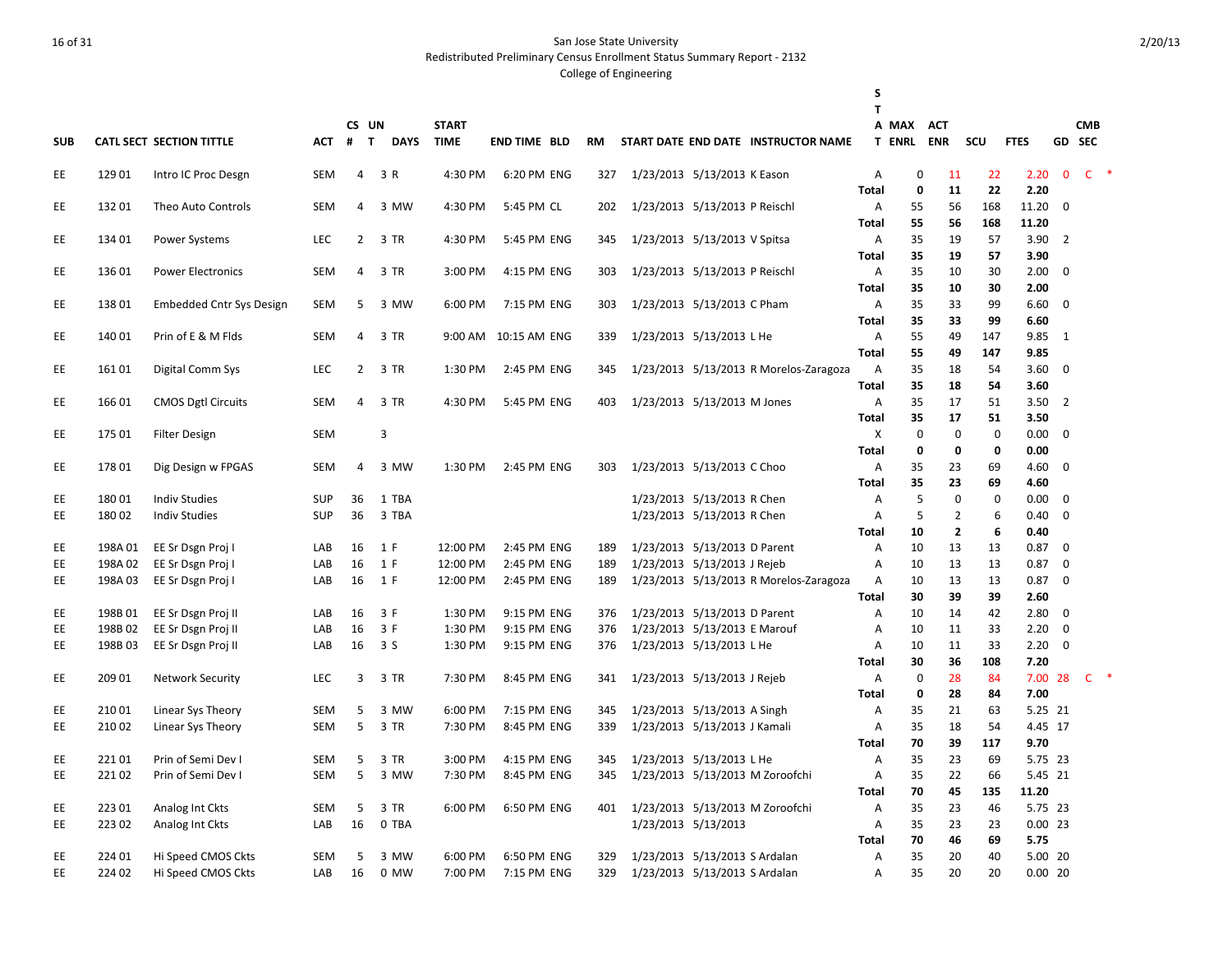San Jose State University
Redistributed Preliminary Census Enrollment Status Summary Report - 2132
College of Engineering

2/20/13

| SUB | CATL SECT | SECTION TITTLE | ACT | CS # | UN T | DAYS | START TIME | END TIME | BLD | RM | START DATE | END DATE | INSTRUCTOR NAME | STAT | MAX ENRL | ACT ENR | SCU | FTES | GD | CMB SEC | |
|---|---|---|---|---|---|---|---|---|---|---|---|---|---|---|---|---|---|---|---|---|---|
| EE | 129 01 | Intro IC Proc Desgn | SEM | 4 | 3 | R | 4:30 PM | 6:20 PM | ENG | 327 | 1/23/2013 | 5/13/2013 | K Eason | A | 0 | 11 | 22 | 2.20 | 0 | C | * |
| | | | | | | | | | | | | | | Total | **0** | **11** | **22** | **2.20** | | | |
| EE | 132 01 | Theo Auto Controls | SEM | 4 | 3 | MW | 4:30 PM | 5:45 PM | CL | 202 | 1/23/2013 | 5/13/2013 | P Reischl | A | 55 | 56 | 168 | 11.20 | 0 | | |
| | | | | | | | | | | | | | | Total | **55** | **56** | **168** | **11.20** | | | |
| EE | 134 01 | Power Systems | LEC | 2 | 3 | TR | 4:30 PM | 5:45 PM | ENG | 345 | 1/23/2013 | 5/13/2013 | V Spitsa | A | 35 | 19 | 57 | 3.90 | 2 | | |
| | | | | | | | | | | | | | | Total | **35** | **19** | **57** | **3.90** | | | |
| EE | 136 01 | Power Electronics | SEM | 4 | 3 | TR | 3:00 PM | 4:15 PM | ENG | 303 | 1/23/2013 | 5/13/2013 | P Reischl | A | 35 | 10 | 30 | 2.00 | 0 | | |
| | | | | | | | | | | | | | | Total | **35** | **10** | **30** | **2.00** | | | |
| EE | 138 01 | Embedded Cntr Sys Design | SEM | 5 | 3 | MW | 6:00 PM | 7:15 PM | ENG | 303 | 1/23/2013 | 5/13/2013 | C Pham | A | 35 | 33 | 99 | 6.60 | 0 | | |
| | | | | | | | | | | | | | | Total | **35** | **33** | **99** | **6.60** | | | |
| EE | 140 01 | Prin of E & M Flds | SEM | 4 | 3 | TR | 9:00 AM | 10:15 AM | ENG | 339 | 1/23/2013 | 5/13/2013 | L He | A | 55 | 49 | 147 | 9.85 | 1 | | |
| | | | | | | | | | | | | | | Total | **55** | **49** | **147** | **9.85** | | | |
| EE | 161 01 | Digital Comm Sys | LEC | 2 | 3 | TR | 1:30 PM | 2:45 PM | ENG | 345 | 1/23/2013 | 5/13/2013 | R Morelos-Zaragoza | A | 35 | 18 | 54 | 3.60 | 0 | | |
| | | | | | | | | | | | | | | Total | **35** | **18** | **54** | **3.60** | | | |
| EE | 166 01 | CMOS Dgtl Circuits | SEM | 4 | 3 | TR | 4:30 PM | 5:45 PM | ENG | 403 | 1/23/2013 | 5/13/2013 | M Jones | A | 35 | 17 | 51 | 3.50 | 2 | | |
| | | | | | | | | | | | | | | Total | **35** | **17** | **51** | **3.50** | | | |
| EE | 175 01 | Filter Design | SEM | | 3 | | | | | | | | | X | 0 | 0 | 0 | 0.00 | 0 | | |
| | | | | | | | | | | | | | | Total | **0** | **0** | **0** | **0.00** | | | |
| EE | 178 01 | Dig Design w FPGAS | SEM | 4 | 3 | MW | 1:30 PM | 2:45 PM | ENG | 303 | 1/23/2013 | 5/13/2013 | C Choo | A | 35 | 23 | 69 | 4.60 | 0 | | |
| | | | | | | | | | | | | | | Total | **35** | **23** | **69** | **4.60** | | | |
| EE | 180 01 | Indiv Studies | SUP | 36 | 1 | TBA | | | | | 1/23/2013 | 5/13/2013 | R Chen | A | 5 | 0 | 0 | 0.00 | 0 | | |
| EE | 180 02 | Indiv Studies | SUP | 36 | 3 | TBA | | | | | 1/23/2013 | 5/13/2013 | R Chen | A | 5 | 2 | 6 | 0.40 | 0 | | |
| | | | | | | | | | | | | | | Total | **10** | **2** | **6** | **0.40** | | | |
| EE | 198A 01 | EE Sr Dsgn Proj I | LAB | 16 | 1 | F | 12:00 PM | 2:45 PM | ENG | 189 | 1/23/2013 | 5/13/2013 | D Parent | A | 10 | 13 | 13 | 0.87 | 0 | | |
| EE | 198A 02 | EE Sr Dsgn Proj I | LAB | 16 | 1 | F | 12:00 PM | 2:45 PM | ENG | 189 | 1/23/2013 | 5/13/2013 | J Rejeb | A | 10 | 13 | 13 | 0.87 | 0 | | |
| EE | 198A 03 | EE Sr Dsgn Proj I | LAB | 16 | 1 | F | 12:00 PM | 2:45 PM | ENG | 189 | 1/23/2013 | 5/13/2013 | R Morelos-Zaragoza | A | 10 | 13 | 13 | 0.87 | 0 | | |
| | | | | | | | | | | | | | | Total | **30** | **39** | **39** | **2.60** | | | |
| EE | 198B 01 | EE Sr Dsgn Proj II | LAB | 16 | 3 | F | 1:30 PM | 9:15 PM | ENG | 376 | 1/23/2013 | 5/13/2013 | D Parent | A | 10 | 14 | 42 | 2.80 | 0 | | |
| EE | 198B 02 | EE Sr Dsgn Proj II | LAB | 16 | 3 | F | 1:30 PM | 9:15 PM | ENG | 376 | 1/23/2013 | 5/13/2013 | E Marouf | A | 10 | 11 | 33 | 2.20 | 0 | | |
| EE | 198B 03 | EE Sr Dsgn Proj II | LAB | 16 | 3 | S | 1:30 PM | 9:15 PM | ENG | 376 | 1/23/2013 | 5/13/2013 | L He | A | 10 | 11 | 33 | 2.20 | 0 | | |
| | | | | | | | | | | | | | | Total | **30** | **36** | **108** | **7.20** | | | |
| EE | 209 01 | Network Security | LEC | 3 | 3 | TR | 7:30 PM | 8:45 PM | ENG | 341 | 1/23/2013 | 5/13/2013 | J Rejeb | A | 0 | 28 | 84 | 7.00 | 28 | C | * |
| | | | | | | | | | | | | | | Total | **0** | **28** | **84** | **7.00** | | | |
| EE | 210 01 | Linear Sys Theory | SEM | 5 | 3 | MW | 6:00 PM | 7:15 PM | ENG | 345 | 1/23/2013 | 5/13/2013 | A Singh | A | 35 | 21 | 63 | 5.25 | 21 | | |
| EE | 210 02 | Linear Sys Theory | SEM | 5 | 3 | TR | 7:30 PM | 8:45 PM | ENG | 339 | 1/23/2013 | 5/13/2013 | J Kamali | A | 35 | 18 | 54 | 4.45 | 17 | | |
| | | | | | | | | | | | | | | Total | **70** | **39** | **117** | **9.70** | | | |
| EE | 221 01 | Prin of Semi Dev I | SEM | 5 | 3 | TR | 3:00 PM | 4:15 PM | ENG | 345 | 1/23/2013 | 5/13/2013 | L He | A | 35 | 23 | 69 | 5.75 | 23 | | |
| EE | 221 02 | Prin of Semi Dev I | SEM | 5 | 3 | MW | 7:30 PM | 8:45 PM | ENG | 345 | 1/23/2013 | 5/13/2013 | M Zoroofchi | A | 35 | 22 | 66 | 5.45 | 21 | | |
| | | | | | | | | | | | | | | Total | **70** | **45** | **135** | **11.20** | | | |
| EE | 223 01 | Analog Int Ckts | SEM | 5 | 3 | TR | 6:00 PM | 6:50 PM | ENG | 401 | 1/23/2013 | 5/13/2013 | M Zoroofchi | A | 35 | 23 | 46 | 5.75 | 23 | | |
| EE | 223 02 | Analog Int Ckts | LAB | 16 | 0 | TBA | | | | | 1/23/2013 | 5/13/2013 | | A | 35 | 23 | 23 | 0.00 | 23 | | |
| | | | | | | | | | | | | | | Total | **70** | **46** | **69** | **5.75** | | | |
| EE | 224 01 | Hi Speed CMOS Ckts | SEM | 5 | 3 | MW | 6:00 PM | 6:50 PM | ENG | 329 | 1/23/2013 | 5/13/2013 | S Ardalan | A | 35 | 20 | 40 | 5.00 | 20 | | |
| EE | 224 02 | Hi Speed CMOS Ckts | LAB | 16 | 0 | MW | 7:00 PM | 7:15 PM | ENG | 329 | 1/23/2013 | 5/13/2013 | S Ardalan | A | 35 | 20 | 20 | 0.00 | 20 | | |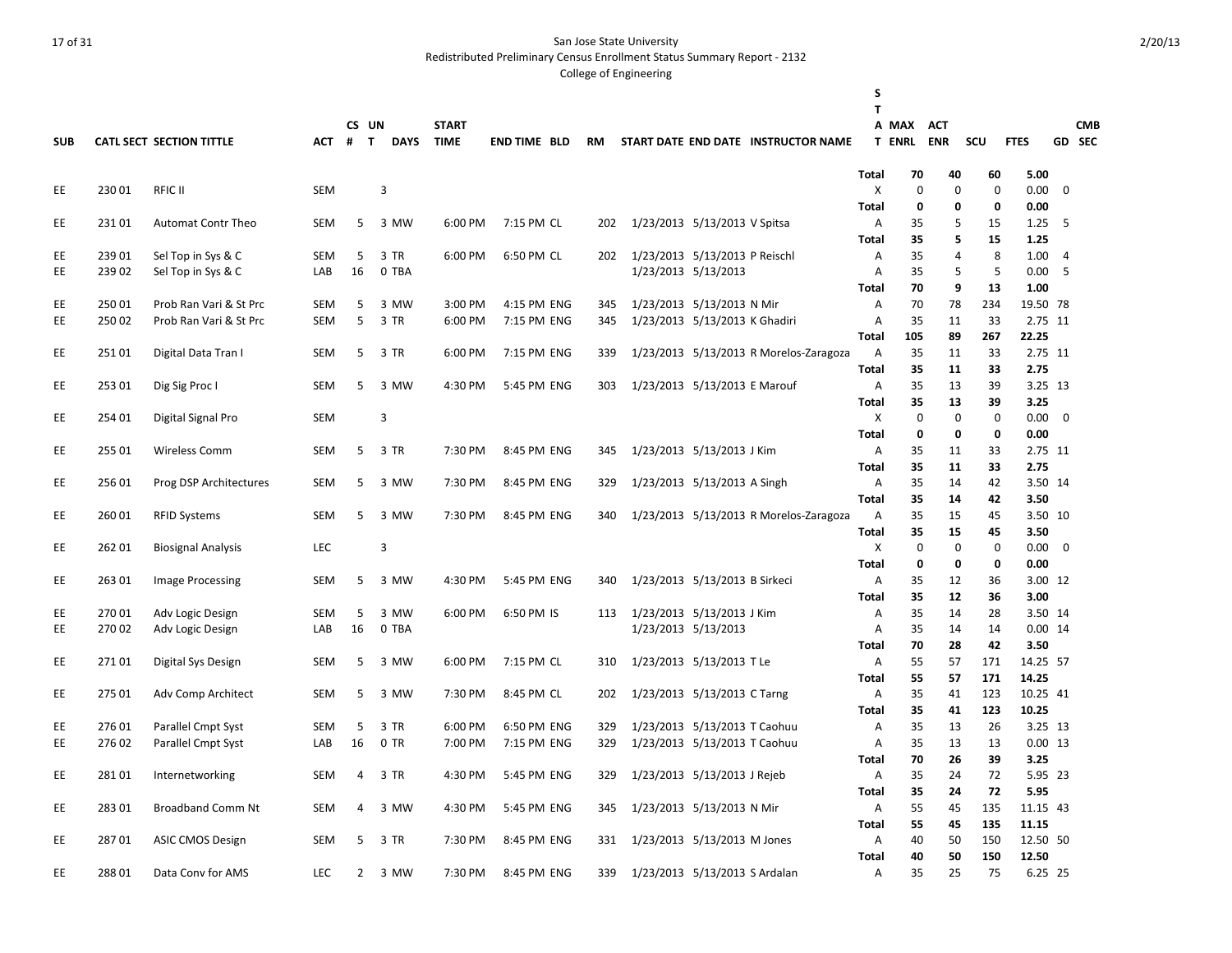San Jose State University
Redistributed Preliminary Census Enrollment Status Summary Report - 2132
College of Engineering

| SUB | CATL | SECT | SECTION TITTLE | ACT | CS # | UN T | DAYS | START TIME | END TIME | BLD | RM | START DATE | END DATE | INSTRUCTOR NAME | STAT | MAX ENRL | ACT ENR | SCU | FTES | GD | CMB SEC |
|---|---|---|---|---|---|---|---|---|---|---|---|---|---|---|---|---|---|---|---|---|---|
| | | | | | | | | | | | | | | | **Total** | **70** | **40** | **60** | **5.00** | | |
| EE | 230 | 01 | RFIC II | SEM | | 3 | | | | | | | | | X | 0 | 0 | 0 | 0.00 | 0 | |
| | | | | | | | | | | | | | | | **Total** | **0** | **0** | **0** | **0.00** | | |
| EE | 231 | 01 | Automat Contr Theo | SEM | 5 | 3 | MW | 6:00 PM | 7:15 PM | CL | 202 | 1/23/2013 | 5/13/2013 | V Spitsa | A | 35 | 5 | 15 | 1.25 | 5 | |
| | | | | | | | | | | | | | | | **Total** | **35** | **5** | **15** | **1.25** | | |
| EE | 239 | 01 | Sel Top in Sys & C | SEM | 5 | 3 | TR | 6:00 PM | 6:50 PM | CL | 202 | 1/23/2013 | 5/13/2013 | P Reischl | A | 35 | 4 | 8 | 1.00 | 4 | |
| EE | 239 | 02 | Sel Top in Sys & C | LAB | 16 | 0 | TBA | | | | | 1/23/2013 | 5/13/2013 | | A | 35 | 5 | 5 | 0.00 | 5 | |
| | | | | | | | | | | | | | | | **Total** | **70** | **9** | **13** | **1.00** | | |
| EE | 250 | 01 | Prob Ran Vari & St Prc | SEM | 5 | 3 | MW | 3:00 PM | 4:15 PM | ENG | 345 | 1/23/2013 | 5/13/2013 | N Mir | A | 70 | 78 | 234 | 19.50 | 78 | |
| EE | 250 | 02 | Prob Ran Vari & St Prc | SEM | 5 | 3 | TR | 6:00 PM | 7:15 PM | ENG | 345 | 1/23/2013 | 5/13/2013 | K Ghadiri | A | 35 | 11 | 33 | 2.75 | 11 | |
| | | | | | | | | | | | | | | | **Total** | **105** | **89** | **267** | **22.25** | | |
| EE | 251 | 01 | Digital Data Tran I | SEM | 5 | 3 | TR | 6:00 PM | 7:15 PM | ENG | 339 | 1/23/2013 | 5/13/2013 | R Morelos-Zaragoza | A | 35 | 11 | 33 | 2.75 | 11 | |
| | | | | | | | | | | | | | | | **Total** | **35** | **11** | **33** | **2.75** | | |
| EE | 253 | 01 | Dig Sig Proc I | SEM | 5 | 3 | MW | 4:30 PM | 5:45 PM | ENG | 303 | 1/23/2013 | 5/13/2013 | E Marouf | A | 35 | 13 | 39 | 3.25 | 13 | |
| | | | | | | | | | | | | | | | **Total** | **35** | **13** | **39** | **3.25** | | |
| EE | 254 | 01 | Digital Signal Pro | SEM | | 3 | | | | | | | | | X | 0 | 0 | 0 | 0.00 | 0 | |
| | | | | | | | | | | | | | | | **Total** | **0** | **0** | **0** | **0.00** | | |
| EE | 255 | 01 | Wireless Comm | SEM | 5 | 3 | TR | 7:30 PM | 8:45 PM | ENG | 345 | 1/23/2013 | 5/13/2013 | J Kim | A | 35 | 11 | 33 | 2.75 | 11 | |
| | | | | | | | | | | | | | | | **Total** | **35** | **11** | **33** | **2.75** | | |
| EE | 256 | 01 | Prog DSP Architectures | SEM | 5 | 3 | MW | 7:30 PM | 8:45 PM | ENG | 329 | 1/23/2013 | 5/13/2013 | A Singh | A | 35 | 14 | 42 | 3.50 | 14 | |
| | | | | | | | | | | | | | | | **Total** | **35** | **14** | **42** | **3.50** | | |
| EE | 260 | 01 | RFID Systems | SEM | 5 | 3 | MW | 7:30 PM | 8:45 PM | ENG | 340 | 1/23/2013 | 5/13/2013 | R Morelos-Zaragoza | A | 35 | 15 | 45 | 3.50 | 10 | |
| | | | | | | | | | | | | | | | **Total** | **35** | **15** | **45** | **3.50** | | |
| EE | 262 | 01 | Biosignal Analysis | LEC | | 3 | | | | | | | | | X | 0 | 0 | 0 | 0.00 | 0 | |
| | | | | | | | | | | | | | | | **Total** | **0** | **0** | **0** | **0.00** | | |
| EE | 263 | 01 | Image Processing | SEM | 5 | 3 | MW | 4:30 PM | 5:45 PM | ENG | 340 | 1/23/2013 | 5/13/2013 | B Sirkeci | A | 35 | 12 | 36 | 3.00 | 12 | |
| | | | | | | | | | | | | | | | **Total** | **35** | **12** | **36** | **3.00** | | |
| EE | 270 | 01 | Adv Logic Design | SEM | 5 | 3 | MW | 6:00 PM | 6:50 PM | IS | 113 | 1/23/2013 | 5/13/2013 | J Kim | A | 35 | 14 | 28 | 3.50 | 14 | |
| EE | 270 | 02 | Adv Logic Design | LAB | 16 | 0 | TBA | | | | | 1/23/2013 | 5/13/2013 | | A | 35 | 14 | 14 | 0.00 | 14 | |
| | | | | | | | | | | | | | | | **Total** | **70** | **28** | **42** | **3.50** | | |
| EE | 271 | 01 | Digital Sys Design | SEM | 5 | 3 | MW | 6:00 PM | 7:15 PM | CL | 310 | 1/23/2013 | 5/13/2013 | T Le | A | 55 | 57 | 171 | 14.25 | 57 | |
| | | | | | | | | | | | | | | | **Total** | **55** | **57** | **171** | **14.25** | | |
| EE | 275 | 01 | Adv Comp Architect | SEM | 5 | 3 | MW | 7:30 PM | 8:45 PM | CL | 202 | 1/23/2013 | 5/13/2013 | C Tarng | A | 35 | 41 | 123 | 10.25 | 41 | |
| | | | | | | | | | | | | | | | **Total** | **35** | **41** | **123** | **10.25** | | |
| EE | 276 | 01 | Parallel Cmpt Syst | SEM | 5 | 3 | TR | 6:00 PM | 6:50 PM | ENG | 329 | 1/23/2013 | 5/13/2013 | T Caohuu | A | 35 | 13 | 26 | 3.25 | 13 | |
| EE | 276 | 02 | Parallel Cmpt Syst | LAB | 16 | 0 | TR | 7:00 PM | 7:15 PM | ENG | 329 | 1/23/2013 | 5/13/2013 | T Caohuu | A | 35 | 13 | 13 | 0.00 | 13 | |
| | | | | | | | | | | | | | | | **Total** | **70** | **26** | **39** | **3.25** | | |
| EE | 281 | 01 | Internetworking | SEM | 4 | 3 | TR | 4:30 PM | 5:45 PM | ENG | 329 | 1/23/2013 | 5/13/2013 | J Rejeb | A | 35 | 24 | 72 | 5.95 | 23 | |
| | | | | | | | | | | | | | | | **Total** | **35** | **24** | **72** | **5.95** | | |
| EE | 283 | 01 | Broadband Comm Nt | SEM | 4 | 3 | MW | 4:30 PM | 5:45 PM | ENG | 345 | 1/23/2013 | 5/13/2013 | N Mir | A | 55 | 45 | 135 | 11.15 | 43 | |
| | | | | | | | | | | | | | | | **Total** | **55** | **45** | **135** | **11.15** | | |
| EE | 287 | 01 | ASIC CMOS Design | SEM | 5 | 3 | TR | 7:30 PM | 8:45 PM | ENG | 331 | 1/23/2013 | 5/13/2013 | M Jones | A | 40 | 50 | 150 | 12.50 | 50 | |
| | | | | | | | | | | | | | | | **Total** | **40** | **50** | **150** | **12.50** | | |
| EE | 288 | 01 | Data Conv for AMS | LEC | 2 | 3 | MW | 7:30 PM | 8:45 PM | ENG | 339 | 1/23/2013 | 5/13/2013 | S Ardalan | A | 35 | 25 | 75 | 6.25 | 25 | |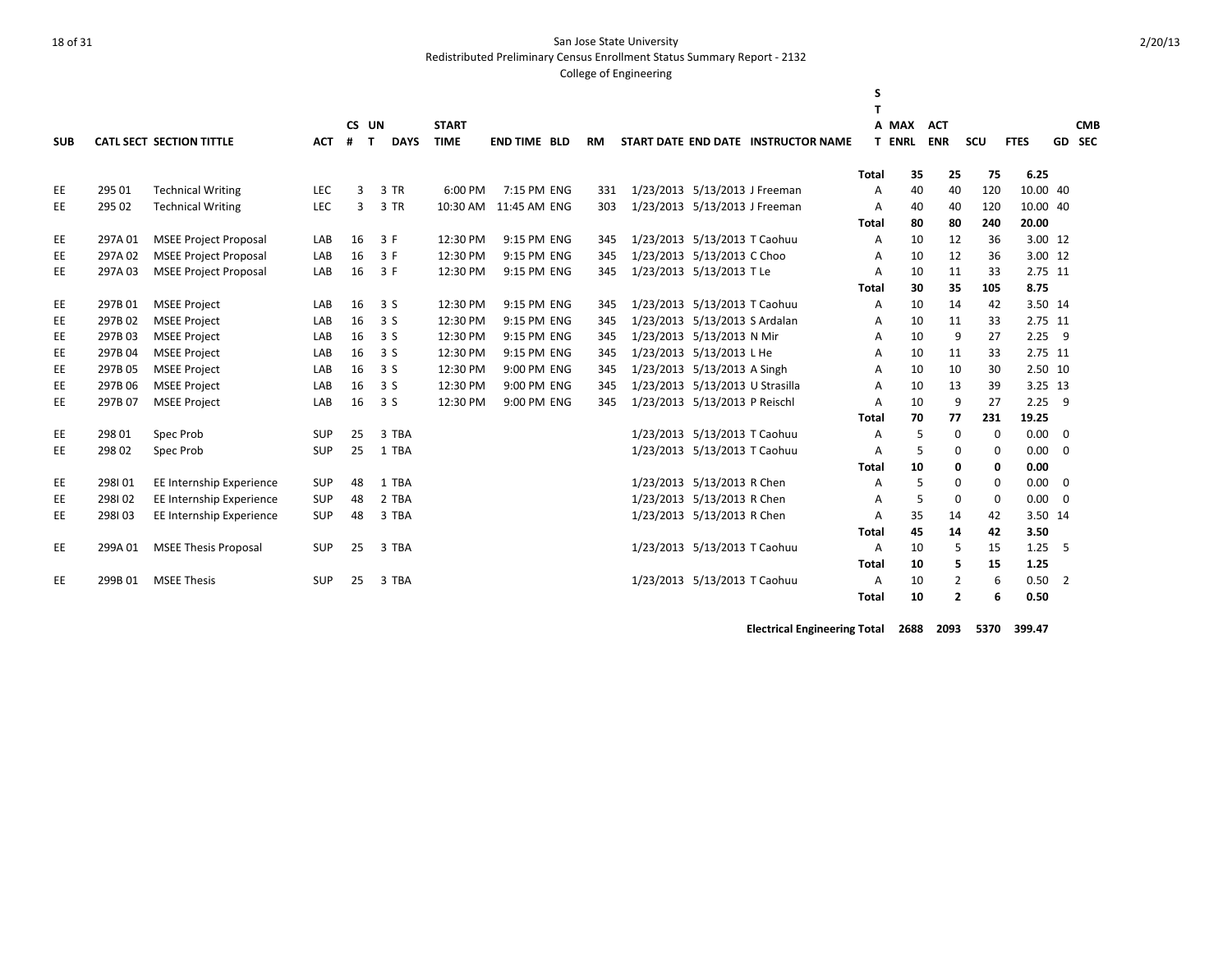San Jose State University

Redistributed Preliminary Census Enrollment Status Summary Report - 2132

College of Engineering

2/20/13

| SUB | CATL SECT | SECTION TITTLE | ACT | CS # | UN T | DAYS | START TIME | END TIME | BLD | RM | START DATE | END DATE | INSTRUCTOR NAME | STAT | MAX ENRL | ACT ENR | SCU | FTES | GD | CMB SEC |
|---|---|---|---|---|---|---|---|---|---|---|---|---|---|---|---|---|---|---|---|---|
| | | | | | | | | | | | | | | **Total** | **35** | **25** | **75** | **6.25** | | |
| EE | 295 01 | Technical Writing | LEC | 3 | 3 | TR | 6:00 PM | 7:15 PM | ENG | 331 | 1/23/2013 | 5/13/2013 | J Freeman | A | 40 | 40 | 120 | 10.00 | 40 | |
| EE | 295 02 | Technical Writing | LEC | 3 | 3 | TR | 10:30 AM | 11:45 AM | ENG | 303 | 1/23/2013 | 5/13/2013 | J Freeman | A | 40 | 40 | 120 | 10.00 | 40 | |
| | | | | | | | | | | | | | | **Total** | **80** | **80** | **240** | **20.00** | | |
| EE | 297A 01 | MSEE Project Proposal | LAB | 16 | 3 | F | 12:30 PM | 9:15 PM | ENG | 345 | 1/23/2013 | 5/13/2013 | T Caohuu | A | 10 | 12 | 36 | 3.00 | 12 | |
| EE | 297A 02 | MSEE Project Proposal | LAB | 16 | 3 | F | 12:30 PM | 9:15 PM | ENG | 345 | 1/23/2013 | 5/13/2013 | C Choo | A | 10 | 12 | 36 | 3.00 | 12 | |
| EE | 297A 03 | MSEE Project Proposal | LAB | 16 | 3 | F | 12:30 PM | 9:15 PM | ENG | 345 | 1/23/2013 | 5/13/2013 | T Le | A | 10 | 11 | 33 | 2.75 | 11 | |
| | | | | | | | | | | | | | | **Total** | **30** | **35** | **105** | **8.75** | | |
| EE | 297B 01 | MSEE Project | LAB | 16 | 3 | S | 12:30 PM | 9:15 PM | ENG | 345 | 1/23/2013 | 5/13/2013 | T Caohuu | A | 10 | 14 | 42 | 3.50 | 14 | |
| EE | 297B 02 | MSEE Project | LAB | 16 | 3 | S | 12:30 PM | 9:15 PM | ENG | 345 | 1/23/2013 | 5/13/2013 | S Ardalan | A | 10 | 11 | 33 | 2.75 | 11 | |
| EE | 297B 03 | MSEE Project | LAB | 16 | 3 | S | 12:30 PM | 9:15 PM | ENG | 345 | 1/23/2013 | 5/13/2013 | N Mir | A | 10 | 9 | 27 | 2.25 | 9 | |
| EE | 297B 04 | MSEE Project | LAB | 16 | 3 | S | 12:30 PM | 9:15 PM | ENG | 345 | 1/23/2013 | 5/13/2013 | L He | A | 10 | 11 | 33 | 2.75 | 11 | |
| EE | 297B 05 | MSEE Project | LAB | 16 | 3 | S | 12:30 PM | 9:00 PM | ENG | 345 | 1/23/2013 | 5/13/2013 | A Singh | A | 10 | 10 | 30 | 2.50 | 10 | |
| EE | 297B 06 | MSEE Project | LAB | 16 | 3 | S | 12:30 PM | 9:00 PM | ENG | 345 | 1/23/2013 | 5/13/2013 | U Strasilla | A | 10 | 13 | 39 | 3.25 | 13 | |
| EE | 297B 07 | MSEE Project | LAB | 16 | 3 | S | 12:30 PM | 9:00 PM | ENG | 345 | 1/23/2013 | 5/13/2013 | P Reischl | A | 10 | 9 | 27 | 2.25 | 9 | |
| | | | | | | | | | | | | | | **Total** | **70** | **77** | **231** | **19.25** | | |
| EE | 298 01 | Spec Prob | SUP | 25 | 3 | TBA | | | | | 1/23/2013 | 5/13/2013 | T Caohuu | A | 5 | 0 | 0 | 0.00 | 0 | |
| EE | 298 02 | Spec Prob | SUP | 25 | 1 | TBA | | | | | 1/23/2013 | 5/13/2013 | T Caohuu | A | 5 | 0 | 0 | 0.00 | 0 | |
| | | | | | | | | | | | | | | **Total** | **10** | **0** | **0** | **0.00** | | |
| EE | 298I 01 | EE Internship Experience | SUP | 48 | 1 | TBA | | | | | 1/23/2013 | 5/13/2013 | R Chen | A | 5 | 0 | 0 | 0.00 | 0 | |
| EE | 298I 02 | EE Internship Experience | SUP | 48 | 2 | TBA | | | | | 1/23/2013 | 5/13/2013 | R Chen | A | 5 | 0 | 0 | 0.00 | 0 | |
| EE | 298I 03 | EE Internship Experience | SUP | 48 | 3 | TBA | | | | | 1/23/2013 | 5/13/2013 | R Chen | A | 35 | 14 | 42 | 3.50 | 14 | |
| | | | | | | | | | | | | | | **Total** | **45** | **14** | **42** | **3.50** | | |
| EE | 299A 01 | MSEE Thesis Proposal | SUP | 25 | 3 | TBA | | | | | 1/23/2013 | 5/13/2013 | T Caohuu | A | 10 | 5 | 15 | 1.25 | 5 | |
| | | | | | | | | | | | | | | **Total** | **10** | **5** | **15** | **1.25** | | |
| EE | 299B 01 | MSEE Thesis | SUP | 25 | 3 | TBA | | | | | 1/23/2013 | 5/13/2013 | T Caohuu | A | 10 | 2 | 6 | 0.50 | 2 | |
| | | | | | | | | | | | | | | **Total** | **10** | **2** | **6** | **0.50** | | |
| | | | | | | | | | | | | | **Electrical Engineering Total** | | **2688** | **2093** | **5370** | **399.47** | | |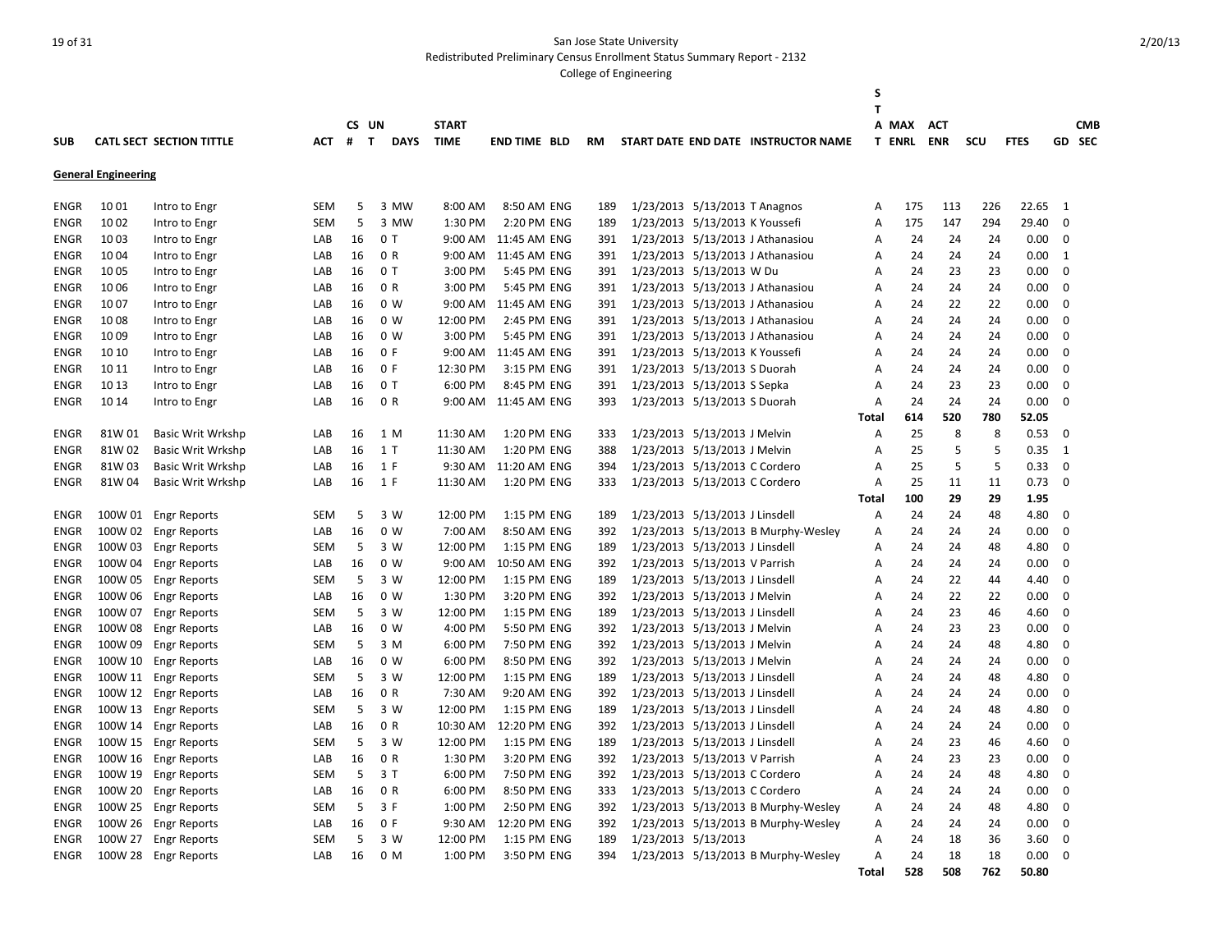San Jose State University

Redistributed Preliminary Census Enrollment Status Summary Report - 2132

College of Engineering

| SUB | CATL | SECT | SECTION TITTLE | ACT | CS # | UN T | DAYS | START TIME | END TIME | BLD | RM | START DATE | END DATE | INSTRUCTOR NAME | STAT | MAX ENRL | ACT ENR | SCU | FTES | GD | CMB SEC |
|---|---|---|---|---|---|---|---|---|---|---|---|---|---|---|---|---|---|---|---|---|---|
| **General Engineering** | | | | | | | | | | | | | | | | | | | | | |
| ENGR | 10 | 01 | Intro to Engr | SEM | 5 | 3 | MW | 8:00 AM | 8:50 AM | ENG | 189 | 1/23/2013 | 5/13/2013 | T Anagnos | A | 175 | 113 | 226 | 22.65 | 1 | |
| ENGR | 10 | 02 | Intro to Engr | SEM | 5 | 3 | MW | 1:30 PM | 2:20 PM | ENG | 189 | 1/23/2013 | 5/13/2013 | K Youssefi | A | 175 | 147 | 294 | 29.40 | 0 | |
| ENGR | 10 | 03 | Intro to Engr | LAB | 16 | 0 | T | 9:00 AM | 11:45 AM | ENG | 391 | 1/23/2013 | 5/13/2013 | J Athanasiou | A | 24 | 24 | 24 | 0.00 | 0 | |
| ENGR | 10 | 04 | Intro to Engr | LAB | 16 | 0 | R | 9:00 AM | 11:45 AM | ENG | 391 | 1/23/2013 | 5/13/2013 | J Athanasiou | A | 24 | 24 | 24 | 0.00 | 1 | |
| ENGR | 10 | 05 | Intro to Engr | LAB | 16 | 0 | T | 3:00 PM | 5:45 PM | ENG | 391 | 1/23/2013 | 5/13/2013 | W Du | A | 24 | 23 | 23 | 0.00 | 0 | |
| ENGR | 10 | 06 | Intro to Engr | LAB | 16 | 0 | R | 3:00 PM | 5:45 PM | ENG | 391 | 1/23/2013 | 5/13/2013 | J Athanasiou | A | 24 | 24 | 24 | 0.00 | 0 | |
| ENGR | 10 | 07 | Intro to Engr | LAB | 16 | 0 | W | 9:00 AM | 11:45 AM | ENG | 391 | 1/23/2013 | 5/13/2013 | J Athanasiou | A | 24 | 22 | 22 | 0.00 | 0 | |
| ENGR | 10 | 08 | Intro to Engr | LAB | 16 | 0 | W | 12:00 PM | 2:45 PM | ENG | 391 | 1/23/2013 | 5/13/2013 | J Athanasiou | A | 24 | 24 | 24 | 0.00 | 0 | |
| ENGR | 10 | 09 | Intro to Engr | LAB | 16 | 0 | W | 3:00 PM | 5:45 PM | ENG | 391 | 1/23/2013 | 5/13/2013 | J Athanasiou | A | 24 | 24 | 24 | 0.00 | 0 | |
| ENGR | 10 | 10 | Intro to Engr | LAB | 16 | 0 | F | 9:00 AM | 11:45 AM | ENG | 391 | 1/23/2013 | 5/13/2013 | K Youssefi | A | 24 | 24 | 24 | 0.00 | 0 | |
| ENGR | 10 | 11 | Intro to Engr | LAB | 16 | 0 | F | 12:30 PM | 3:15 PM | ENG | 391 | 1/23/2013 | 5/13/2013 | S Duorah | A | 24 | 24 | 24 | 0.00 | 0 | |
| ENGR | 10 | 13 | Intro to Engr | LAB | 16 | 0 | T | 6:00 PM | 8:45 PM | ENG | 391 | 1/23/2013 | 5/13/2013 | S Sepka | A | 24 | 23 | 23 | 0.00 | 0 | |
| ENGR | 10 | 14 | Intro to Engr | LAB | 16 | 0 | R | 9:00 AM | 11:45 AM | ENG | 393 | 1/23/2013 | 5/13/2013 | S Duorah | A | 24 | 24 | 24 | 0.00 | 0 | |
| | | | | | | | | | | | | | | | **Total** | **614** | **520** | **780** | **52.05** | | |
| ENGR | 81W | 01 | Basic Writ Wrkshp | LAB | 16 | 1 | M | 11:30 AM | 1:20 PM | ENG | 333 | 1/23/2013 | 5/13/2013 | J Melvin | A | 25 | 8 | 8 | 0.53 | 0 | |
| ENGR | 81W | 02 | Basic Writ Wrkshp | LAB | 16 | 1 | T | 11:30 AM | 1:20 PM | ENG | 388 | 1/23/2013 | 5/13/2013 | J Melvin | A | 25 | 5 | 5 | 0.35 | 1 | |
| ENGR | 81W | 03 | Basic Writ Wrkshp | LAB | 16 | 1 | F | 9:30 AM | 11:20 AM | ENG | 394 | 1/23/2013 | 5/13/2013 | C Cordero | A | 25 | 5 | 5 | 0.33 | 0 | |
| ENGR | 81W | 04 | Basic Writ Wrkshp | LAB | 16 | 1 | F | 11:30 AM | 1:20 PM | ENG | 333 | 1/23/2013 | 5/13/2013 | C Cordero | A | 25 | 11 | 11 | 0.73 | 0 | |
| | | | | | | | | | | | | | | | **Total** | **100** | **29** | **29** | **1.95** | | |
| ENGR | 100W | 01 | Engr Reports | SEM | 5 | 3 | W | 12:00 PM | 1:15 PM | ENG | 189 | 1/23/2013 | 5/13/2013 | J Linsdell | A | 24 | 24 | 48 | 4.80 | 0 | |
| ENGR | 100W | 02 | Engr Reports | LAB | 16 | 0 | W | 7:00 AM | 8:50 AM | ENG | 392 | 1/23/2013 | 5/13/2013 | B Murphy-Wesley | A | 24 | 24 | 24 | 0.00 | 0 | |
| ENGR | 100W | 03 | Engr Reports | SEM | 5 | 3 | W | 12:00 PM | 1:15 PM | ENG | 189 | 1/23/2013 | 5/13/2013 | J Linsdell | A | 24 | 24 | 48 | 4.80 | 0 | |
| ENGR | 100W | 04 | Engr Reports | LAB | 16 | 0 | W | 9:00 AM | 10:50 AM | ENG | 392 | 1/23/2013 | 5/13/2013 | V Parrish | A | 24 | 24 | 24 | 0.00 | 0 | |
| ENGR | 100W | 05 | Engr Reports | SEM | 5 | 3 | W | 12:00 PM | 1:15 PM | ENG | 189 | 1/23/2013 | 5/13/2013 | J Linsdell | A | 24 | 22 | 44 | 4.40 | 0 | |
| ENGR | 100W | 06 | Engr Reports | LAB | 16 | 0 | W | 1:30 PM | 3:20 PM | ENG | 392 | 1/23/2013 | 5/13/2013 | J Melvin | A | 24 | 22 | 22 | 0.00 | 0 | |
| ENGR | 100W | 07 | Engr Reports | SEM | 5 | 3 | W | 12:00 PM | 1:15 PM | ENG | 189 | 1/23/2013 | 5/13/2013 | J Linsdell | A | 24 | 23 | 46 | 4.60 | 0 | |
| ENGR | 100W | 08 | Engr Reports | LAB | 16 | 0 | W | 4:00 PM | 5:50 PM | ENG | 392 | 1/23/2013 | 5/13/2013 | J Melvin | A | 24 | 23 | 23 | 0.00 | 0 | |
| ENGR | 100W | 09 | Engr Reports | SEM | 5 | 3 | M | 6:00 PM | 7:50 PM | ENG | 392 | 1/23/2013 | 5/13/2013 | J Melvin | A | 24 | 24 | 48 | 4.80 | 0 | |
| ENGR | 100W | 10 | Engr Reports | LAB | 16 | 0 | W | 6:00 PM | 8:50 PM | ENG | 392 | 1/23/2013 | 5/13/2013 | J Melvin | A | 24 | 24 | 24 | 0.00 | 0 | |
| ENGR | 100W | 11 | Engr Reports | SEM | 5 | 3 | W | 12:00 PM | 1:15 PM | ENG | 189 | 1/23/2013 | 5/13/2013 | J Linsdell | A | 24 | 24 | 48 | 4.80 | 0 | |
| ENGR | 100W | 12 | Engr Reports | LAB | 16 | 0 | R | 7:30 AM | 9:20 AM | ENG | 392 | 1/23/2013 | 5/13/2013 | J Linsdell | A | 24 | 24 | 24 | 0.00 | 0 | |
| ENGR | 100W | 13 | Engr Reports | SEM | 5 | 3 | W | 12:00 PM | 1:15 PM | ENG | 189 | 1/23/2013 | 5/13/2013 | J Linsdell | A | 24 | 24 | 48 | 4.80 | 0 | |
| ENGR | 100W | 14 | Engr Reports | LAB | 16 | 0 | R | 10:30 AM | 12:20 PM | ENG | 392 | 1/23/2013 | 5/13/2013 | J Linsdell | A | 24 | 24 | 24 | 0.00 | 0 | |
| ENGR | 100W | 15 | Engr Reports | SEM | 5 | 3 | W | 12:00 PM | 1:15 PM | ENG | 189 | 1/23/2013 | 5/13/2013 | J Linsdell | A | 24 | 23 | 46 | 4.60 | 0 | |
| ENGR | 100W | 16 | Engr Reports | LAB | 16 | 0 | R | 1:30 PM | 3:20 PM | ENG | 392 | 1/23/2013 | 5/13/2013 | V Parrish | A | 24 | 23 | 23 | 0.00 | 0 | |
| ENGR | 100W | 19 | Engr Reports | SEM | 5 | 3 | T | 6:00 PM | 7:50 PM | ENG | 392 | 1/23/2013 | 5/13/2013 | C Cordero | A | 24 | 24 | 48 | 4.80 | 0 | |
| ENGR | 100W | 20 | Engr Reports | LAB | 16 | 0 | R | 6:00 PM | 8:50 PM | ENG | 333 | 1/23/2013 | 5/13/2013 | C Cordero | A | 24 | 24 | 24 | 0.00 | 0 | |
| ENGR | 100W | 25 | Engr Reports | SEM | 5 | 3 | F | 1:00 PM | 2:50 PM | ENG | 392 | 1/23/2013 | 5/13/2013 | B Murphy-Wesley | A | 24 | 24 | 48 | 4.80 | 0 | |
| ENGR | 100W | 26 | Engr Reports | LAB | 16 | 0 | F | 9:30 AM | 12:20 PM | ENG | 392 | 1/23/2013 | 5/13/2013 | B Murphy-Wesley | A | 24 | 24 | 24 | 0.00 | 0 | |
| ENGR | 100W | 27 | Engr Reports | SEM | 5 | 3 | W | 12:00 PM | 1:15 PM | ENG | 189 | 1/23/2013 | 5/13/2013 | | A | 24 | 18 | 36 | 3.60 | 0 | |
| ENGR | 100W | 28 | Engr Reports | LAB | 16 | 0 | M | 1:00 PM | 3:50 PM | ENG | 394 | 1/23/2013 | 5/13/2013 | B Murphy-Wesley | A | 24 | 18 | 18 | 0.00 | 0 | |
| | | | | | | | | | | | | | | | **Total** | **528** | **508** | **762** | **50.80** | | |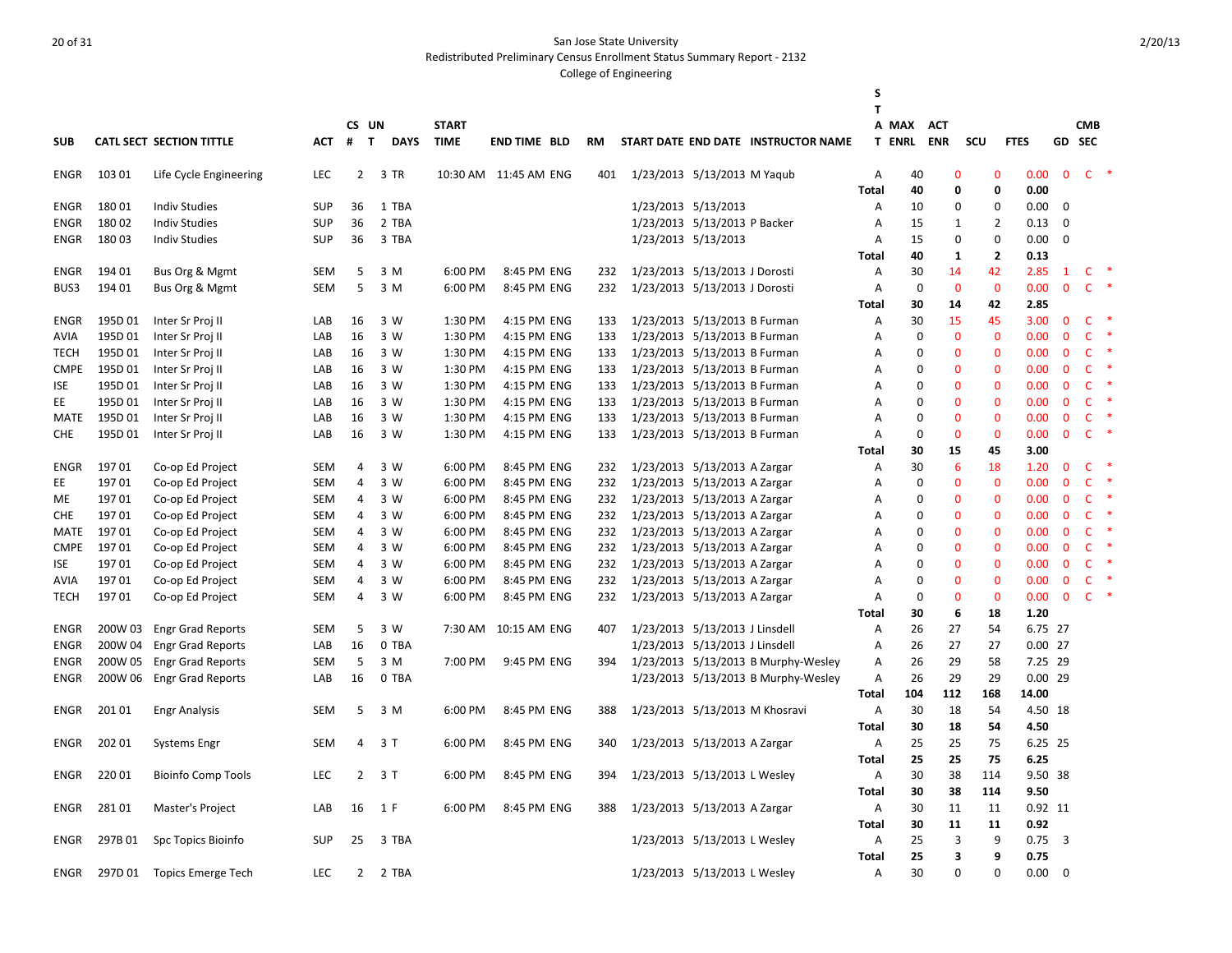San Jose State University
Redistributed Preliminary Census Enrollment Status Summary Report - 2132
College of Engineering

2/20/13

| SUB | CATL | SECT | SECTION TITTLE | ACT | CS # | UN T | DAYS | START TIME | END TIME | BLD | RM | START DATE | END DATE | INSTRUCTOR NAME | STAT | MAX ENRL | ACT ENR | SCU | FTES | GD | CMB SEC | |
|---|---|---|---|---|---|---|---|---|---|---|---|---|---|---|---|---|---|---|---|---|---|---|
| ENGR | 103 | 01 | Life Cycle Engineering | LEC | 2 | 3 | TR | 10:30 AM | 11:45 AM | ENG | 401 | 1/23/2013 | 5/13/2013 | M Yaqub | A | 40 | 0 | 0 | 0.00 | 0 | C | * |
| | | | | | | | | | | | | | | | **Total** | **40** | **0** | **0** | **0.00** | | | |
| ENGR | 180 | 01 | Indiv Studies | SUP | 36 | 1 | TBA | | | | | 1/23/2013 | 5/13/2013 | | A | 10 | 0 | 0 | 0.00 | 0 | | |
| ENGR | 180 | 02 | Indiv Studies | SUP | 36 | 2 | TBA | | | | | 1/23/2013 | 5/13/2013 | P Backer | A | 15 | 1 | 2 | 0.13 | 0 | | |
| ENGR | 180 | 03 | Indiv Studies | SUP | 36 | 3 | TBA | | | | | 1/23/2013 | 5/13/2013 | | A | 15 | 0 | 0 | 0.00 | 0 | | |
| | | | | | | | | | | | | | | | **Total** | **40** | **1** | **2** | **0.13** | | | |
| ENGR | 194 | 01 | Bus Org & Mgmt | SEM | 5 | 3 | M | 6:00 PM | 8:45 PM | ENG | 232 | 1/23/2013 | 5/13/2013 | J Dorosti | A | 30 | 14 | 42 | 2.85 | 1 | C | * |
| BUS3 | 194 | 01 | Bus Org & Mgmt | SEM | 5 | 3 | M | 6:00 PM | 8:45 PM | ENG | 232 | 1/23/2013 | 5/13/2013 | J Dorosti | A | 0 | 0 | 0 | 0.00 | 0 | C | * |
| | | | | | | | | | | | | | | | **Total** | **30** | **14** | **42** | **2.85** | | | |
| ENGR | 195D | 01 | Inter Sr Proj II | LAB | 16 | 3 | W | 1:30 PM | 4:15 PM | ENG | 133 | 1/23/2013 | 5/13/2013 | B Furman | A | 30 | 15 | 45 | 3.00 | 0 | C | * |
| AVIA | 195D | 01 | Inter Sr Proj II | LAB | 16 | 3 | W | 1:30 PM | 4:15 PM | ENG | 133 | 1/23/2013 | 5/13/2013 | B Furman | A | 0 | 0 | 0 | 0.00 | 0 | C | * |
| TECH | 195D | 01 | Inter Sr Proj II | LAB | 16 | 3 | W | 1:30 PM | 4:15 PM | ENG | 133 | 1/23/2013 | 5/13/2013 | B Furman | A | 0 | 0 | 0 | 0.00 | 0 | C | * |
| CMPE | 195D | 01 | Inter Sr Proj II | LAB | 16 | 3 | W | 1:30 PM | 4:15 PM | ENG | 133 | 1/23/2013 | 5/13/2013 | B Furman | A | 0 | 0 | 0 | 0.00 | 0 | C | * |
| ISE | 195D | 01 | Inter Sr Proj II | LAB | 16 | 3 | W | 1:30 PM | 4:15 PM | ENG | 133 | 1/23/2013 | 5/13/2013 | B Furman | A | 0 | 0 | 0 | 0.00 | 0 | C | * |
| EE | 195D | 01 | Inter Sr Proj II | LAB | 16 | 3 | W | 1:30 PM | 4:15 PM | ENG | 133 | 1/23/2013 | 5/13/2013 | B Furman | A | 0 | 0 | 0 | 0.00 | 0 | C | * |
| MATE | 195D | 01 | Inter Sr Proj II | LAB | 16 | 3 | W | 1:30 PM | 4:15 PM | ENG | 133 | 1/23/2013 | 5/13/2013 | B Furman | A | 0 | 0 | 0 | 0.00 | 0 | C | * |
| CHE | 195D | 01 | Inter Sr Proj II | LAB | 16 | 3 | W | 1:30 PM | 4:15 PM | ENG | 133 | 1/23/2013 | 5/13/2013 | B Furman | A | 0 | 0 | 0 | 0.00 | 0 | C | * |
| | | | | | | | | | | | | | | | **Total** | **30** | **15** | **45** | **3.00** | | | |
| ENGR | 197 | 01 | Co-op Ed Project | SEM | 4 | 3 | W | 6:00 PM | 8:45 PM | ENG | 232 | 1/23/2013 | 5/13/2013 | A Zargar | A | 30 | 6 | 18 | 1.20 | 0 | C | * |
| EE | 197 | 01 | Co-op Ed Project | SEM | 4 | 3 | W | 6:00 PM | 8:45 PM | ENG | 232 | 1/23/2013 | 5/13/2013 | A Zargar | A | 0 | 0 | 0 | 0.00 | 0 | C | * |
| ME | 197 | 01 | Co-op Ed Project | SEM | 4 | 3 | W | 6:00 PM | 8:45 PM | ENG | 232 | 1/23/2013 | 5/13/2013 | A Zargar | A | 0 | 0 | 0 | 0.00 | 0 | C | * |
| CHE | 197 | 01 | Co-op Ed Project | SEM | 4 | 3 | W | 6:00 PM | 8:45 PM | ENG | 232 | 1/23/2013 | 5/13/2013 | A Zargar | A | 0 | 0 | 0 | 0.00 | 0 | C | * |
| MATE | 197 | 01 | Co-op Ed Project | SEM | 4 | 3 | W | 6:00 PM | 8:45 PM | ENG | 232 | 1/23/2013 | 5/13/2013 | A Zargar | A | 0 | 0 | 0 | 0.00 | 0 | C | * |
| CMPE | 197 | 01 | Co-op Ed Project | SEM | 4 | 3 | W | 6:00 PM | 8:45 PM | ENG | 232 | 1/23/2013 | 5/13/2013 | A Zargar | A | 0 | 0 | 0 | 0.00 | 0 | C | * |
| ISE | 197 | 01 | Co-op Ed Project | SEM | 4 | 3 | W | 6:00 PM | 8:45 PM | ENG | 232 | 1/23/2013 | 5/13/2013 | A Zargar | A | 0 | 0 | 0 | 0.00 | 0 | C | * |
| AVIA | 197 | 01 | Co-op Ed Project | SEM | 4 | 3 | W | 6:00 PM | 8:45 PM | ENG | 232 | 1/23/2013 | 5/13/2013 | A Zargar | A | 0 | 0 | 0 | 0.00 | 0 | C | * |
| TECH | 197 | 01 | Co-op Ed Project | SEM | 4 | 3 | W | 6:00 PM | 8:45 PM | ENG | 232 | 1/23/2013 | 5/13/2013 | A Zargar | A | 0 | 0 | 0 | 0.00 | 0 | C | * |
| | | | | | | | | | | | | | | | **Total** | **30** | **6** | **18** | **1.20** | | | |
| ENGR | 200W | 03 | Engr Grad Reports | SEM | 5 | 3 | W | 7:30 AM | 10:15 AM | ENG | 407 | 1/23/2013 | 5/13/2013 | J Linsdell | A | 26 | 27 | 54 | 6.75 | 27 | | |
| ENGR | 200W | 04 | Engr Grad Reports | LAB | 16 | 0 | TBA | | | | | 1/23/2013 | 5/13/2013 | J Linsdell | A | 26 | 27 | 27 | 0.00 | 27 | | |
| ENGR | 200W | 05 | Engr Grad Reports | SEM | 5 | 3 | M | 7:00 PM | 9:45 PM | ENG | 394 | 1/23/2013 | 5/13/2013 | B Murphy-Wesley | A | 26 | 29 | 58 | 7.25 | 29 | | |
| ENGR | 200W | 06 | Engr Grad Reports | LAB | 16 | 0 | TBA | | | | | 1/23/2013 | 5/13/2013 | B Murphy-Wesley | A | 26 | 29 | 29 | 0.00 | 29 | | |
| | | | | | | | | | | | | | | | **Total** | **104** | **112** | **168** | **14.00** | | | |
| ENGR | 201 | 01 | Engr Analysis | SEM | 5 | 3 | M | 6:00 PM | 8:45 PM | ENG | 388 | 1/23/2013 | 5/13/2013 | M Khosravi | A | 30 | 18 | 54 | 4.50 | 18 | | |
| | | | | | | | | | | | | | | | **Total** | **30** | **18** | **54** | **4.50** | | | |
| ENGR | 202 | 01 | Systems Engr | SEM | 4 | 3 | T | 6:00 PM | 8:45 PM | ENG | 340 | 1/23/2013 | 5/13/2013 | A Zargar | A | 25 | 25 | 75 | 6.25 | 25 | | |
| | | | | | | | | | | | | | | | **Total** | **25** | **25** | **75** | **6.25** | | | |
| ENGR | 220 | 01 | Bioinfo Comp Tools | LEC | 2 | 3 | T | 6:00 PM | 8:45 PM | ENG | 394 | 1/23/2013 | 5/13/2013 | L Wesley | A | 30 | 38 | 114 | 9.50 | 38 | | |
| | | | | | | | | | | | | | | | **Total** | **30** | **38** | **114** | **9.50** | | | |
| ENGR | 281 | 01 | Master's Project | LAB | 16 | 1 | F | 6:00 PM | 8:45 PM | ENG | 388 | 1/23/2013 | 5/13/2013 | A Zargar | A | 30 | 11 | 11 | 0.92 | 11 | | |
| | | | | | | | | | | | | | | | **Total** | **30** | **11** | **11** | **0.92** | | | |
| ENGR | 297B | 01 | Spc Topics Bioinfo | SUP | 25 | 3 | TBA | | | | | 1/23/2013 | 5/13/2013 | L Wesley | A | 25 | 3 | 9 | 0.75 | 3 | | |
| | | | | | | | | | | | | | | | **Total** | **25** | **3** | **9** | **0.75** | | | |
| ENGR | 297D | 01 | Topics Emerge Tech | LEC | 2 | 2 | TBA | | | | | 1/23/2013 | 5/13/2013 | L Wesley | A | 30 | 0 | 0 | 0.00 | 0 | | |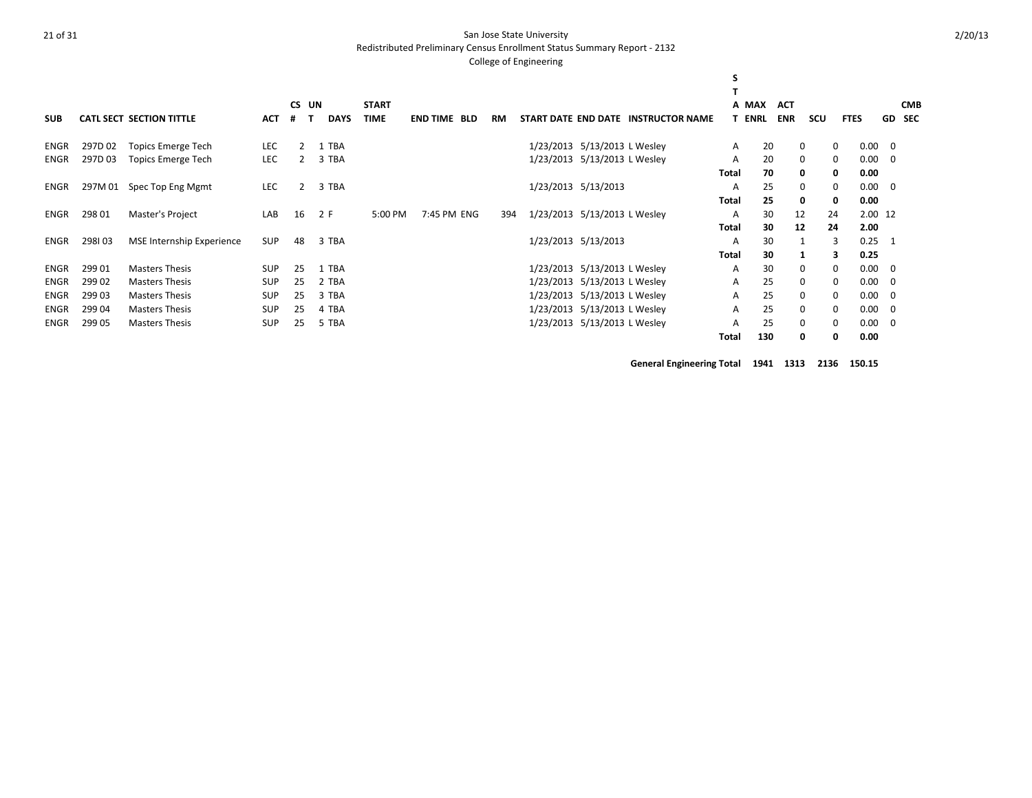San Jose State University

Redistributed Preliminary Census Enrollment Status Summary Report - 2132

College of Engineering

| SUB | CATL SECT | SECTION TITTLE | ACT | CS # | UNT | DAYS | START TIME | END TIME | BLD | RM | START DATE | END DATE | INSTRUCTOR NAME | STAT | MAX ENRL | ACT ENR | SCU | FTES | GD | CMB SEC |
|---|---|---|---|---|---|---|---|---|---|---|---|---|---|---|---|---|---|---|---|---|
| ENGR | 297D 02 | Topics Emerge Tech | LEC | 2 | 1 | TBA | | | | | 1/23/2013 | 5/13/2013 | L Wesley | A | 20 | 0 | 0 | 0.00 | 0 | |
| ENGR | 297D 03 | Topics Emerge Tech | LEC | 2 | 3 | TBA | | | | | 1/23/2013 | 5/13/2013 | L Wesley | A | 20 | 0 | 0 | 0.00 | 0 | |
| | | | | | | | | | | | | | | **Total** | **70** | **0** | **0** | **0.00** | | |
| ENGR | 297M 01 | Spec Top Eng Mgmt | LEC | 2 | 3 | TBA | | | | | 1/23/2013 | 5/13/2013 | | A | 25 | 0 | 0 | 0.00 | 0 | |
| | | | | | | | | | | | | | | **Total** | **25** | **0** | **0** | **0.00** | | |
| ENGR | 298 01 | Master's Project | LAB | 16 | 2 | F | 5:00 PM | 7:45 PM | ENG | 394 | 1/23/2013 | 5/13/2013 | L Wesley | A | 30 | 12 | 24 | 2.00 | 12 | |
| | | | | | | | | | | | | | | **Total** | **30** | **12** | **24** | **2.00** | | |
| ENGR | 298I 03 | MSE Internship Experience | SUP | 48 | 3 | TBA | | | | | 1/23/2013 | 5/13/2013 | | A | 30 | 1 | 3 | 0.25 | 1 | |
| | | | | | | | | | | | | | | **Total** | **30** | **1** | **3** | **0.25** | | |
| ENGR | 299 01 | Masters Thesis | SUP | 25 | 1 | TBA | | | | | 1/23/2013 | 5/13/2013 | L Wesley | A | 30 | 0 | 0 | 0.00 | 0 | |
| ENGR | 299 02 | Masters Thesis | SUP | 25 | 2 | TBA | | | | | 1/23/2013 | 5/13/2013 | L Wesley | A | 25 | 0 | 0 | 0.00 | 0 | |
| ENGR | 299 03 | Masters Thesis | SUP | 25 | 3 | TBA | | | | | 1/23/2013 | 5/13/2013 | L Wesley | A | 25 | 0 | 0 | 0.00 | 0 | |
| ENGR | 299 04 | Masters Thesis | SUP | 25 | 4 | TBA | | | | | 1/23/2013 | 5/13/2013 | L Wesley | A | 25 | 0 | 0 | 0.00 | 0 | |
| ENGR | 299 05 | Masters Thesis | SUP | 25 | 5 | TBA | | | | | 1/23/2013 | 5/13/2013 | L Wesley | A | 25 | 0 | 0 | 0.00 | 0 | |
| | | | | | | | | | | | | | | **Total** | **130** | **0** | **0** | **0.00** | | |

**General Engineering Total 1941 1313 2136 150.15**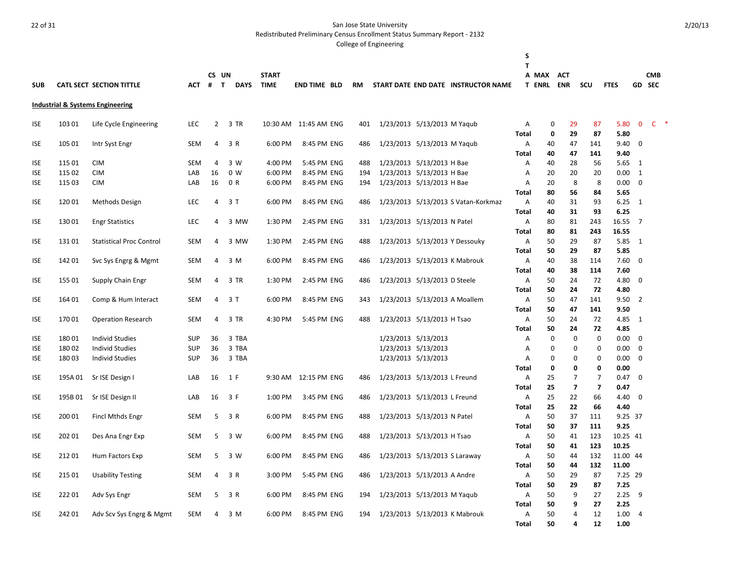San Jose State University
Redistributed Preliminary Census Enrollment Status Summary Report - 2132
College of Engineering

2/20/13

| SUB | CATL SECT | SECTION TITTLE | ACT | CS # | UN T | DAYS | START TIME | END TIME | BLD | RM | START DATE | END DATE | INSTRUCTOR NAME | STAT | MAX ENRL | ACT ENR | SCU | FTES | GD | CMB SEC |
|---|---|---|---|---|---|---|---|---|---|---|---|---|---|---|---|---|---|---|---|---|
| **Industrial & Systems Engineering** | | | | | | | | | | | | | | | | | | | | |
| ISE | 103 01 | Life Cycle Engineering | LEC | 2 | 3 | TR | 10:30 AM | 11:45 AM | ENG | 401 | 1/23/2013 | 5/13/2013 | M Yaqub | A | 0 | 29 | 87 | 5.80 | 0 | C * |
| | | | | | | | | | | | | | | Total | **0** | **29** | **87** | **5.80** | | |
| ISE | 105 01 | Intr Syst Engr | SEM | 4 | 3 | R | 6:00 PM | 8:45 PM | ENG | 486 | 1/23/2013 | 5/13/2013 | M Yaqub | A | 40 | 47 | 141 | 9.40 | 0 | |
| | | | | | | | | | | | | | | Total | **40** | **47** | **141** | **9.40** | | |
| ISE | 115 01 | CIM | SEM | 4 | 3 | W | 4:00 PM | 5:45 PM | ENG | 488 | 1/23/2013 | 5/13/2013 | H Bae | A | 40 | 28 | 56 | 5.65 | 1 | |
| ISE | 115 02 | CIM | LAB | 16 | 0 | W | 6:00 PM | 8:45 PM | ENG | 194 | 1/23/2013 | 5/13/2013 | H Bae | A | 20 | 20 | 20 | 0.00 | 1 | |
| ISE | 115 03 | CIM | LAB | 16 | 0 | R | 6:00 PM | 8:45 PM | ENG | 194 | 1/23/2013 | 5/13/2013 | H Bae | A | 20 | 8 | 8 | 0.00 | 0 | |
| | | | | | | | | | | | | | | Total | **80** | **56** | **84** | **5.65** | | |
| ISE | 120 01 | Methods Design | LEC | 4 | 3 | T | 6:00 PM | 8:45 PM | ENG | 486 | 1/23/2013 | 5/13/2013 | S Vatan-Korkmaz | A | 40 | 31 | 93 | 6.25 | 1 | |
| | | | | | | | | | | | | | | Total | **40** | **31** | **93** | **6.25** | | |
| ISE | 130 01 | Engr Statistics | LEC | 4 | 3 | MW | 1:30 PM | 2:45 PM | ENG | 331 | 1/23/2013 | 5/13/2013 | N Patel | A | 80 | 81 | 243 | 16.55 | 7 | |
| | | | | | | | | | | | | | | Total | **80** | **81** | **243** | **16.55** | | |
| ISE | 131 01 | Statistical Proc Control | SEM | 4 | 3 | MW | 1:30 PM | 2:45 PM | ENG | 488 | 1/23/2013 | 5/13/2013 | Y Dessouky | A | 50 | 29 | 87 | 5.85 | 1 | |
| | | | | | | | | | | | | | | Total | **50** | **29** | **87** | **5.85** | | |
| ISE | 142 01 | Svc Sys Engrg & Mgmt | SEM | 4 | 3 | M | 6:00 PM | 8:45 PM | ENG | 486 | 1/23/2013 | 5/13/2013 | K Mabrouk | A | 40 | 38 | 114 | 7.60 | 0 | |
| | | | | | | | | | | | | | | Total | **40** | **38** | **114** | **7.60** | | |
| ISE | 155 01 | Supply Chain Engr | SEM | 4 | 3 | TR | 1:30 PM | 2:45 PM | ENG | 486 | 1/23/2013 | 5/13/2013 | D Steele | A | 50 | 24 | 72 | 4.80 | 0 | |
| | | | | | | | | | | | | | | Total | **50** | **24** | **72** | **4.80** | | |
| ISE | 164 01 | Comp & Hum Interact | SEM | 4 | 3 | T | 6:00 PM | 8:45 PM | ENG | 343 | 1/23/2013 | 5/13/2013 | A Moallem | A | 50 | 47 | 141 | 9.50 | 2 | |
| | | | | | | | | | | | | | | Total | **50** | **47** | **141** | **9.50** | | |
| ISE | 170 01 | Operation Research | SEM | 4 | 3 | TR | 4:30 PM | 5:45 PM | ENG | 488 | 1/23/2013 | 5/13/2013 | H Tsao | A | 50 | 24 | 72 | 4.85 | 1 | |
| | | | | | | | | | | | | | | Total | **50** | **24** | **72** | **4.85** | | |
| ISE | 180 01 | Individ Studies | SUP | 36 | 3 | TBA | | | | | 1/23/2013 | 5/13/2013 | | A | 0 | 0 | 0 | 0.00 | 0 | |
| ISE | 180 02 | Individ Studies | SUP | 36 | 3 | TBA | | | | | 1/23/2013 | 5/13/2013 | | A | 0 | 0 | 0 | 0.00 | 0 | |
| ISE | 180 03 | Individ Studies | SUP | 36 | 3 | TBA | | | | | 1/23/2013 | 5/13/2013 | | A | 0 | 0 | 0 | 0.00 | 0 | |
| | | | | | | | | | | | | | | Total | **0** | **0** | **0** | **0.00** | | |
| ISE | 195A 01 | Sr ISE Design I | LAB | 16 | 1 | F | 9:30 AM | 12:15 PM | ENG | 486 | 1/23/2013 | 5/13/2013 | L Freund | A | 25 | 7 | 7 | 0.47 | 0 | |
| | | | | | | | | | | | | | | Total | **25** | **7** | **7** | **0.47** | | |
| ISE | 195B 01 | Sr ISE Design II | LAB | 16 | 3 | F | 1:00 PM | 3:45 PM | ENG | 486 | 1/23/2013 | 5/13/2013 | L Freund | A | 25 | 22 | 66 | 4.40 | 0 | |
| | | | | | | | | | | | | | | Total | **25** | **22** | **66** | **4.40** | | |
| ISE | 200 01 | Fincl Mthds Engr | SEM | 5 | 3 | R | 6:00 PM | 8:45 PM | ENG | 488 | 1/23/2013 | 5/13/2013 | N Patel | A | 50 | 37 | 111 | 9.25 | 37 | |
| | | | | | | | | | | | | | | Total | **50** | **37** | **111** | **9.25** | | |
| ISE | 202 01 | Des Ana Engr Exp | SEM | 5 | 3 | W | 6:00 PM | 8:45 PM | ENG | 488 | 1/23/2013 | 5/13/2013 | H Tsao | A | 50 | 41 | 123 | 10.25 | 41 | |
| | | | | | | | | | | | | | | Total | **50** | **41** | **123** | **10.25** | | |
| ISE | 212 01 | Hum Factors Exp | SEM | 5 | 3 | W | 6:00 PM | 8:45 PM | ENG | 486 | 1/23/2013 | 5/13/2013 | S Laraway | A | 50 | 44 | 132 | 11.00 | 44 | |
| | | | | | | | | | | | | | | Total | **50** | **44** | **132** | **11.00** | | |
| ISE | 215 01 | Usability Testing | SEM | 4 | 3 | R | 3:00 PM | 5:45 PM | ENG | 486 | 1/23/2013 | 5/13/2013 | A Andre | A | 50 | 29 | 87 | 7.25 | 29 | |
| | | | | | | | | | | | | | | Total | **50** | **29** | **87** | **7.25** | | |
| ISE | 222 01 | Adv Sys Engr | SEM | 5 | 3 | R | 6:00 PM | 8:45 PM | ENG | 194 | 1/23/2013 | 5/13/2013 | M Yaqub | A | 50 | 9 | 27 | 2.25 | 9 | |
| | | | | | | | | | | | | | | Total | **50** | **9** | **27** | **2.25** | | |
| ISE | 242 01 | Adv Scv Sys Engrg & Mgmt | SEM | 4 | 3 | M | 6:00 PM | 8:45 PM | ENG | 194 | 1/23/2013 | 5/13/2013 | K Mabrouk | A | 50 | 4 | 12 | 1.00 | 4 | |
| | | | | | | | | | | | | | | Total | **50** | **4** | **12** | **1.00** | | |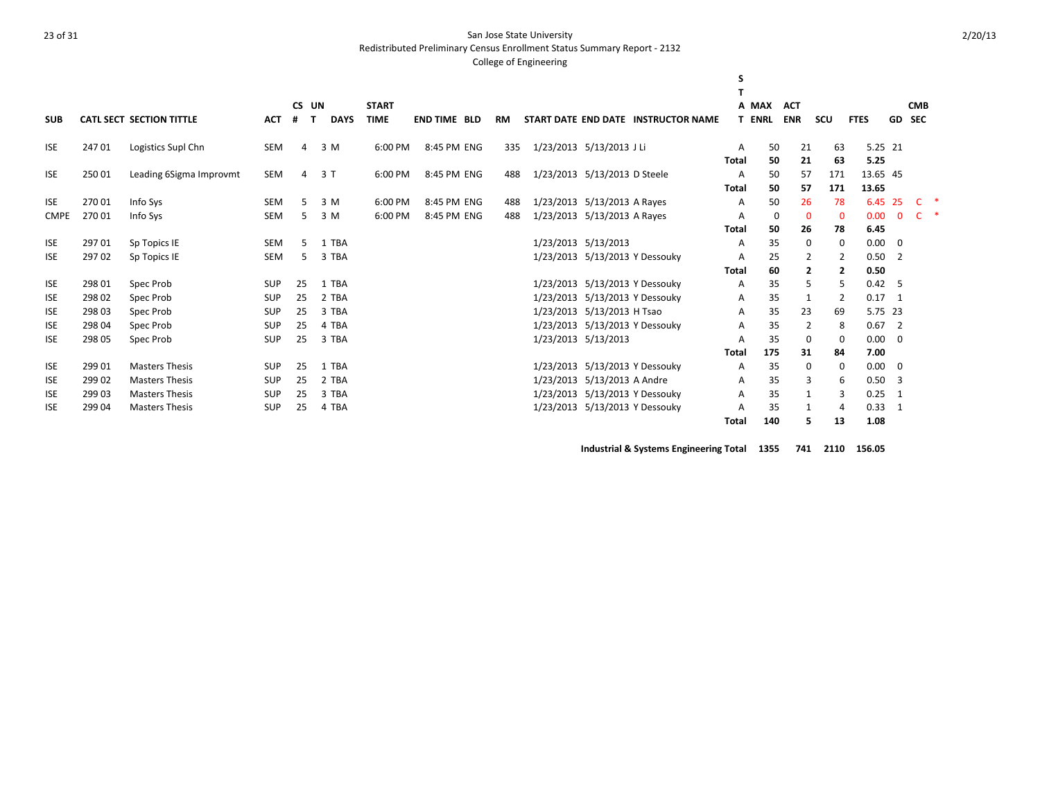San Jose State University
Redistributed Preliminary Census Enrollment Status Summary Report - 2132
College of Engineering

2/20/13

| SUB | CATL SECT | SECTION TITTLE | ACT | CS # | UN T | DAYS | START TIME | END TIME | BLD | RM | START DATE | END DATE | INSTRUCTOR NAME | STAT | MAX ENRL | ACT ENR | SCU | FTES | GD | CMB SEC | |
|---|---|---|---|---|---|---|---|---|---|---|---|---|---|---|---|---|---|---|---|---|---|
| ISE | 247 01 | Logistics Supl Chn | SEM | 4 | 3 | M | 6:00 PM | 8:45 PM | ENG | 335 | 1/23/2013 | 5/13/2013 | J Li | A | 50 | 21 | 63 | 5.25 | 21 | | |
| | | | | | | | | | | | | | | Total | 50 | 21 | 63 | 5.25 | | | |
| ISE | 250 01 | Leading 6Sigma Improvmt | SEM | 4 | 3 | T | 6:00 PM | 8:45 PM | ENG | 488 | 1/23/2013 | 5/13/2013 | D Steele | A | 50 | 57 | 171 | 13.65 | 45 | | |
| | | | | | | | | | | | | | | Total | 50 | 57 | 171 | 13.65 | | | |
| ISE | 270 01 | Info Sys | SEM | 5 | 3 | M | 6:00 PM | 8:45 PM | ENG | 488 | 1/23/2013 | 5/13/2013 | A Rayes | A | 50 | 26 | 78 | 6.45 | 25 | C | * |
| CMPE | 270 01 | Info Sys | SEM | 5 | 3 | M | 6:00 PM | 8:45 PM | ENG | 488 | 1/23/2013 | 5/13/2013 | A Rayes | A | 0 | 0 | 0 | 0.00 | 0 | C | * |
| | | | | | | | | | | | | | | Total | 50 | 26 | 78 | 6.45 | | | |
| ISE | 297 01 | Sp Topics IE | SEM | 5 | 1 | TBA | | | | | 1/23/2013 | 5/13/2013 | | A | 35 | 0 | 0 | 0.00 | 0 | | |
| ISE | 297 02 | Sp Topics IE | SEM | 5 | 3 | TBA | | | | | 1/23/2013 | 5/13/2013 | Y Dessouky | A | 25 | 2 | 2 | 0.50 | 2 | | |
| | | | | | | | | | | | | | | Total | 60 | 2 | 2 | 0.50 | | | |
| ISE | 298 01 | Spec Prob | SUP | 25 | 1 | TBA | | | | | 1/23/2013 | 5/13/2013 | Y Dessouky | A | 35 | 5 | 5 | 0.42 | 5 | | |
| ISE | 298 02 | Spec Prob | SUP | 25 | 2 | TBA | | | | | 1/23/2013 | 5/13/2013 | Y Dessouky | A | 35 | 1 | 2 | 0.17 | 1 | | |
| ISE | 298 03 | Spec Prob | SUP | 25 | 3 | TBA | | | | | 1/23/2013 | 5/13/2013 | H Tsao | A | 35 | 23 | 69 | 5.75 | 23 | | |
| ISE | 298 04 | Spec Prob | SUP | 25 | 4 | TBA | | | | | 1/23/2013 | 5/13/2013 | Y Dessouky | A | 35 | 2 | 8 | 0.67 | 2 | | |
| ISE | 298 05 | Spec Prob | SUP | 25 | 3 | TBA | | | | | 1/23/2013 | 5/13/2013 | | A | 35 | 0 | 0 | 0.00 | 0 | | |
| | | | | | | | | | | | | | | Total | 175 | 31 | 84 | 7.00 | | | |
| ISE | 299 01 | Masters Thesis | SUP | 25 | 1 | TBA | | | | | 1/23/2013 | 5/13/2013 | Y Dessouky | A | 35 | 0 | 0 | 0.00 | 0 | | |
| ISE | 299 02 | Masters Thesis | SUP | 25 | 2 | TBA | | | | | 1/23/2013 | 5/13/2013 | A Andre | A | 35 | 3 | 6 | 0.50 | 3 | | |
| ISE | 299 03 | Masters Thesis | SUP | 25 | 3 | TBA | | | | | 1/23/2013 | 5/13/2013 | Y Dessouky | A | 35 | 1 | 3 | 0.25 | 1 | | |
| ISE | 299 04 | Masters Thesis | SUP | 25 | 4 | TBA | | | | | 1/23/2013 | 5/13/2013 | Y Dessouky | A | 35 | 1 | 4 | 0.33 | 1 | | |
| | | | | | | | | | | | | | | Total | 140 | 5 | 13 | 1.08 | | | |

**Industrial & Systems Engineering Total 1355 741 2110 156.05**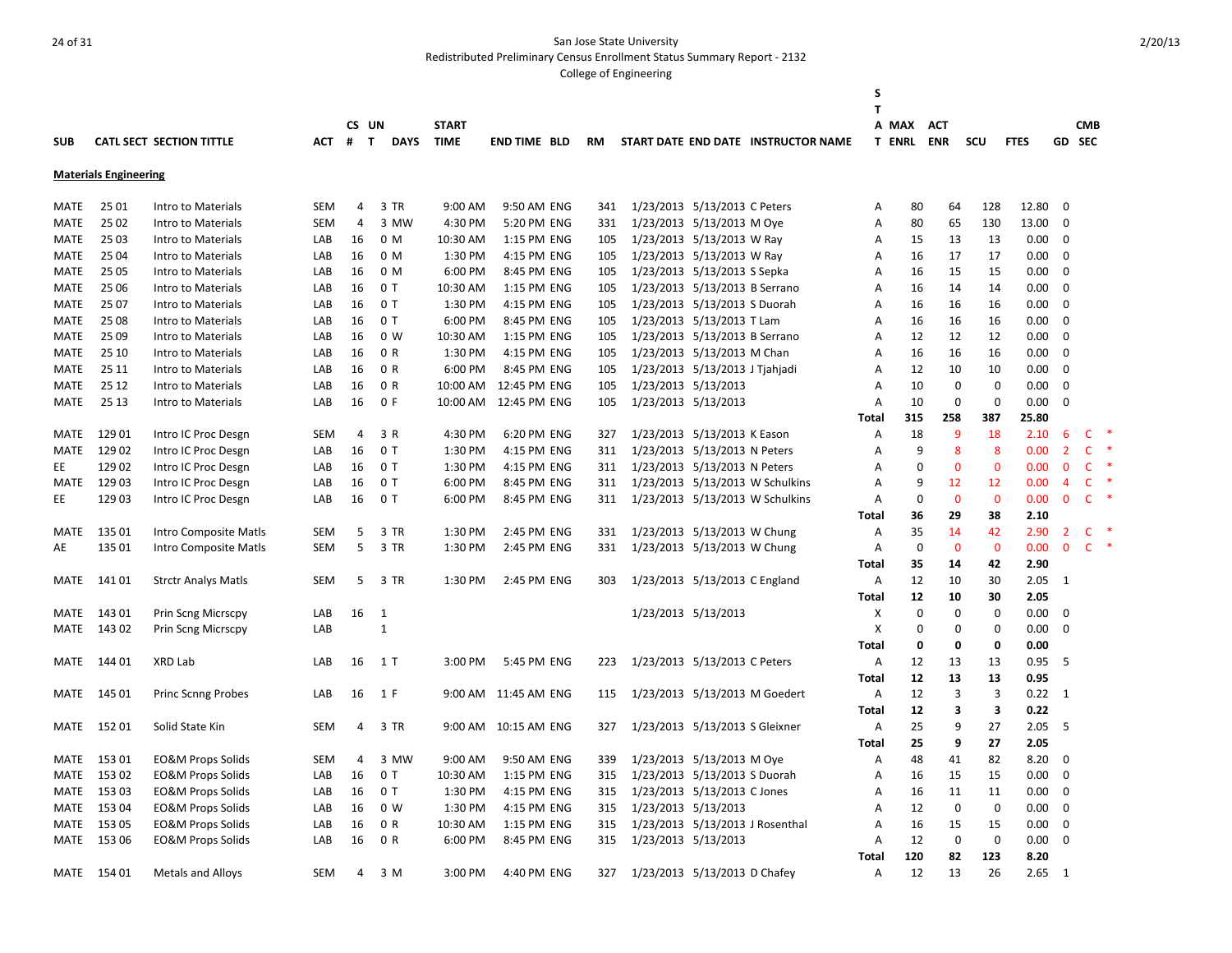San Jose State University
Redistributed Preliminary Census Enrollment Status Summary Report - 2132
College of Engineering

| SUB | CATL SECT | SECTION TITTLE | ACT | CS # | UN T | DAYS | START TIME | END TIME | BLD | RM | START DATE | END DATE | INSTRUCTOR NAME | STAT | MAX ENRL | ACT ENR | SCU | FTES | GD | CMB SEC | |
|---|---|---|---|---|---|---|---|---|---|---|---|---|---|---|---|---|---|---|---|---|---|
| **Materials Engineering** | | | | | | | | | | | | | | | | | | | | | |
| MATE | 25 01 | Intro to Materials | SEM | 4 | 3 | TR | 9:00 AM | 9:50 AM | ENG | 341 | 1/23/2013 | 5/13/2013 | C Peters | A | 80 | 64 | 128 | 12.80 | 0 | | |
| MATE | 25 02 | Intro to Materials | SEM | 4 | 3 | MW | 4:30 PM | 5:20 PM | ENG | 331 | 1/23/2013 | 5/13/2013 | M Oye | A | 80 | 65 | 130 | 13.00 | 0 | | |
| MATE | 25 03 | Intro to Materials | LAB | 16 | 0 | M | 10:30 AM | 1:15 PM | ENG | 105 | 1/23/2013 | 5/13/2013 | W Ray | A | 15 | 13 | 13 | 0.00 | 0 | | |
| MATE | 25 04 | Intro to Materials | LAB | 16 | 0 | M | 1:30 PM | 4:15 PM | ENG | 105 | 1/23/2013 | 5/13/2013 | W Ray | A | 16 | 17 | 17 | 0.00 | 0 | | |
| MATE | 25 05 | Intro to Materials | LAB | 16 | 0 | M | 6:00 PM | 8:45 PM | ENG | 105 | 1/23/2013 | 5/13/2013 | S Sepka | A | 16 | 15 | 15 | 0.00 | 0 | | |
| MATE | 25 06 | Intro to Materials | LAB | 16 | 0 | T | 10:30 AM | 1:15 PM | ENG | 105 | 1/23/2013 | 5/13/2013 | B Serrano | A | 16 | 14 | 14 | 0.00 | 0 | | |
| MATE | 25 07 | Intro to Materials | LAB | 16 | 0 | T | 1:30 PM | 4:15 PM | ENG | 105 | 1/23/2013 | 5/13/2013 | S Duorah | A | 16 | 16 | 16 | 0.00 | 0 | | |
| MATE | 25 08 | Intro to Materials | LAB | 16 | 0 | T | 6:00 PM | 8:45 PM | ENG | 105 | 1/23/2013 | 5/13/2013 | T Lam | A | 16 | 16 | 16 | 0.00 | 0 | | |
| MATE | 25 09 | Intro to Materials | LAB | 16 | 0 | W | 10:30 AM | 1:15 PM | ENG | 105 | 1/23/2013 | 5/13/2013 | B Serrano | A | 12 | 12 | 12 | 0.00 | 0 | | |
| MATE | 25 10 | Intro to Materials | LAB | 16 | 0 | R | 1:30 PM | 4:15 PM | ENG | 105 | 1/23/2013 | 5/13/2013 | M Chan | A | 16 | 16 | 16 | 0.00 | 0 | | |
| MATE | 25 11 | Intro to Materials | LAB | 16 | 0 | R | 6:00 PM | 8:45 PM | ENG | 105 | 1/23/2013 | 5/13/2013 | J Tjahjadi | A | 12 | 10 | 10 | 0.00 | 0 | | |
| MATE | 25 12 | Intro to Materials | LAB | 16 | 0 | R | 10:00 AM | 12:45 PM | ENG | 105 | 1/23/2013 | 5/13/2013 | | A | 10 | 0 | 0 | 0.00 | 0 | | |
| MATE | 25 13 | Intro to Materials | LAB | 16 | 0 | F | 10:00 AM | 12:45 PM | ENG | 105 | 1/23/2013 | 5/13/2013 | | A | 10 | 0 | 0 | 0.00 | 0 | | |
| | | | | | | | | | | | | | | **Total** | **315** | **258** | **387** | **25.80** | | | |
| MATE | 129 01 | Intro IC Proc Desgn | SEM | 4 | 3 | R | 4:30 PM | 6:20 PM | ENG | 327 | 1/23/2013 | 5/13/2013 | K Eason | A | 18 | 9 | 18 | 2.10 | 6 | C | * |
| MATE | 129 02 | Intro IC Proc Desgn | LAB | 16 | 0 | T | 1:30 PM | 4:15 PM | ENG | 311 | 1/23/2013 | 5/13/2013 | N Peters | A | 9 | 8 | 8 | 0.00 | 2 | C | * |
| EE | 129 02 | Intro IC Proc Desgn | LAB | 16 | 0 | T | 1:30 PM | 4:15 PM | ENG | 311 | 1/23/2013 | 5/13/2013 | N Peters | A | 0 | 0 | 0 | 0.00 | 0 | C | * |
| MATE | 129 03 | Intro IC Proc Desgn | LAB | 16 | 0 | T | 6:00 PM | 8:45 PM | ENG | 311 | 1/23/2013 | 5/13/2013 | W Schulkins | A | 9 | 12 | 12 | 0.00 | 4 | C | * |
| EE | 129 03 | Intro IC Proc Desgn | LAB | 16 | 0 | T | 6:00 PM | 8:45 PM | ENG | 311 | 1/23/2013 | 5/13/2013 | W Schulkins | A | 0 | 0 | 0 | 0.00 | 0 | C | * |
| | | | | | | | | | | | | | | **Total** | **36** | **29** | **38** | **2.10** | | | |
| MATE | 135 01 | Intro Composite Matls | SEM | 5 | 3 | TR | 1:30 PM | 2:45 PM | ENG | 331 | 1/23/2013 | 5/13/2013 | W Chung | A | 35 | 14 | 42 | 2.90 | 2 | C | * |
| AE | 135 01 | Intro Composite Matls | SEM | 5 | 3 | TR | 1:30 PM | 2:45 PM | ENG | 331 | 1/23/2013 | 5/13/2013 | W Chung | A | 0 | 0 | 0 | 0.00 | 0 | C | * |
| | | | | | | | | | | | | | | **Total** | **35** | **14** | **42** | **2.90** | | | |
| MATE | 141 01 | Strctr Analys Matls | SEM | 5 | 3 | TR | 1:30 PM | 2:45 PM | ENG | 303 | 1/23/2013 | 5/13/2013 | C England | A | 12 | 10 | 30 | 2.05 | 1 | | |
| | | | | | | | | | | | | | | **Total** | **12** | **10** | **30** | **2.05** | | | |
| MATE | 143 01 | Prin Scng Micrscpy | LAB | 16 | 1 | | | | | | 1/23/2013 | 5/13/2013 | | X | 0 | 0 | 0 | 0.00 | 0 | | |
| MATE | 143 02 | Prin Scng Micrscpy | LAB | | 1 | | | | | | | | | X | 0 | 0 | 0 | 0.00 | 0 | | |
| | | | | | | | | | | | | | | **Total** | **0** | **0** | **0** | **0.00** | | | |
| MATE | 144 01 | XRD Lab | LAB | 16 | 1 | T | 3:00 PM | 5:45 PM | ENG | 223 | 1/23/2013 | 5/13/2013 | C Peters | A | 12 | 13 | 13 | 0.95 | 5 | | |
| | | | | | | | | | | | | | | **Total** | **12** | **13** | **13** | **0.95** | | | |
| MATE | 145 01 | Princ Scnng Probes | LAB | 16 | 1 | F | 9:00 AM | 11:45 AM | ENG | 115 | 1/23/2013 | 5/13/2013 | M Goedert | A | 12 | 3 | 3 | 0.22 | 1 | | |
| | | | | | | | | | | | | | | **Total** | **12** | **3** | **3** | **0.22** | | | |
| MATE | 152 01 | Solid State Kin | SEM | 4 | 3 | TR | 9:00 AM | 10:15 AM | ENG | 327 | 1/23/2013 | 5/13/2013 | S Gleixner | A | 25 | 9 | 27 | 2.05 | 5 | | |
| | | | | | | | | | | | | | | **Total** | **25** | **9** | **27** | **2.05** | | | |
| MATE | 153 01 | EO&M Props Solids | SEM | 4 | 3 | MW | 9:00 AM | 9:50 AM | ENG | 339 | 1/23/2013 | 5/13/2013 | M Oye | A | 48 | 41 | 82 | 8.20 | 0 | | |
| MATE | 153 02 | EO&M Props Solids | LAB | 16 | 0 | T | 10:30 AM | 1:15 PM | ENG | 315 | 1/23/2013 | 5/13/2013 | S Duorah | A | 16 | 15 | 15 | 0.00 | 0 | | |
| MATE | 153 03 | EO&M Props Solids | LAB | 16 | 0 | T | 1:30 PM | 4:15 PM | ENG | 315 | 1/23/2013 | 5/13/2013 | C Jones | A | 16 | 11 | 11 | 0.00 | 0 | | |
| MATE | 153 04 | EO&M Props Solids | LAB | 16 | 0 | W | 1:30 PM | 4:15 PM | ENG | 315 | 1/23/2013 | 5/13/2013 | | A | 12 | 0 | 0 | 0.00 | 0 | | |
| MATE | 153 05 | EO&M Props Solids | LAB | 16 | 0 | R | 10:30 AM | 1:15 PM | ENG | 315 | 1/23/2013 | 5/13/2013 | J Rosenthal | A | 16 | 15 | 15 | 0.00 | 0 | | |
| MATE | 153 06 | EO&M Props Solids | LAB | 16 | 0 | R | 6:00 PM | 8:45 PM | ENG | 315 | 1/23/2013 | 5/13/2013 | | A | 12 | 0 | 0 | 0.00 | 0 | | |
| | | | | | | | | | | | | | | **Total** | **120** | **82** | **123** | **8.20** | | | |
| MATE | 154 01 | Metals and Alloys | SEM | 4 | 3 | M | 3:00 PM | 4:40 PM | ENG | 327 | 1/23/2013 | 5/13/2013 | D Chafey | A | 12 | 13 | 26 | 2.65 | 1 | | |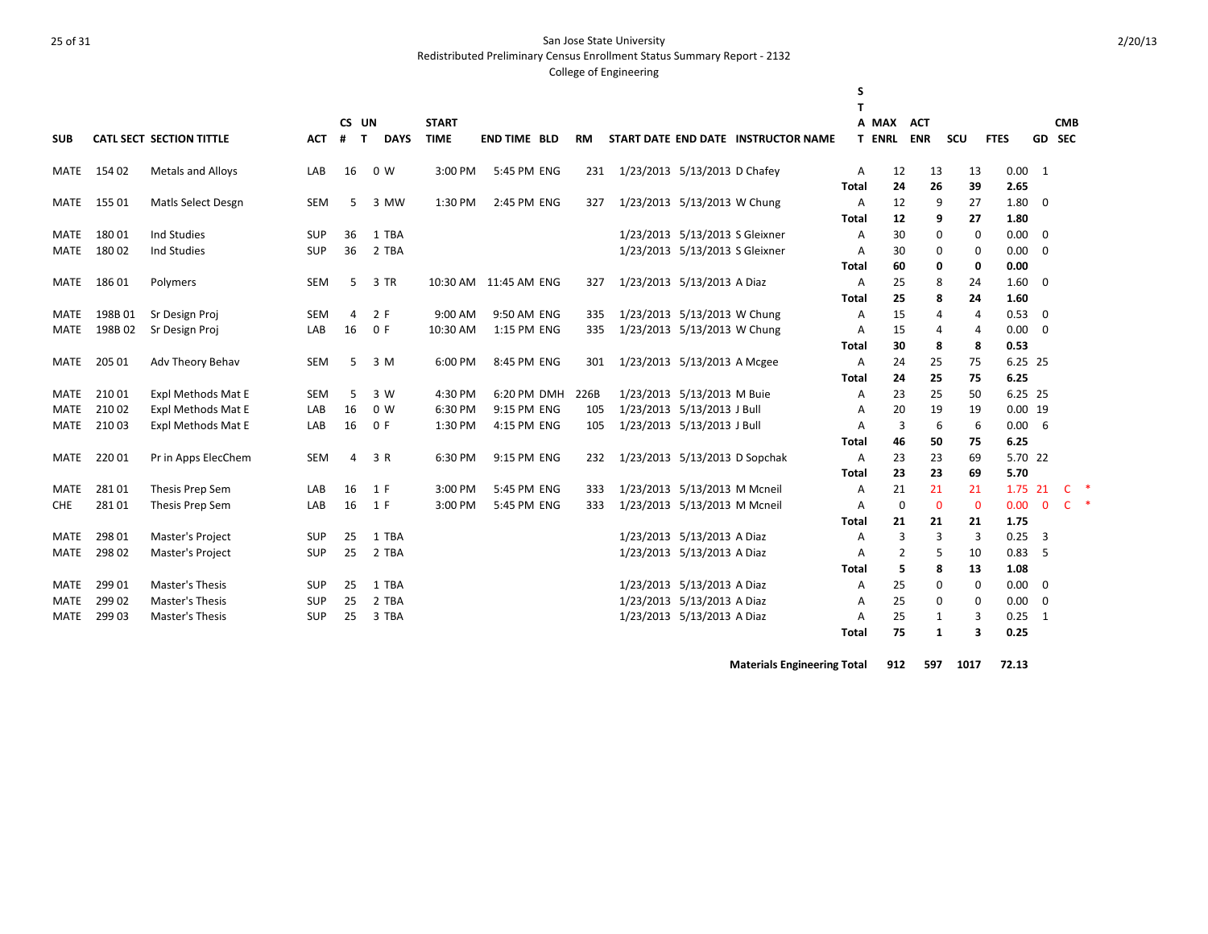San Jose State University
Redistributed Preliminary Census Enrollment Status Summary Report - 2132
College of Engineering

| SUB | CATL SECT | SECTION TITTLE | ACT | CS # | UN T | DAYS | START TIME | END TIME | BLD | RM | START DATE | END DATE | INSTRUCTOR NAME | STAT | MAX ENRL | ACT ENR | SCU | FTES | GD | CMB SEC |
|---|---|---|---|---|---|---|---|---|---|---|---|---|---|---|---|---|---|---|---|---|
| MATE | 154 02 | Metals and Alloys | LAB | 16 | 0 | W | 3:00 PM | 5:45 PM | ENG | 231 | 1/23/2013 | 5/13/2013 | D Chafey | A | 12 | 13 | 13 | 0.00 | 1 | |
| | | | | | | | | | | | | | | **Total** | **24** | **26** | **39** | **2.65** | | |
| MATE | 155 01 | Matls Select Desgn | SEM | 5 | 3 | MW | 1:30 PM | 2:45 PM | ENG | 327 | 1/23/2013 | 5/13/2013 | W Chung | A | 12 | 9 | 27 | 1.80 | 0 | |
| | | | | | | | | | | | | | | **Total** | **12** | **9** | **27** | **1.80** | | |
| MATE | 180 01 | Ind Studies | SUP | 36 | 1 | TBA | | | | | 1/23/2013 | 5/13/2013 | S Gleixner | A | 30 | 0 | 0 | 0.00 | 0 | |
| MATE | 180 02 | Ind Studies | SUP | 36 | 2 | TBA | | | | | 1/23/2013 | 5/13/2013 | S Gleixner | A | 30 | 0 | 0 | 0.00 | 0 | |
| | | | | | | | | | | | | | | **Total** | **60** | **0** | **0** | **0.00** | | |
| MATE | 186 01 | Polymers | SEM | 5 | 3 | TR | 10:30 AM | 11:45 AM | ENG | 327 | 1/23/2013 | 5/13/2013 | A Diaz | A | 25 | 8 | 24 | 1.60 | 0 | |
| | | | | | | | | | | | | | | **Total** | **25** | **8** | **24** | **1.60** | | |
| MATE | 198B 01 | Sr Design Proj | SEM | 4 | 2 | F | 9:00 AM | 9:50 AM | ENG | 335 | 1/23/2013 | 5/13/2013 | W Chung | A | 15 | 4 | 4 | 0.53 | 0 | |
| MATE | 198B 02 | Sr Design Proj | LAB | 16 | 0 | F | 10:30 AM | 1:15 PM | ENG | 335 | 1/23/2013 | 5/13/2013 | W Chung | A | 15 | 4 | 4 | 0.00 | 0 | |
| | | | | | | | | | | | | | | **Total** | **30** | **8** | **8** | **0.53** | | |
| MATE | 205 01 | Adv Theory Behav | SEM | 5 | 3 | M | 6:00 PM | 8:45 PM | ENG | 301 | 1/23/2013 | 5/13/2013 | A Mcgee | A | 24 | 25 | 75 | 6.25 | 25 | |
| | | | | | | | | | | | | | | **Total** | **24** | **25** | **75** | **6.25** | | |
| MATE | 210 01 | Expl Methods Mat E | SEM | 5 | 3 | W | 4:30 PM | 6:20 PM | DMH | 226B | 1/23/2013 | 5/13/2013 | M Buie | A | 23 | 25 | 50 | 6.25 | 25 | |
| MATE | 210 02 | Expl Methods Mat E | LAB | 16 | 0 | W | 6:30 PM | 9:15 PM | ENG | 105 | 1/23/2013 | 5/13/2013 | J Bull | A | 20 | 19 | 19 | 0.00 | 19 | |
| MATE | 210 03 | Expl Methods Mat E | LAB | 16 | 0 | F | 1:30 PM | 4:15 PM | ENG | 105 | 1/23/2013 | 5/13/2013 | J Bull | A | 3 | 6 | 6 | 0.00 | 6 | |
| | | | | | | | | | | | | | | **Total** | **46** | **50** | **75** | **6.25** | | |
| MATE | 220 01 | Pr in Apps ElecChem | SEM | 4 | 3 | R | 6:30 PM | 9:15 PM | ENG | 232 | 1/23/2013 | 5/13/2013 | D Sopchak | A | 23 | 23 | 69 | 5.70 | 22 | |
| | | | | | | | | | | | | | | **Total** | **23** | **23** | **69** | **5.70** | | |
| MATE | 281 01 | Thesis Prep Sem | LAB | 16 | 1 | F | 3:00 PM | 5:45 PM | ENG | 333 | 1/23/2013 | 5/13/2013 | M Mcneil | A | 21 | 21 | 21 | 1.75 | 21 | C * |
| CHE | 281 01 | Thesis Prep Sem | LAB | 16 | 1 | F | 3:00 PM | 5:45 PM | ENG | 333 | 1/23/2013 | 5/13/2013 | M Mcneil | A | 0 | 0 | 0 | 0.00 | 0 | C * |
| | | | | | | | | | | | | | | **Total** | **21** | **21** | **21** | **1.75** | | |
| MATE | 298 01 | Master's Project | SUP | 25 | 1 | TBA | | | | | 1/23/2013 | 5/13/2013 | A Diaz | A | 3 | 3 | 3 | 0.25 | 3 | |
| MATE | 298 02 | Master's Project | SUP | 25 | 2 | TBA | | | | | 1/23/2013 | 5/13/2013 | A Diaz | A | 2 | 5 | 10 | 0.83 | 5 | |
| | | | | | | | | | | | | | | **Total** | **5** | **8** | **13** | **1.08** | | |
| MATE | 299 01 | Master's Thesis | SUP | 25 | 1 | TBA | | | | | 1/23/2013 | 5/13/2013 | A Diaz | A | 25 | 0 | 0 | 0.00 | 0 | |
| MATE | 299 02 | Master's Thesis | SUP | 25 | 2 | TBA | | | | | 1/23/2013 | 5/13/2013 | A Diaz | A | 25 | 0 | 0 | 0.00 | 0 | |
| MATE | 299 03 | Master's Thesis | SUP | 25 | 3 | TBA | | | | | 1/23/2013 | 5/13/2013 | A Diaz | A | 25 | 1 | 3 | 0.25 | 1 | |
| | | | | | | | | | | | | | | **Total** | **75** | **1** | **3** | **0.25** | | |
| | | | | | | | | | | | | | **Materials Engineering Total** | | **912** | **597** | **1017** | **72.13** | | |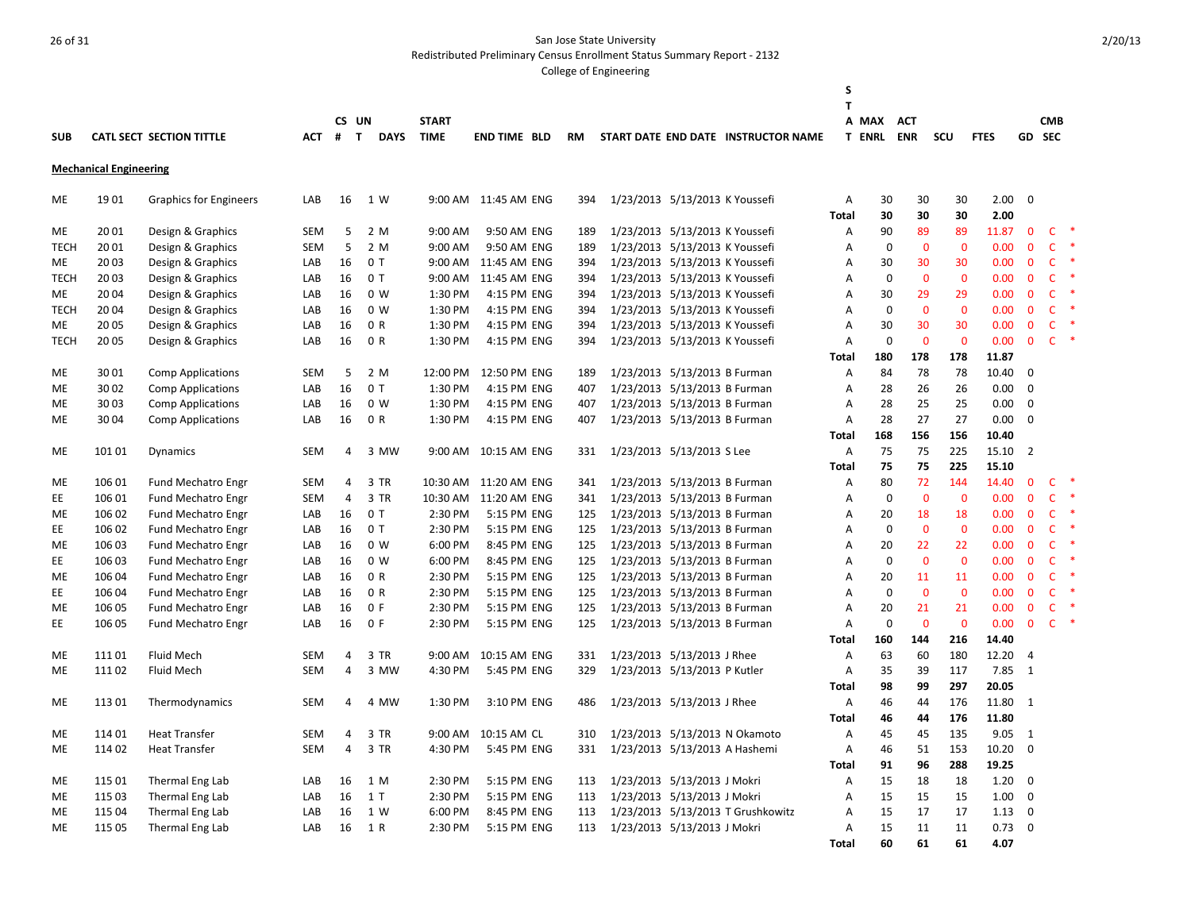San Jose State University
Redistributed Preliminary Census Enrollment Status Summary Report - 2132
College of Engineering

2/20/13

## Mechanical Engineering

| SUB | CATL | SECT | SECTION TITTLE | ACT | CS # | UN T | DAYS | START TIME | END TIME | BLD | RM | START DATE | END DATE | INSTRUCTOR NAME | STAT | MAX ENRL | ACT ENR | SCU | FTES | GD | CMB SEC | |
|---|---|---|---|---|---|---|---|---|---|---|---|---|---|---|---|---|---|---|---|---|---|---|
| ME | 19 | 01 | Graphics for Engineers | LAB | 16 | 1 | W | 9:00 AM | 11:45 AM | ENG | 394 | 1/23/2013 | 5/13/2013 | K Youssefi | A | 30 | 30 | 30 | 2.00 | 0 | | |
| | | | | | | | | | | | | | | | **Total** | **30** | **30** | **30** | **2.00** | | | |
| ME | 20 | 01 | Design & Graphics | SEM | 5 | 2 | M | 9:00 AM | 9:50 AM | ENG | 189 | 1/23/2013 | 5/13/2013 | K Youssefi | A | 90 | 89 | 89 | 11.87 | 0 | C | * |
| TECH | 20 | 01 | Design & Graphics | SEM | 5 | 2 | M | 9:00 AM | 9:50 AM | ENG | 189 | 1/23/2013 | 5/13/2013 | K Youssefi | A | 0 | 0 | 0 | 0.00 | 0 | C | * |
| ME | 20 | 03 | Design & Graphics | LAB | 16 | 0 | T | 9:00 AM | 11:45 AM | ENG | 394 | 1/23/2013 | 5/13/2013 | K Youssefi | A | 30 | 30 | 30 | 0.00 | 0 | C | * |
| TECH | 20 | 03 | Design & Graphics | LAB | 16 | 0 | T | 9:00 AM | 11:45 AM | ENG | 394 | 1/23/2013 | 5/13/2013 | K Youssefi | A | 0 | 0 | 0 | 0.00 | 0 | C | * |
| ME | 20 | 04 | Design & Graphics | LAB | 16 | 0 | W | 1:30 PM | 4:15 PM | ENG | 394 | 1/23/2013 | 5/13/2013 | K Youssefi | A | 30 | 29 | 29 | 0.00 | 0 | C | * |
| TECH | 20 | 04 | Design & Graphics | LAB | 16 | 0 | W | 1:30 PM | 4:15 PM | ENG | 394 | 1/23/2013 | 5/13/2013 | K Youssefi | A | 0 | 0 | 0 | 0.00 | 0 | C | * |
| ME | 20 | 05 | Design & Graphics | LAB | 16 | 0 | R | 1:30 PM | 4:15 PM | ENG | 394 | 1/23/2013 | 5/13/2013 | K Youssefi | A | 30 | 30 | 30 | 0.00 | 0 | C | * |
| TECH | 20 | 05 | Design & Graphics | LAB | 16 | 0 | R | 1:30 PM | 4:15 PM | ENG | 394 | 1/23/2013 | 5/13/2013 | K Youssefi | A | 0 | 0 | 0 | 0.00 | 0 | C | * |
| | | | | | | | | | | | | | | | **Total** | **180** | **178** | **178** | **11.87** | | | |
| ME | 30 | 01 | Comp Applications | SEM | 5 | 2 | M | 12:00 PM | 12:50 PM | ENG | 189 | 1/23/2013 | 5/13/2013 | B Furman | A | 84 | 78 | 78 | 10.40 | 0 | | |
| ME | 30 | 02 | Comp Applications | LAB | 16 | 0 | T | 1:30 PM | 4:15 PM | ENG | 407 | 1/23/2013 | 5/13/2013 | B Furman | A | 28 | 26 | 26 | 0.00 | 0 | | |
| ME | 30 | 03 | Comp Applications | LAB | 16 | 0 | W | 1:30 PM | 4:15 PM | ENG | 407 | 1/23/2013 | 5/13/2013 | B Furman | A | 28 | 25 | 25 | 0.00 | 0 | | |
| ME | 30 | 04 | Comp Applications | LAB | 16 | 0 | R | 1:30 PM | 4:15 PM | ENG | 407 | 1/23/2013 | 5/13/2013 | B Furman | A | 28 | 27 | 27 | 0.00 | 0 | | |
| | | | | | | | | | | | | | | | **Total** | **168** | **156** | **156** | **10.40** | | | |
| ME | 101 | 01 | Dynamics | SEM | 4 | 3 | MW | 9:00 AM | 10:15 AM | ENG | 331 | 1/23/2013 | 5/13/2013 | S Lee | A | 75 | 75 | 225 | 15.10 | 2 | | |
| | | | | | | | | | | | | | | | **Total** | **75** | **75** | **225** | **15.10** | | | |
| ME | 106 | 01 | Fund Mechatro Engr | SEM | 4 | 3 | TR | 10:30 AM | 11:20 AM | ENG | 341 | 1/23/2013 | 5/13/2013 | B Furman | A | 80 | 72 | 144 | 14.40 | 0 | C | * |
| EE | 106 | 01 | Fund Mechatro Engr | SEM | 4 | 3 | TR | 10:30 AM | 11:20 AM | ENG | 341 | 1/23/2013 | 5/13/2013 | B Furman | A | 0 | 0 | 0 | 0.00 | 0 | C | * |
| ME | 106 | 02 | Fund Mechatro Engr | LAB | 16 | 0 | T | 2:30 PM | 5:15 PM | ENG | 125 | 1/23/2013 | 5/13/2013 | B Furman | A | 20 | 18 | 18 | 0.00 | 0 | C | * |
| EE | 106 | 02 | Fund Mechatro Engr | LAB | 16 | 0 | T | 2:30 PM | 5:15 PM | ENG | 125 | 1/23/2013 | 5/13/2013 | B Furman | A | 0 | 0 | 0 | 0.00 | 0 | C | * |
| ME | 106 | 03 | Fund Mechatro Engr | LAB | 16 | 0 | W | 6:00 PM | 8:45 PM | ENG | 125 | 1/23/2013 | 5/13/2013 | B Furman | A | 20 | 22 | 22 | 0.00 | 0 | C | * |
| EE | 106 | 03 | Fund Mechatro Engr | LAB | 16 | 0 | W | 6:00 PM | 8:45 PM | ENG | 125 | 1/23/2013 | 5/13/2013 | B Furman | A | 0 | 0 | 0 | 0.00 | 0 | C | * |
| ME | 106 | 04 | Fund Mechatro Engr | LAB | 16 | 0 | R | 2:30 PM | 5:15 PM | ENG | 125 | 1/23/2013 | 5/13/2013 | B Furman | A | 20 | 11 | 11 | 0.00 | 0 | C | * |
| EE | 106 | 04 | Fund Mechatro Engr | LAB | 16 | 0 | R | 2:30 PM | 5:15 PM | ENG | 125 | 1/23/2013 | 5/13/2013 | B Furman | A | 0 | 0 | 0 | 0.00 | 0 | C | * |
| ME | 106 | 05 | Fund Mechatro Engr | LAB | 16 | 0 | F | 2:30 PM | 5:15 PM | ENG | 125 | 1/23/2013 | 5/13/2013 | B Furman | A | 20 | 21 | 21 | 0.00 | 0 | C | * |
| EE | 106 | 05 | Fund Mechatro Engr | LAB | 16 | 0 | F | 2:30 PM | 5:15 PM | ENG | 125 | 1/23/2013 | 5/13/2013 | B Furman | A | 0 | 0 | 0 | 0.00 | 0 | C | * |
| | | | | | | | | | | | | | | | **Total** | **160** | **144** | **216** | **14.40** | | | |
| ME | 111 | 01 | Fluid Mech | SEM | 4 | 3 | TR | 9:00 AM | 10:15 AM | ENG | 331 | 1/23/2013 | 5/13/2013 | J Rhee | A | 63 | 60 | 180 | 12.20 | 4 | | |
| ME | 111 | 02 | Fluid Mech | SEM | 4 | 3 | MW | 4:30 PM | 5:45 PM | ENG | 329 | 1/23/2013 | 5/13/2013 | P Kutler | A | 35 | 39 | 117 | 7.85 | 1 | | |
| | | | | | | | | | | | | | | | **Total** | **98** | **99** | **297** | **20.05** | | | |
| ME | 113 | 01 | Thermodynamics | SEM | 4 | 4 | MW | 1:30 PM | 3:10 PM | ENG | 486 | 1/23/2013 | 5/13/2013 | J Rhee | A | 46 | 44 | 176 | 11.80 | 1 | | |
| | | | | | | | | | | | | | | | **Total** | **46** | **44** | **176** | **11.80** | | | |
| ME | 114 | 01 | Heat Transfer | SEM | 4 | 3 | TR | 9:00 AM | 10:15 AM | CL | 310 | 1/23/2013 | 5/13/2013 | N Okamoto | A | 45 | 45 | 135 | 9.05 | 1 | | |
| ME | 114 | 02 | Heat Transfer | SEM | 4 | 3 | TR | 4:30 PM | 5:45 PM | ENG | 331 | 1/23/2013 | 5/13/2013 | A Hashemi | A | 46 | 51 | 153 | 10.20 | 0 | | |
| | | | | | | | | | | | | | | | **Total** | **91** | **96** | **288** | **19.25** | | | |
| ME | 115 | 01 | Thermal Eng Lab | LAB | 16 | 1 | M | 2:30 PM | 5:15 PM | ENG | 113 | 1/23/2013 | 5/13/2013 | J Mokri | A | 15 | 18 | 18 | 1.20 | 0 | | |
| ME | 115 | 03 | Thermal Eng Lab | LAB | 16 | 1 | T | 2:30 PM | 5:15 PM | ENG | 113 | 1/23/2013 | 5/13/2013 | J Mokri | A | 15 | 15 | 15 | 1.00 | 0 | | |
| ME | 115 | 04 | Thermal Eng Lab | LAB | 16 | 1 | W | 6:00 PM | 8:45 PM | ENG | 113 | 1/23/2013 | 5/13/2013 | T Grushkowitz | A | 15 | 17 | 17 | 1.13 | 0 | | |
| ME | 115 | 05 | Thermal Eng Lab | LAB | 16 | 1 | R | 2:30 PM | 5:15 PM | ENG | 113 | 1/23/2013 | 5/13/2013 | J Mokri | A | 15 | 11 | 11 | 0.73 | 0 | | |
| | | | | | | | | | | | | | | | **Total** | **60** | **61** | **61** | **4.07** | | | |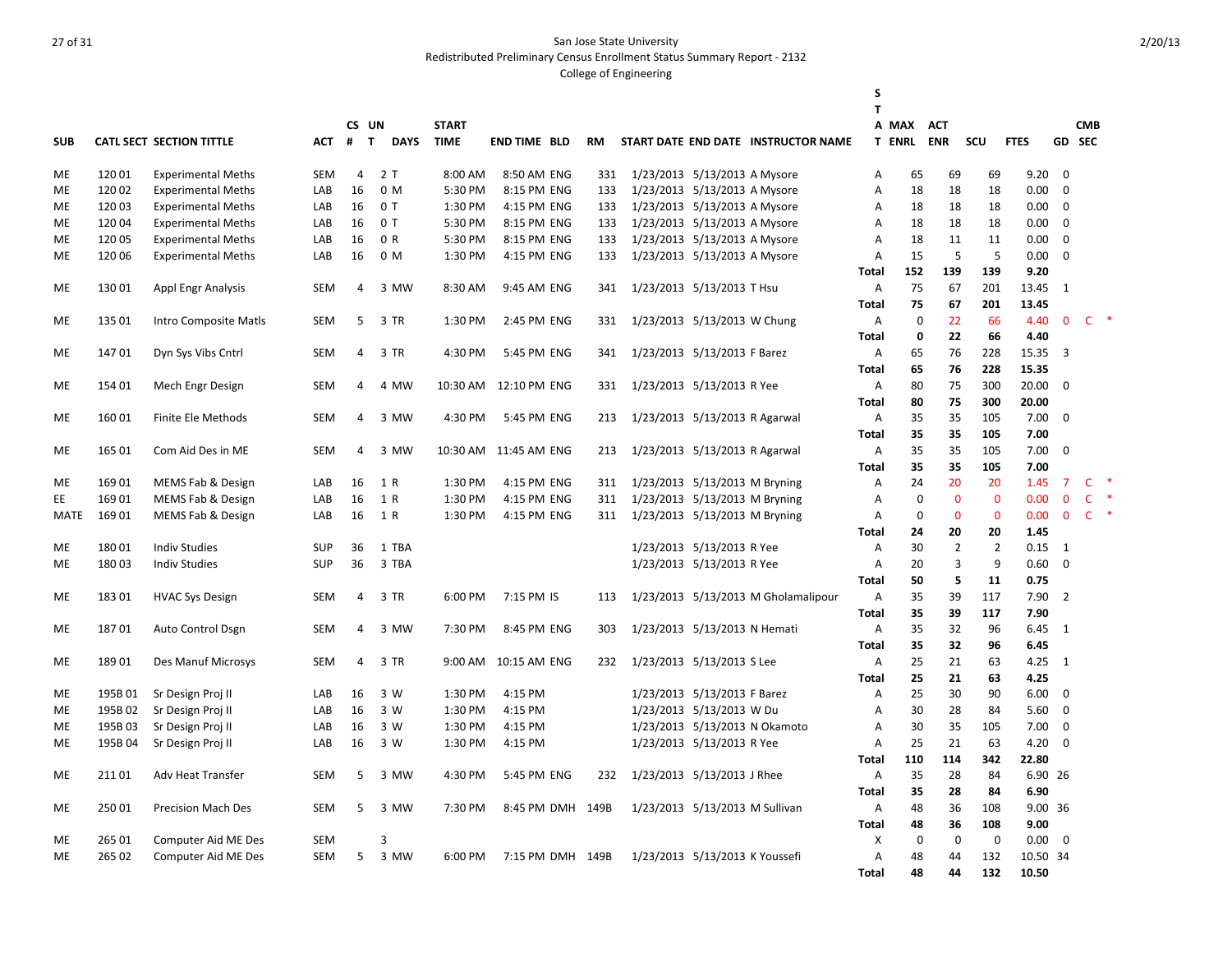San Jose State University
Redistributed Preliminary Census Enrollment Status Summary Report - 2132
College of Engineering

| SUB | CATL SECT | SECTION TITTLE | ACT | CS # | UN T | DAYS | START TIME | END TIME | BLD | RM | START DATE | END DATE | INSTRUCTOR NAME | STAT | MAX ENRL | ACT ENR | SCU | FTES | GD | CMB SEC | |
|---|---|---|---|---|---|---|---|---|---|---|---|---|---|---|---|---|---|---|---|---|---|
| ME | 120 01 | Experimental Meths | SEM | 4 | 2 | T | 8:00 AM | 8:50 AM | ENG | 331 | 1/23/2013 | 5/13/2013 | A Mysore | A | 65 | 69 | 69 | 9.20 | 0 | | |
| ME | 120 02 | Experimental Meths | LAB | 16 | 0 | M | 5:30 PM | 8:15 PM | ENG | 133 | 1/23/2013 | 5/13/2013 | A Mysore | A | 18 | 18 | 18 | 0.00 | 0 | | |
| ME | 120 03 | Experimental Meths | LAB | 16 | 0 | T | 1:30 PM | 4:15 PM | ENG | 133 | 1/23/2013 | 5/13/2013 | A Mysore | A | 18 | 18 | 18 | 0.00 | 0 | | |
| ME | 120 04 | Experimental Meths | LAB | 16 | 0 | T | 5:30 PM | 8:15 PM | ENG | 133 | 1/23/2013 | 5/13/2013 | A Mysore | A | 18 | 18 | 18 | 0.00 | 0 | | |
| ME | 120 05 | Experimental Meths | LAB | 16 | 0 | R | 5:30 PM | 8:15 PM | ENG | 133 | 1/23/2013 | 5/13/2013 | A Mysore | A | 18 | 11 | 11 | 0.00 | 0 | | |
| ME | 120 06 | Experimental Meths | LAB | 16 | 0 | M | 1:30 PM | 4:15 PM | ENG | 133 | 1/23/2013 | 5/13/2013 | A Mysore | A | 15 | 5 | 5 | 0.00 | 0 | | |
| | | | | | | | | | | | | | | **Total** | **152** | **139** | **139** | **9.20** | | | |
| ME | 130 01 | Appl Engr Analysis | SEM | 4 | 3 | MW | 8:30 AM | 9:45 AM | ENG | 341 | 1/23/2013 | 5/13/2013 | T Hsu | A | 75 | 67 | 201 | 13.45 | 1 | | |
| | | | | | | | | | | | | | | **Total** | **75** | **67** | **201** | **13.45** | | | |
| ME | 135 01 | Intro Composite Matls | SEM | 5 | 3 | TR | 1:30 PM | 2:45 PM | ENG | 331 | 1/23/2013 | 5/13/2013 | W Chung | A | 0 | 22 | 66 | 4.40 | 0 | C | * |
| | | | | | | | | | | | | | | **Total** | **0** | **22** | **66** | **4.40** | | | |
| ME | 147 01 | Dyn Sys Vibs Cntrl | SEM | 4 | 3 | TR | 4:30 PM | 5:45 PM | ENG | 341 | 1/23/2013 | 5/13/2013 | F Barez | A | 65 | 76 | 228 | 15.35 | 3 | | |
| | | | | | | | | | | | | | | **Total** | **65** | **76** | **228** | **15.35** | | | |
| ME | 154 01 | Mech Engr Design | SEM | 4 | 4 | MW | 10:30 AM | 12:10 PM | ENG | 331 | 1/23/2013 | 5/13/2013 | R Yee | A | 80 | 75 | 300 | 20.00 | 0 | | |
| | | | | | | | | | | | | | | **Total** | **80** | **75** | **300** | **20.00** | | | |
| ME | 160 01 | Finite Ele Methods | SEM | 4 | 3 | MW | 4:30 PM | 5:45 PM | ENG | 213 | 1/23/2013 | 5/13/2013 | R Agarwal | A | 35 | 35 | 105 | 7.00 | 0 | | |
| | | | | | | | | | | | | | | **Total** | **35** | **35** | **105** | **7.00** | | | |
| ME | 165 01 | Com Aid Des in ME | SEM | 4 | 3 | MW | 10:30 AM | 11:45 AM | ENG | 213 | 1/23/2013 | 5/13/2013 | R Agarwal | A | 35 | 35 | 105 | 7.00 | 0 | | |
| | | | | | | | | | | | | | | **Total** | **35** | **35** | **105** | **7.00** | | | |
| ME | 169 01 | MEMS Fab & Design | LAB | 16 | 1 | R | 1:30 PM | 4:15 PM | ENG | 311 | 1/23/2013 | 5/13/2013 | M Bryning | A | 24 | 20 | 20 | 1.45 | 7 | C | * |
| EE | 169 01 | MEMS Fab & Design | LAB | 16 | 1 | R | 1:30 PM | 4:15 PM | ENG | 311 | 1/23/2013 | 5/13/2013 | M Bryning | A | 0 | 0 | 0 | 0.00 | 0 | C | * |
| MATE | 169 01 | MEMS Fab & Design | LAB | 16 | 1 | R | 1:30 PM | 4:15 PM | ENG | 311 | 1/23/2013 | 5/13/2013 | M Bryning | A | 0 | 0 | 0 | 0.00 | 0 | C | * |
| | | | | | | | | | | | | | | **Total** | **24** | **20** | **20** | **1.45** | | | |
| ME | 180 01 | Indiv Studies | SUP | 36 | 1 | TBA | | | | | 1/23/2013 | 5/13/2013 | R Yee | A | 30 | 2 | 2 | 0.15 | 1 | | |
| ME | 180 03 | Indiv Studies | SUP | 36 | 3 | TBA | | | | | 1/23/2013 | 5/13/2013 | R Yee | A | 20 | 3 | 9 | 0.60 | 0 | | |
| | | | | | | | | | | | | | | **Total** | **50** | **5** | **11** | **0.75** | | | |
| ME | 183 01 | HVAC Sys Design | SEM | 4 | 3 | TR | 6:00 PM | 7:15 PM | IS | 113 | 1/23/2013 | 5/13/2013 | M Gholamalipour | A | 35 | 39 | 117 | 7.90 | 2 | | |
| | | | | | | | | | | | | | | **Total** | **35** | **39** | **117** | **7.90** | | | |
| ME | 187 01 | Auto Control Dsgn | SEM | 4 | 3 | MW | 7:30 PM | 8:45 PM | ENG | 303 | 1/23/2013 | 5/13/2013 | N Hemati | A | 35 | 32 | 96 | 6.45 | 1 | | |
| | | | | | | | | | | | | | | **Total** | **35** | **32** | **96** | **6.45** | | | |
| ME | 189 01 | Des Manuf Microsys | SEM | 4 | 3 | TR | 9:00 AM | 10:15 AM | ENG | 232 | 1/23/2013 | 5/13/2013 | S Lee | A | 25 | 21 | 63 | 4.25 | 1 | | |
| | | | | | | | | | | | | | | **Total** | **25** | **21** | **63** | **4.25** | | | |
| ME | 195B 01 | Sr Design Proj II | LAB | 16 | 3 | W | 1:30 PM | 4:15 PM | | | 1/23/2013 | 5/13/2013 | F Barez | A | 25 | 30 | 90 | 6.00 | 0 | | |
| ME | 195B 02 | Sr Design Proj II | LAB | 16 | 3 | W | 1:30 PM | 4:15 PM | | | 1/23/2013 | 5/13/2013 | W Du | A | 30 | 28 | 84 | 5.60 | 0 | | |
| ME | 195B 03 | Sr Design Proj II | LAB | 16 | 3 | W | 1:30 PM | 4:15 PM | | | 1/23/2013 | 5/13/2013 | N Okamoto | A | 30 | 35 | 105 | 7.00 | 0 | | |
| ME | 195B 04 | Sr Design Proj II | LAB | 16 | 3 | W | 1:30 PM | 4:15 PM | | | 1/23/2013 | 5/13/2013 | R Yee | A | 25 | 21 | 63 | 4.20 | 0 | | |
| | | | | | | | | | | | | | | **Total** | **110** | **114** | **342** | **22.80** | | | |
| ME | 211 01 | Adv Heat Transfer | SEM | 5 | 3 | MW | 4:30 PM | 5:45 PM | ENG | 232 | 1/23/2013 | 5/13/2013 | J Rhee | A | 35 | 28 | 84 | 6.90 | 26 | | |
| | | | | | | | | | | | | | | **Total** | **35** | **28** | **84** | **6.90** | | | |
| ME | 250 01 | Precision Mach Des | SEM | 5 | 3 | MW | 7:30 PM | 8:45 PM | DMH | 149B | 1/23/2013 | 5/13/2013 | M Sullivan | A | 48 | 36 | 108 | 9.00 | 36 | | |
| | | | | | | | | | | | | | | **Total** | **48** | **36** | **108** | **9.00** | | | |
| ME | 265 01 | Computer Aid ME Des | SEM | | 3 | | | | | | | | | X | 0 | 0 | 0 | 0.00 | 0 | | |
| ME | 265 02 | Computer Aid ME Des | SEM | 5 | 3 | MW | 6:00 PM | 7:15 PM | DMH | 149B | 1/23/2013 | 5/13/2013 | K Youssefi | A | 48 | 44 | 132 | 10.50 | 34 | | |
| | | | | | | | | | | | | | | **Total** | **48** | **44** | **132** | **10.50** | | | |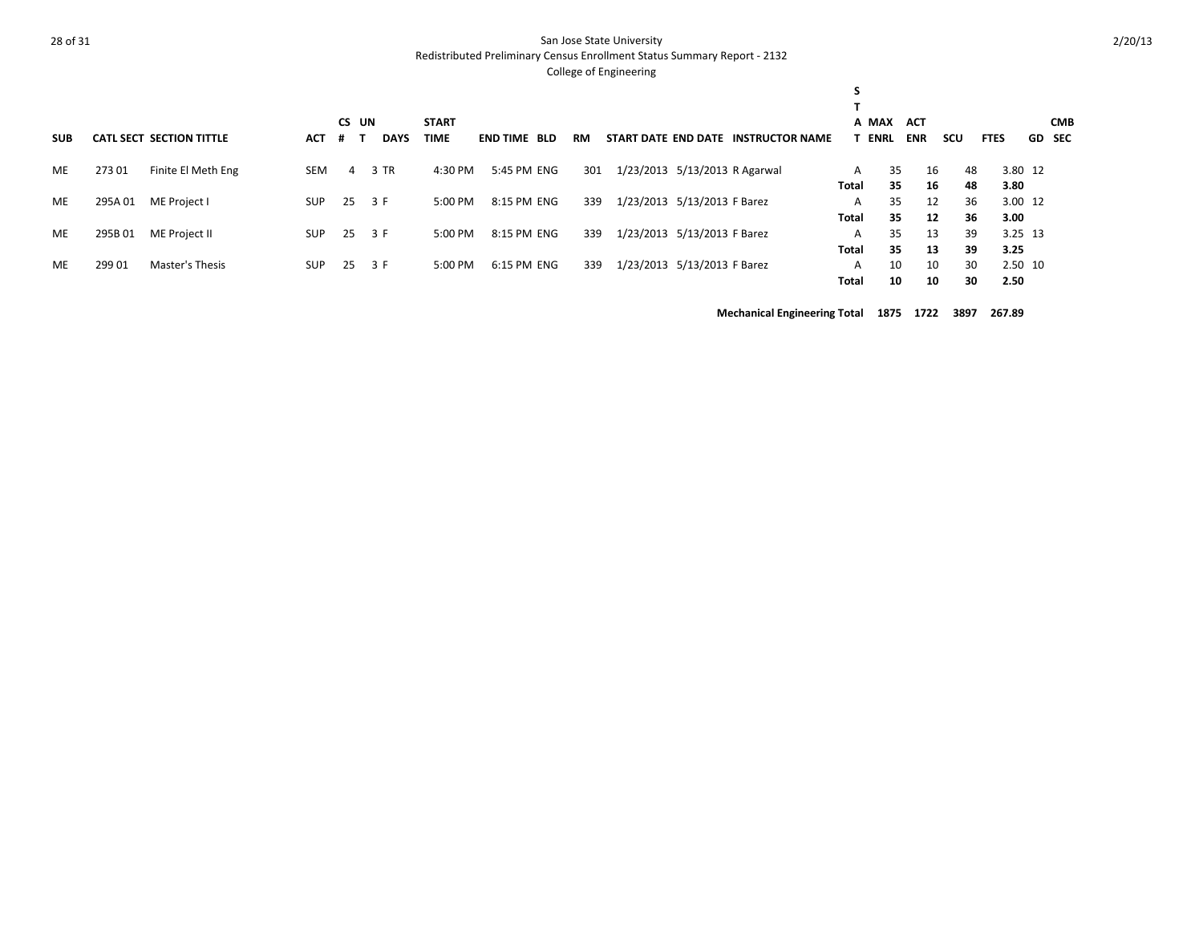San Jose State University

Redistributed Preliminary Census Enrollment Status Summary Report - 2132

College of Engineering

2/20/13

| SUB | CATL | SECT | SECTION TITTLE | ACT | CS # | UNT | DAYS | START TIME | END TIME | BLD | RM | START DATE | END DATE | INSTRUCTOR NAME | STAT | MAX ENRL | ACT ENR | SCU | FTES | GD | CMB SEC |
|---|---|---|---|---|---|---|---|---|---|---|---|---|---|---|---|---|---|---|---|---|---|
| ME | 273 | 01 | Finite El Meth Eng | SEM | 4 | 3 | TR | 4:30 PM | 5:45 PM | ENG | 301 | 1/23/2013 | 5/13/2013 | R Agarwal | A | 35 | 16 | 48 | 3.80 | 12 | |
| | | | | | | | | | | | | | | | **Total** | **35** | **16** | **48** | **3.80** | | |
| ME | 295A | 01 | ME Project I | SUP | 25 | 3 | F | 5:00 PM | 8:15 PM | ENG | 339 | 1/23/2013 | 5/13/2013 | F Barez | A | 35 | 12 | 36 | 3.00 | 12 | |
| | | | | | | | | | | | | | | | **Total** | **35** | **12** | **36** | **3.00** | | |
| ME | 295B | 01 | ME Project II | SUP | 25 | 3 | F | 5:00 PM | 8:15 PM | ENG | 339 | 1/23/2013 | 5/13/2013 | F Barez | A | 35 | 13 | 39 | 3.25 | 13 | |
| | | | | | | | | | | | | | | | **Total** | **35** | **13** | **39** | **3.25** | | |
| ME | 299 | 01 | Master's Thesis | SUP | 25 | 3 | F | 5:00 PM | 6:15 PM | ENG | 339 | 1/23/2013 | 5/13/2013 | F Barez | A | 10 | 10 | 30 | 2.50 | 10 | |
| | | | | | | | | | | | | | | | **Total** | **10** | **10** | **30** | **2.50** | | |

**Mechanical Engineering Total 1875 1722 3897 267.89**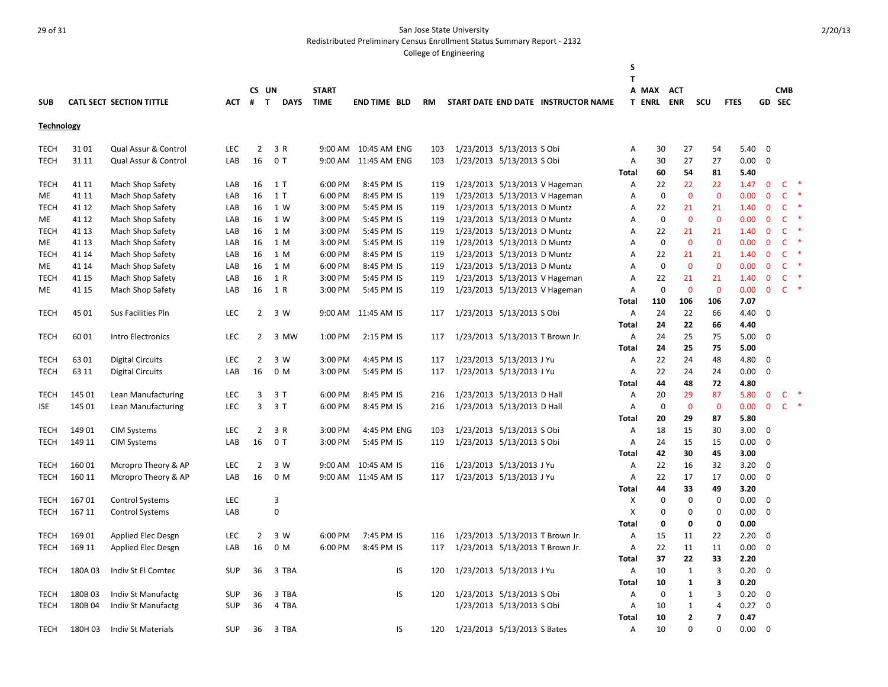San Jose State University
Redistributed Preliminary Census Enrollment Status Summary Report - 2132
College of Engineering

2/20/13

| SUB | CATL | SECT | SECTION TITTLE | ACT | CS # | UN T | DAYS | START TIME | END TIME | BLD | RM | START DATE | END DATE | INSTRUCTOR NAME | STAT | MAX ENRL | ACT ENR | SCU | FTES | GD | CMB SEC | |
|---|---|---|---|---|---|---|---|---|---|---|---|---|---|---|---|---|---|---|---|---|---|---|
| **Technology** | | | | | | | | | | | | | | | | | | | | | | |
| TECH | 31 | 01 | Qual Assur & Control | LEC | 2 | 3 | R | 9:00 AM | 10:45 AM | ENG | 103 | 1/23/2013 | 5/13/2013 | S Obi | A | 30 | 27 | 54 | 5.40 | 0 | | |
| TECH | 31 | 11 | Qual Assur & Control | LAB | 16 | 0 | T | 9:00 AM | 11:45 AM | ENG | 103 | 1/23/2013 | 5/13/2013 | S Obi | A | 30 | 27 | 27 | 0.00 | 0 | | |
| | | | | | | | | | | | | | | | **Total** | **60** | **54** | **81** | **5.40** | | | |
| TECH | 41 | 11 | Mach Shop Safety | LAB | 16 | 1 | T | 6:00 PM | 8:45 PM | IS | 119 | 1/23/2013 | 5/13/2013 | V Hageman | A | 22 | 22 | 22 | 1.47 | 0 | C | * |
| ME | 41 | 11 | Mach Shop Safety | LAB | 16 | 1 | T | 6:00 PM | 8:45 PM | IS | 119 | 1/23/2013 | 5/13/2013 | V Hageman | A | 0 | 0 | 0 | 0.00 | 0 | C | * |
| TECH | 41 | 12 | Mach Shop Safety | LAB | 16 | 1 | W | 3:00 PM | 5:45 PM | IS | 119 | 1/23/2013 | 5/13/2013 | D Muntz | A | 22 | 21 | 21 | 1.40 | 0 | C | * |
| ME | 41 | 12 | Mach Shop Safety | LAB | 16 | 1 | W | 3:00 PM | 5:45 PM | IS | 119 | 1/23/2013 | 5/13/2013 | D Muntz | A | 0 | 0 | 0 | 0.00 | 0 | C | * |
| TECH | 41 | 13 | Mach Shop Safety | LAB | 16 | 1 | M | 3:00 PM | 5:45 PM | IS | 119 | 1/23/2013 | 5/13/2013 | D Muntz | A | 22 | 21 | 21 | 1.40 | 0 | C | * |
| ME | 41 | 13 | Mach Shop Safety | LAB | 16 | 1 | M | 3:00 PM | 5:45 PM | IS | 119 | 1/23/2013 | 5/13/2013 | D Muntz | A | 0 | 0 | 0 | 0.00 | 0 | C | * |
| TECH | 41 | 14 | Mach Shop Safety | LAB | 16 | 1 | M | 6:00 PM | 8:45 PM | IS | 119 | 1/23/2013 | 5/13/2013 | D Muntz | A | 22 | 21 | 21 | 1.40 | 0 | C | * |
| ME | 41 | 14 | Mach Shop Safety | LAB | 16 | 1 | M | 6:00 PM | 8:45 PM | IS | 119 | 1/23/2013 | 5/13/2013 | D Muntz | A | 0 | 0 | 0 | 0.00 | 0 | C | * |
| TECH | 41 | 15 | Mach Shop Safety | LAB | 16 | 1 | R | 3:00 PM | 5:45 PM | IS | 119 | 1/23/2013 | 5/13/2013 | V Hageman | A | 22 | 21 | 21 | 1.40 | 0 | C | * |
| ME | 41 | 15 | Mach Shop Safety | LAB | 16 | 1 | R | 3:00 PM | 5:45 PM | IS | 119 | 1/23/2013 | 5/13/2013 | V Hageman | A | 0 | 0 | 0 | 0.00 | 0 | C | * |
| | | | | | | | | | | | | | | | **Total** | **110** | **106** | **106** | **7.07** | | | |
| TECH | 45 | 01 | Sus Facilities Pln | LEC | 2 | 3 | W | 9:00 AM | 11:45 AM | IS | 117 | 1/23/2013 | 5/13/2013 | S Obi | A | 24 | 22 | 66 | 4.40 | 0 | | |
| | | | | | | | | | | | | | | | **Total** | **24** | **22** | **66** | **4.40** | | | |
| TECH | 60 | 01 | Intro Electronics | LEC | 2 | 3 | MW | 1:00 PM | 2:15 PM | IS | 117 | 1/23/2013 | 5/13/2013 | T Brown Jr. | A | 24 | 25 | 75 | 5.00 | 0 | | |
| | | | | | | | | | | | | | | | **Total** | **24** | **25** | **75** | **5.00** | | | |
| TECH | 63 | 01 | Digital Circuits | LEC | 2 | 3 | W | 3:00 PM | 4:45 PM | IS | 117 | 1/23/2013 | 5/13/2013 | J Yu | A | 22 | 24 | 48 | 4.80 | 0 | | |
| TECH | 63 | 11 | Digital Circuits | LAB | 16 | 0 | M | 3:00 PM | 5:45 PM | IS | 117 | 1/23/2013 | 5/13/2013 | J Yu | A | 22 | 24 | 24 | 0.00 | 0 | | |
| | | | | | | | | | | | | | | | **Total** | **44** | **48** | **72** | **4.80** | | | |
| TECH | 145 | 01 | Lean Manufacturing | LEC | 3 | 3 | T | 6:00 PM | 8:45 PM | IS | 216 | 1/23/2013 | 5/13/2013 | D Hall | A | 20 | 29 | 87 | 5.80 | 0 | C | * |
| ISE | 145 | 01 | Lean Manufacturing | LEC | 3 | 3 | T | 6:00 PM | 8:45 PM | IS | 216 | 1/23/2013 | 5/13/2013 | D Hall | A | 0 | 0 | 0 | 0.00 | 0 | C | * |
| | | | | | | | | | | | | | | | **Total** | **20** | **29** | **87** | **5.80** | | | |
| TECH | 149 | 01 | CIM Systems | LEC | 2 | 3 | R | 3:00 PM | 4:45 PM | ENG | 103 | 1/23/2013 | 5/13/2013 | S Obi | A | 18 | 15 | 30 | 3.00 | 0 | | |
| TECH | 149 | 11 | CIM Systems | LAB | 16 | 0 | T | 3:00 PM | 5:45 PM | IS | 119 | 1/23/2013 | 5/13/2013 | S Obi | A | 24 | 15 | 15 | 0.00 | 0 | | |
| | | | | | | | | | | | | | | | **Total** | **42** | **30** | **45** | **3.00** | | | |
| TECH | 160 | 01 | Mcropro Theory & AP | LEC | 2 | 3 | W | 9:00 AM | 10:45 AM | IS | 116 | 1/23/2013 | 5/13/2013 | J Yu | A | 22 | 16 | 32 | 3.20 | 0 | | |
| TECH | 160 | 11 | Mcropro Theory & AP | LAB | 16 | 0 | M | 9:00 AM | 11:45 AM | IS | 117 | 1/23/2013 | 5/13/2013 | J Yu | A | 22 | 17 | 17 | 0.00 | 0 | | |
| | | | | | | | | | | | | | | | **Total** | **44** | **33** | **49** | **3.20** | | | |
| TECH | 167 | 01 | Control Systems | LEC | | 3 | | | | | | | | | X | 0 | 0 | 0 | 0.00 | 0 | | |
| TECH | 167 | 11 | Control Systems | LAB | | 0 | | | | | | | | | X | 0 | 0 | 0 | 0.00 | 0 | | |
| | | | | | | | | | | | | | | | **Total** | **0** | **0** | **0** | **0.00** | | | |
| TECH | 169 | 01 | Applied Elec Desgn | LEC | 2 | 3 | W | 6:00 PM | 7:45 PM | IS | 116 | 1/23/2013 | 5/13/2013 | T Brown Jr. | A | 15 | 11 | 22 | 2.20 | 0 | | |
| TECH | 169 | 11 | Applied Elec Desgn | LAB | 16 | 0 | M | 6:00 PM | 8:45 PM | IS | 117 | 1/23/2013 | 5/13/2013 | T Brown Jr. | A | 22 | 11 | 11 | 0.00 | 0 | | |
| | | | | | | | | | | | | | | | **Total** | **37** | **22** | **33** | **2.20** | | | |
| TECH | 180A | 03 | Indiv St El Comtec | SUP | 36 | 3 | TBA | | | IS | 120 | 1/23/2013 | 5/13/2013 | J Yu | A | 10 | 1 | 3 | 0.20 | 0 | | |
| | | | | | | | | | | | | | | | **Total** | **10** | **1** | **3** | **0.20** | | | |
| TECH | 180B | 03 | Indiv St Manufactg | SUP | 36 | 3 | TBA | | | IS | 120 | 1/23/2013 | 5/13/2013 | S Obi | A | 0 | 1 | 3 | 0.20 | 0 | | |
| TECH | 180B | 04 | Indiv St Manufactg | SUP | 36 | 4 | TBA | | | | | 1/23/2013 | 5/13/2013 | S Obi | A | 10 | 1 | 4 | 0.27 | 0 | | |
| | | | | | | | | | | | | | | | **Total** | **10** | **2** | **7** | **0.47** | | | |
| TECH | 180H | 03 | Indiv St Materials | SUP | 36 | 3 | TBA | | | IS | 120 | 1/23/2013 | 5/13/2013 | S Bates | A | 10 | 0 | 0 | 0.00 | 0 | | |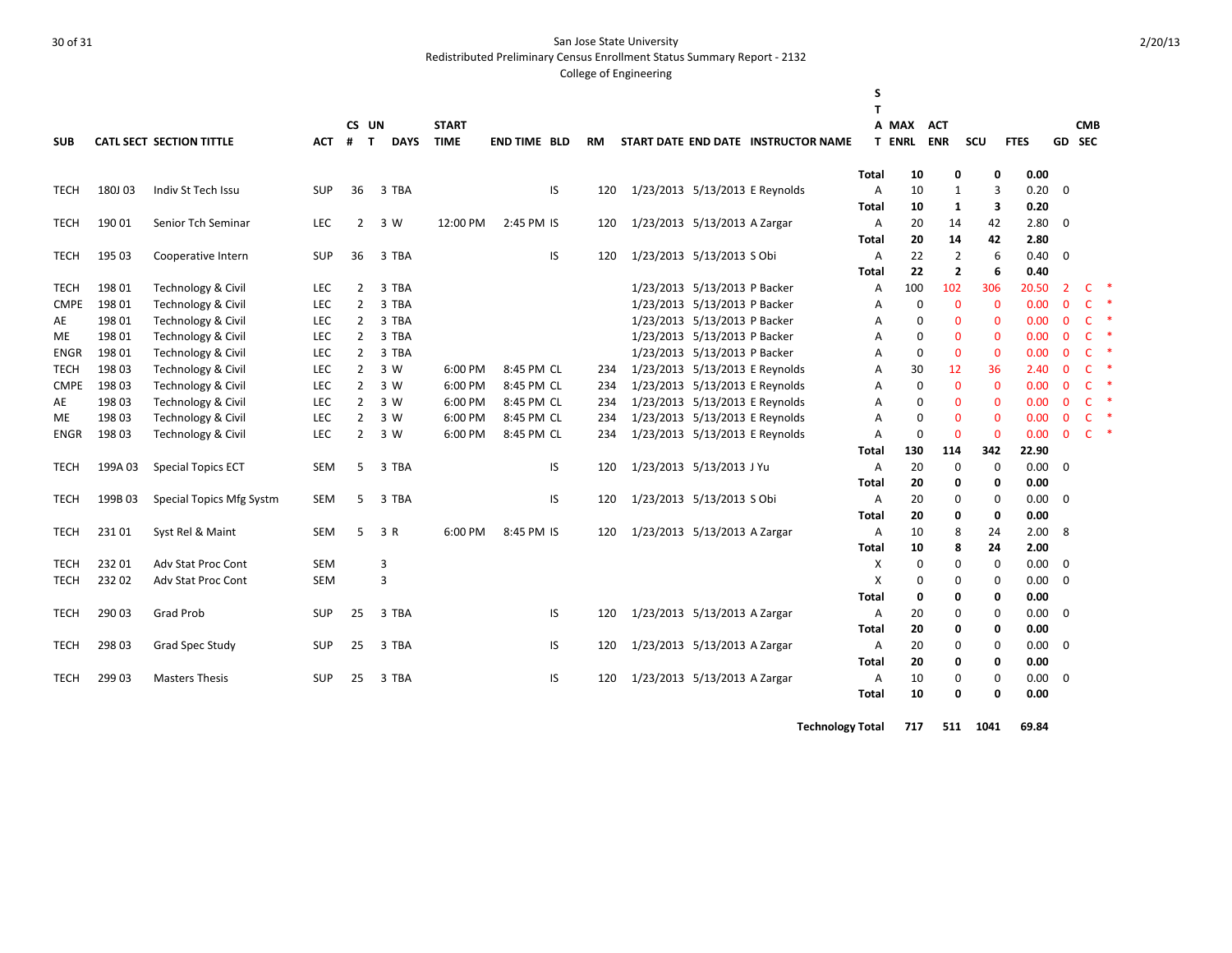San Jose State University
Redistributed Preliminary Census Enrollment Status Summary Report - 2132
College of Engineering

| SUB | CATL SECT | SECTION TITTLE | ACT | CS # | UN T | DAYS | START TIME | END TIME | BLD | RM | START DATE | END DATE | INSTRUCTOR NAME | STAT | MAX ENRL | ACT ENR | SCU | FTES | GD | CMB SEC | |
|---|---|---|---|---|---|---|---|---|---|---|---|---|---|---|---|---|---|---|---|---|---|
| | | | | | | | | | | | | | | **Total** | **10** | **0** | **0** | **0.00** | | | |
| TECH | 180J 03 | Indiv St Tech Issu | SUP | 36 | 3 | TBA | | | IS | 120 | 1/23/2013 | 5/13/2013 | E Reynolds | A | 10 | 1 | 3 | 0.20 | 0 | | |
| | | | | | | | | | | | | | | **Total** | **10** | **1** | **3** | **0.20** | | | |
| TECH | 190 01 | Senior Tch Seminar | LEC | 2 | 3 | W | 12:00 PM | 2:45 PM | IS | 120 | 1/23/2013 | 5/13/2013 | A Zargar | A | 20 | 14 | 42 | 2.80 | 0 | | |
| | | | | | | | | | | | | | | **Total** | **20** | **14** | **42** | **2.80** | | | |
| TECH | 195 03 | Cooperative Intern | SUP | 36 | 3 | TBA | | | IS | 120 | 1/23/2013 | 5/13/2013 | S Obi | A | 22 | 2 | 6 | 0.40 | 0 | | |
| | | | | | | | | | | | | | | **Total** | **22** | **2** | **6** | **0.40** | | | |
| TECH | 198 01 | Technology & Civil | LEC | 2 | 3 | TBA | | | | | 1/23/2013 | 5/13/2013 | P Backer | A | 100 | 102 | 306 | 20.50 | 2 | C | * |
| CMPE | 198 01 | Technology & Civil | LEC | 2 | 3 | TBA | | | | | 1/23/2013 | 5/13/2013 | P Backer | A | 0 | 0 | 0 | 0.00 | 0 | C | * |
| AE | 198 01 | Technology & Civil | LEC | 2 | 3 | TBA | | | | | 1/23/2013 | 5/13/2013 | P Backer | A | 0 | 0 | 0 | 0.00 | 0 | C | * |
| ME | 198 01 | Technology & Civil | LEC | 2 | 3 | TBA | | | | | 1/23/2013 | 5/13/2013 | P Backer | A | 0 | 0 | 0 | 0.00 | 0 | C | * |
| ENGR | 198 01 | Technology & Civil | LEC | 2 | 3 | TBA | | | | | 1/23/2013 | 5/13/2013 | P Backer | A | 0 | 0 | 0 | 0.00 | 0 | C | * |
| TECH | 198 03 | Technology & Civil | LEC | 2 | 3 | W | 6:00 PM | 8:45 PM | CL | 234 | 1/23/2013 | 5/13/2013 | E Reynolds | A | 30 | 12 | 36 | 2.40 | 0 | C | * |
| CMPE | 198 03 | Technology & Civil | LEC | 2 | 3 | W | 6:00 PM | 8:45 PM | CL | 234 | 1/23/2013 | 5/13/2013 | E Reynolds | A | 0 | 0 | 0 | 0.00 | 0 | C | * |
| AE | 198 03 | Technology & Civil | LEC | 2 | 3 | W | 6:00 PM | 8:45 PM | CL | 234 | 1/23/2013 | 5/13/2013 | E Reynolds | A | 0 | 0 | 0 | 0.00 | 0 | C | * |
| ME | 198 03 | Technology & Civil | LEC | 2 | 3 | W | 6:00 PM | 8:45 PM | CL | 234 | 1/23/2013 | 5/13/2013 | E Reynolds | A | 0 | 0 | 0 | 0.00 | 0 | C | * |
| ENGR | 198 03 | Technology & Civil | LEC | 2 | 3 | W | 6:00 PM | 8:45 PM | CL | 234 | 1/23/2013 | 5/13/2013 | E Reynolds | A | 0 | 0 | 0 | 0.00 | 0 | C | * |
| | | | | | | | | | | | | | | **Total** | **130** | **114** | **342** | **22.90** | | | |
| TECH | 199A 03 | Special Topics ECT | SEM | 5 | 3 | TBA | | | IS | 120 | 1/23/2013 | 5/13/2013 | J Yu | A | 20 | 0 | 0 | 0.00 | 0 | | |
| | | | | | | | | | | | | | | **Total** | **20** | **0** | **0** | **0.00** | | | |
| TECH | 199B 03 | Special Topics Mfg Systm | SEM | 5 | 3 | TBA | | | IS | 120 | 1/23/2013 | 5/13/2013 | S Obi | A | 20 | 0 | 0 | 0.00 | 0 | | |
| | | | | | | | | | | | | | | **Total** | **20** | **0** | **0** | **0.00** | | | |
| TECH | 231 01 | Syst Rel & Maint | SEM | 5 | 3 | R | 6:00 PM | 8:45 PM | IS | 120 | 1/23/2013 | 5/13/2013 | A Zargar | A | 10 | 8 | 24 | 2.00 | 8 | | |
| | | | | | | | | | | | | | | **Total** | **10** | **8** | **24** | **2.00** | | | |
| TECH | 232 01 | Adv Stat Proc Cont | SEM | | 3 | | | | | | | | | X | 0 | 0 | 0 | 0.00 | 0 | | |
| TECH | 232 02 | Adv Stat Proc Cont | SEM | | 3 | | | | | | | | | X | 0 | 0 | 0 | 0.00 | 0 | | |
| | | | | | | | | | | | | | | **Total** | **0** | **0** | **0** | **0.00** | | | |
| TECH | 290 03 | Grad Prob | SUP | 25 | 3 | TBA | | | IS | 120 | 1/23/2013 | 5/13/2013 | A Zargar | A | 20 | 0 | 0 | 0.00 | 0 | | |
| | | | | | | | | | | | | | | **Total** | **20** | **0** | **0** | **0.00** | | | |
| TECH | 298 03 | Grad Spec Study | SUP | 25 | 3 | TBA | | | IS | 120 | 1/23/2013 | 5/13/2013 | A Zargar | A | 20 | 0 | 0 | 0.00 | 0 | | |
| | | | | | | | | | | | | | | **Total** | **20** | **0** | **0** | **0.00** | | | |
| TECH | 299 03 | Masters Thesis | SUP | 25 | 3 | TBA | | | IS | 120 | 1/23/2013 | 5/13/2013 | A Zargar | A | 10 | 0 | 0 | 0.00 | 0 | | |
| | | | | | | | | | | | | | | **Total** | **10** | **0** | **0** | **0.00** | | | |
| | | | | | | | | | | | | | | **Technology Total** | **717** | **511** | **1041** | **69.84** | | | |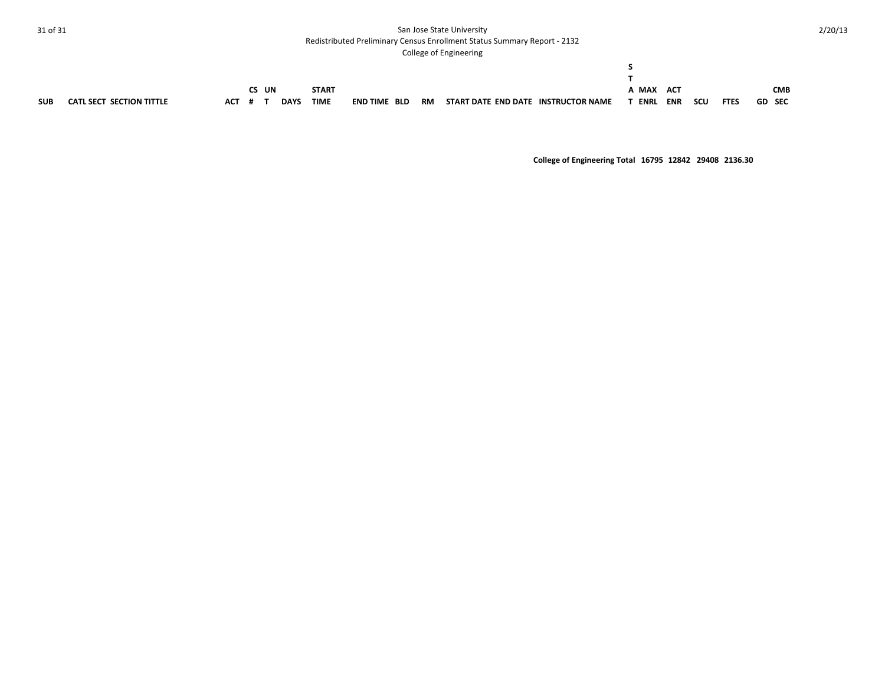| SUB | CATL SECT SECTION TITTLE | ACT | CS # | UNT | DAYS | START TIME | END TIME | BLD | RM | START DATE | END DATE | INSTRUCTOR NAME | STAT | MAX ENRL | ACT ENR | SCU | FTES | GD | CMB SEC |
|---|---|---|---|---|---|---|---|---|---|---|---|---|---|---|---|---|---|---|---|
| | | | | | | | | | | | | **College of Engineering Total** | | **16795** | **12842** | **29408** | **2136.30** | | |